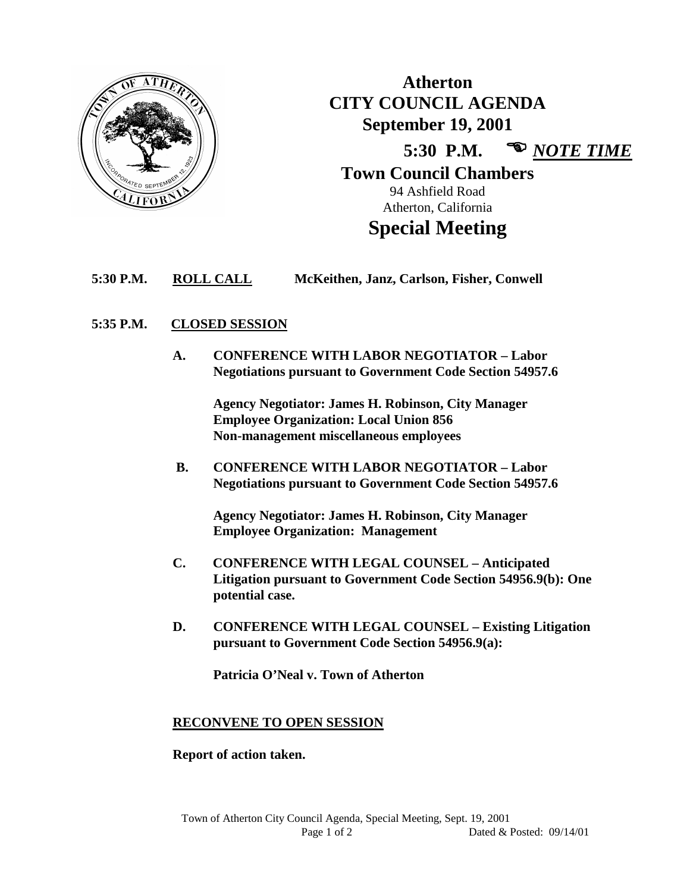# Atherton
# CITY COUNCIL AGENDA
## September 19, 2001

**5:30 P.M.** ☞ ***NOTE TIME***

## Town Council Chambers

94 Ashfield Road
Atherton, California

# Special Meeting

**5:30 P.M.** **ROLL CALL** **McKeithen, Janz, Carlson, Fisher, Conwell**

**5:35 P.M.** **CLOSED SESSION**

**A. CONFERENCE WITH LABOR NEGOTIATOR – Labor Negotiations pursuant to Government Code Section 54957.6**

**Agency Negotiator: James H. Robinson, City Manager**
**Employee Organization: Local Union 856**
**Non-management miscellaneous employees**

**B. CONFERENCE WITH LABOR NEGOTIATOR – Labor Negotiations pursuant to Government Code Section 54957.6**

**Agency Negotiator: James H. Robinson, City Manager**
**Employee Organization: Management**

**C. CONFERENCE WITH LEGAL COUNSEL – Anticipated Litigation pursuant to Government Code Section 54956.9(b): One potential case.**

**D. CONFERENCE WITH LEGAL COUNSEL – Existing Litigation pursuant to Government Code Section 54956.9(a):**

**Patricia O'Neal v. Town of Atherton**

**RECONVENE TO OPEN SESSION**

**Report of action taken.**

Dated & Posted: 09/14/01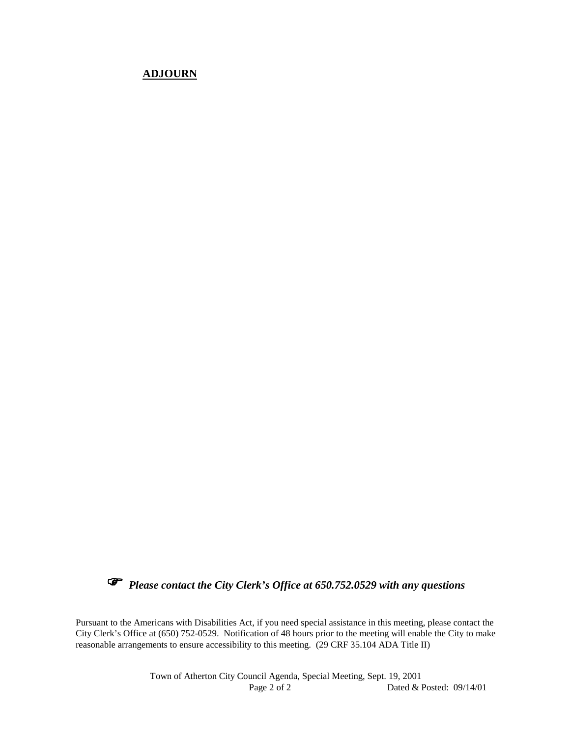**ADJOURN**

☞ ***Please contact the City Clerk's Office at 650.752.0529 with any questions***

Pursuant to the Americans with Disabilities Act, if you need special assistance in this meeting, please contact the City Clerk's Office at (650) 752-0529. Notification of 48 hours prior to the meeting will enable the City to make reasonable arrangements to ensure accessibility to this meeting. (29 CRF 35.104 ADA Title II)

Town of Atherton City Council Agenda, Special Meeting, Sept. 19, 2001

Dated & Posted: 09/14/01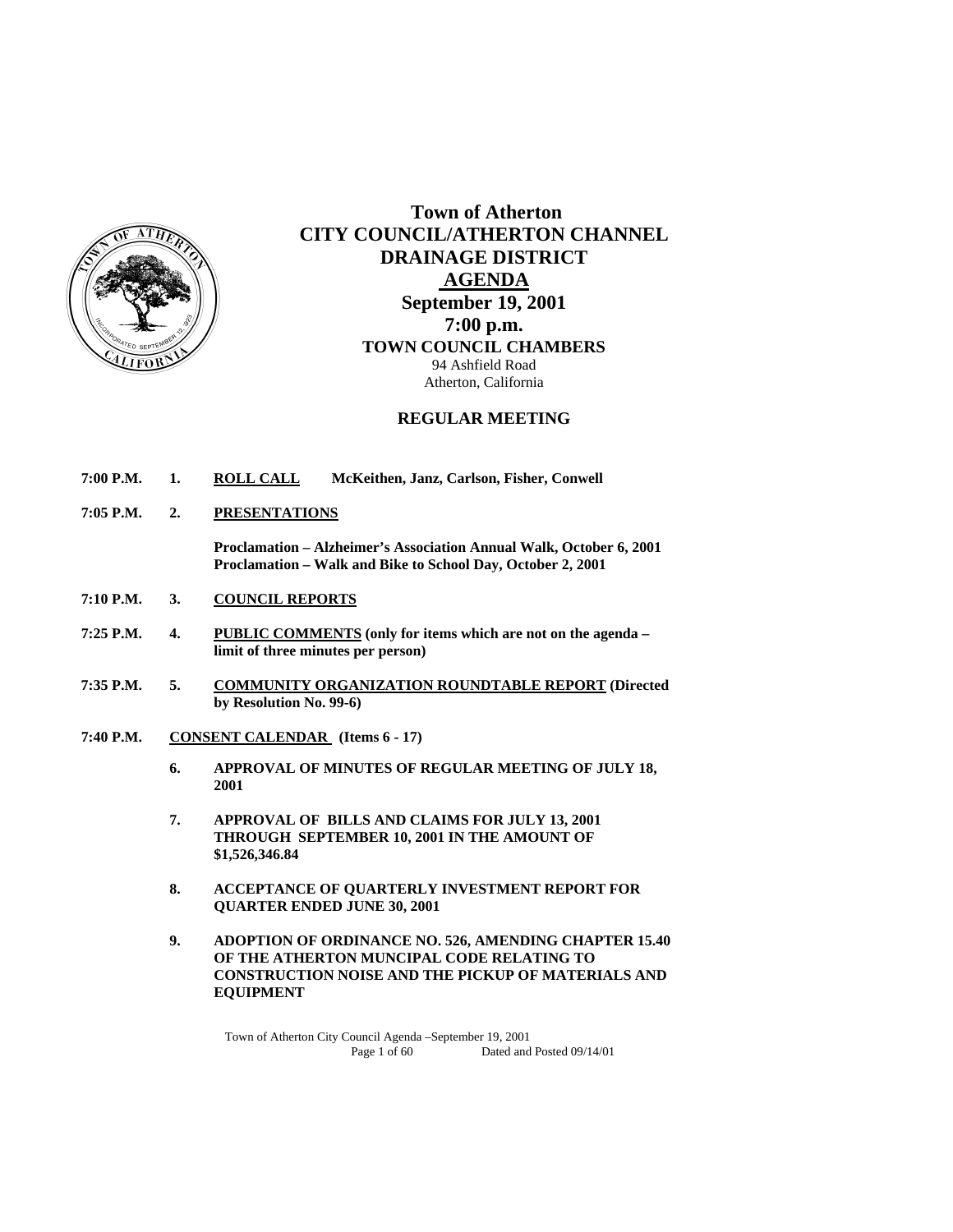# Town of Atherton
# CITY COUNCIL/ATHERTON CHANNEL DRAINAGE DISTRICT
## AGENDA
## September 19, 2001
## 7:00 p.m.
### TOWN COUNCIL CHAMBERS

94 Ashfield Road
Atherton, California

### REGULAR MEETING

**7:00 P.M.** **1.** **ROLL CALL** **McKeithen, Janz, Carlson, Fisher, Conwell**

**7:05 P.M.** **2.** **PRESENTATIONS**

**Proclamation – Alzheimer's Association Annual Walk, October 6, 2001**
**Proclamation – Walk and Bike to School Day, October 2, 2001**

**7:10 P.M.** **3.** **COUNCIL REPORTS**

**7:25 P.M.** **4.** **PUBLIC COMMENTS (only for items which are not on the agenda – limit of three minutes per person)**

**7:35 P.M.** **5.** **COMMUNITY ORGANIZATION ROUNDTABLE REPORT (Directed by Resolution No. 99-6)**

**7:40 P.M.** **CONSENT CALENDAR (Items 6 - 17)**

**6.** **APPROVAL OF MINUTES OF REGULAR MEETING OF JULY 18, 2001**

**7.** **APPROVAL OF BILLS AND CLAIMS FOR JULY 13, 2001 THROUGH SEPTEMBER 10, 2001 IN THE AMOUNT OF $1,526,346.84**

**8.** **ACCEPTANCE OF QUARTERLY INVESTMENT REPORT FOR QUARTER ENDED JUNE 30, 2001**

**9.** **ADOPTION OF ORDINANCE NO. 526, AMENDING CHAPTER 15.40 OF THE ATHERTON MUNCIPAL CODE RELATING TO CONSTRUCTION NOISE AND THE PICKUP OF MATERIALS AND EQUIPMENT**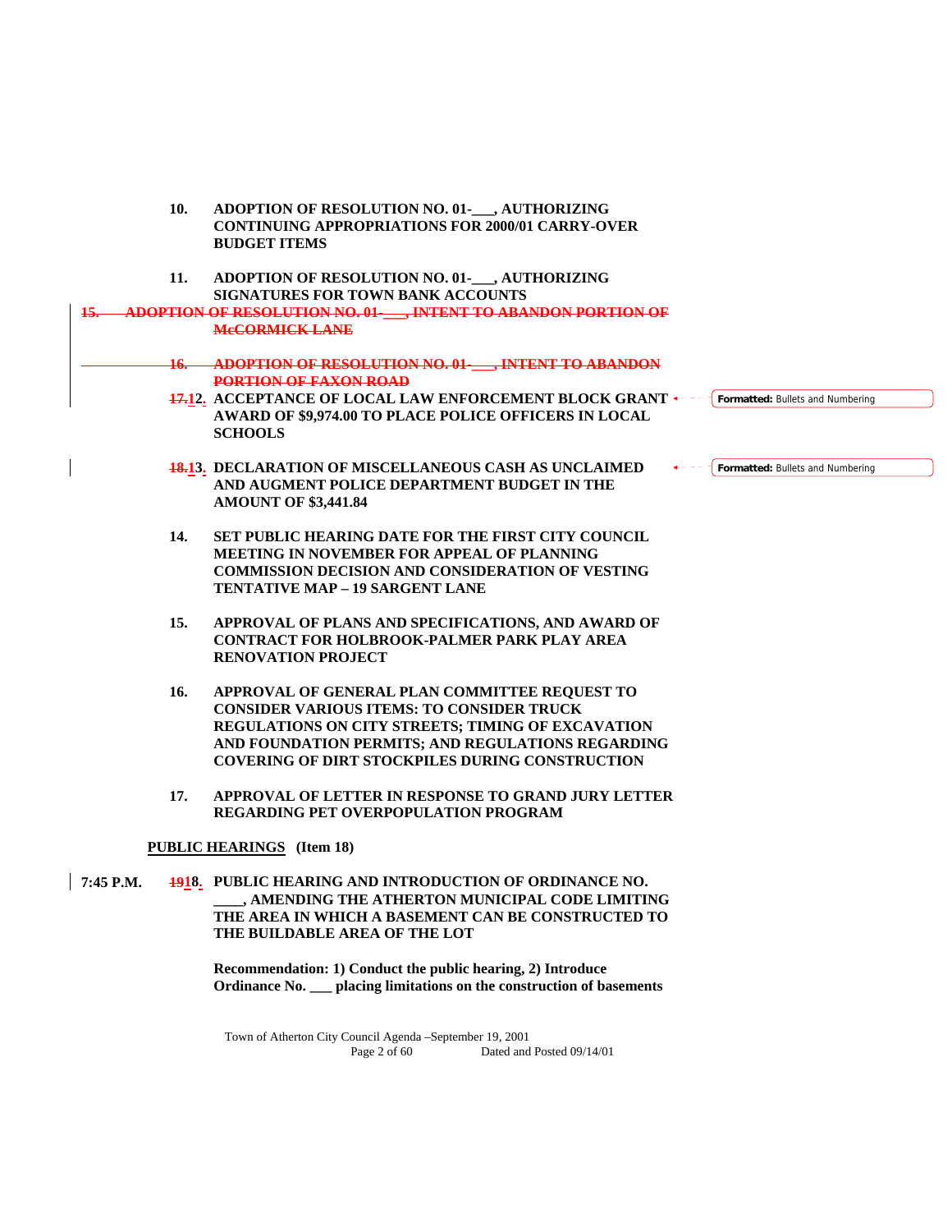10. **ADOPTION OF RESOLUTION NO. 01-___, AUTHORIZING CONTINUING APPROPRIATIONS FOR 2000/01 CARRY-OVER BUDGET ITEMS**

11. **ADOPTION OF RESOLUTION NO. 01-___, AUTHORIZING SIGNATURES FOR TOWN BANK ACCOUNTS**

~~15. ADOPTION OF RESOLUTION NO. 01-___, INTENT TO ABANDON PORTION OF McCORMICK LANE~~

~~16. ADOPTION OF RESOLUTION NO. 01-___, INTENT TO ABANDON PORTION OF FAXON ROAD~~

~~17.~~12. **ACCEPTANCE OF LOCAL LAW ENFORCEMENT BLOCK GRANT AWARD OF $9,974.00 TO PLACE POLICE OFFICERS IN LOCAL SCHOOLS**

Formatted: Bullets and Numbering

~~18.~~13. **DECLARATION OF MISCELLANEOUS CASH AS UNCLAIMED AND AUGMENT POLICE DEPARTMENT BUDGET IN THE AMOUNT OF $3,441.84**

Formatted: Bullets and Numbering

14. **SET PUBLIC HEARING DATE FOR THE FIRST CITY COUNCIL MEETING IN NOVEMBER FOR APPEAL OF PLANNING COMMISSION DECISION AND CONSIDERATION OF VESTING TENTATIVE MAP – 19 SARGENT LANE**

15. **APPROVAL OF PLANS AND SPECIFICATIONS, AND AWARD OF CONTRACT FOR HOLBROOK-PALMER PARK PLAY AREA RENOVATION PROJECT**

16. **APPROVAL OF GENERAL PLAN COMMITTEE REQUEST TO CONSIDER VARIOUS ITEMS: TO CONSIDER TRUCK REGULATIONS ON CITY STREETS; TIMING OF EXCAVATION AND FOUNDATION PERMITS; AND REGULATIONS REGARDING COVERING OF DIRT STOCKPILES DURING CONSTRUCTION**

17. **APPROVAL OF LETTER IN RESPONSE TO GRAND JURY LETTER REGARDING PET OVERPOPULATION PROGRAM**

**PUBLIC HEARINGS (Item 18)**

**7:45 P.M.** ~~19~~18. **PUBLIC HEARING AND INTRODUCTION OF ORDINANCE NO. ____, AMENDING THE ATHERTON MUNICIPAL CODE LIMITING THE AREA IN WHICH A BASEMENT CAN BE CONSTRUCTED TO THE BUILDABLE AREA OF THE LOT**

**Recommendation: 1) Conduct the public hearing, 2) Introduce Ordinance No. ___ placing limitations on the construction of basements**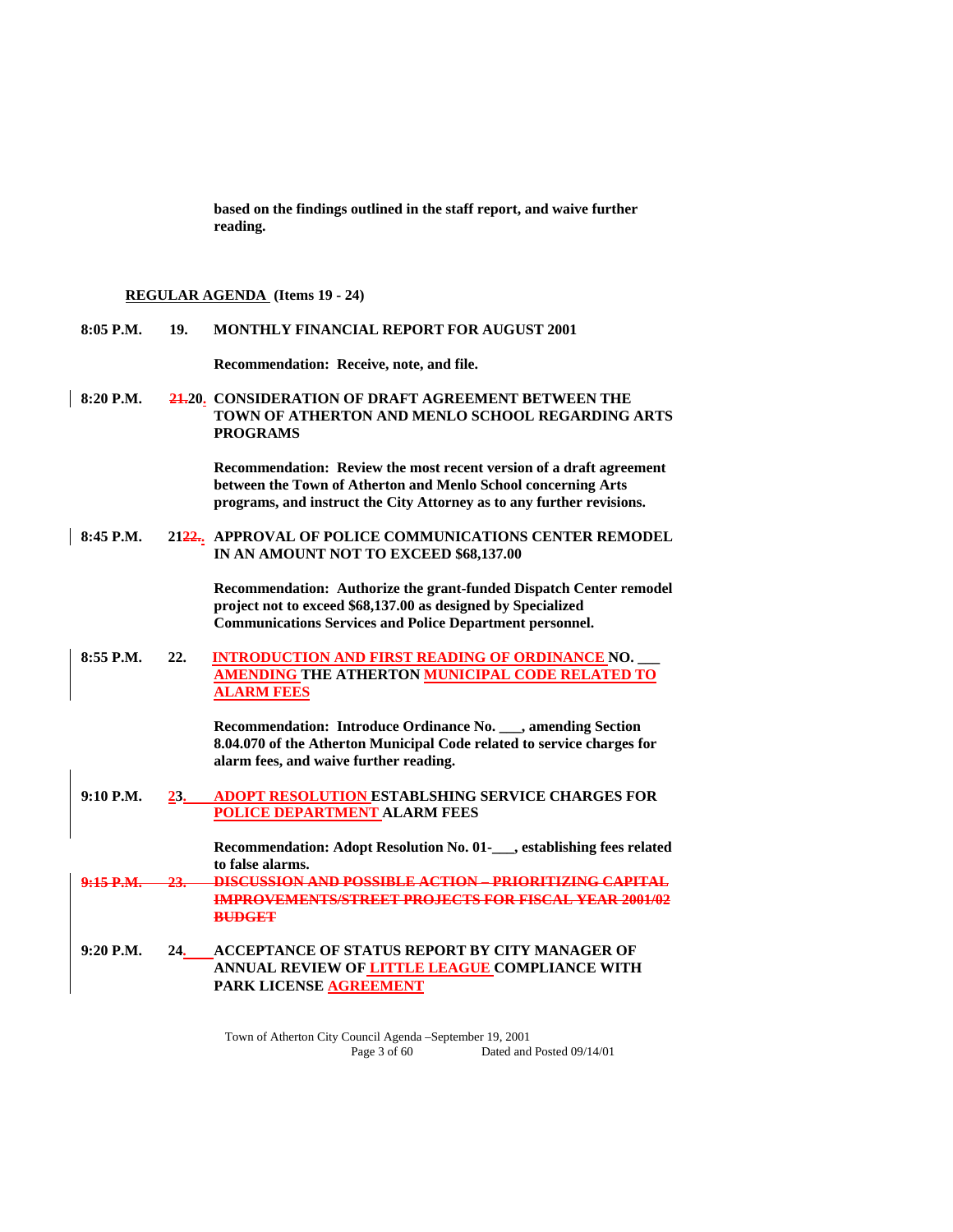**based on the findings outlined in the staff report, and waive further reading.**

**REGULAR AGENDA (Items 19 - 24)**

**8:05 P.M. 19. MONTHLY FINANCIAL REPORT FOR AUGUST 2001**

**Recommendation: Receive, note, and file.**

**8:20 P.M. ~~21.~~20. CONSIDERATION OF DRAFT AGREEMENT BETWEEN THE TOWN OF ATHERTON AND MENLO SCHOOL REGARDING ARTS PROGRAMS**

**Recommendation: Review the most recent version of a draft agreement between the Town of Atherton and Menlo School concerning Arts programs, and instruct the City Attorney as to any further revisions.**

**8:45 P.M. 21~~22.~~. APPROVAL OF POLICE COMMUNICATIONS CENTER REMODEL IN AN AMOUNT NOT TO EXCEED $68,137.00**

**Recommendation: Authorize the grant-funded Dispatch Center remodel project not to exceed $68,137.00 as designed by Specialized Communications Services and Police Department personnel.**

**8:55 P.M. 22. INTRODUCTION AND FIRST READING OF ORDINANCE NO. ___ AMENDING THE ATHERTON MUNICIPAL CODE RELATED TO ALARM FEES**

**Recommendation: Introduce Ordinance No. ___, amending Section 8.04.070 of the Atherton Municipal Code related to service charges for alarm fees, and waive further reading.**

**9:10 P.M. 23. ADOPT RESOLUTION ESTABLSHING SERVICE CHARGES FOR POLICE DEPARTMENT ALARM FEES**

**Recommendation: Adopt Resolution No. 01-___, establishing fees related to false alarms.**

~~**9:15 P.M. 23. DISCUSSION AND POSSIBLE ACTION – PRIORITIZING CAPITAL IMPROVEMENTS/STREET PROJECTS FOR FISCAL YEAR 2001/02 BUDGET**~~

**9:20 P.M. 24. ACCEPTANCE OF STATUS REPORT BY CITY MANAGER OF ANNUAL REVIEW OF LITTLE LEAGUE COMPLIANCE WITH PARK LICENSE AGREEMENT**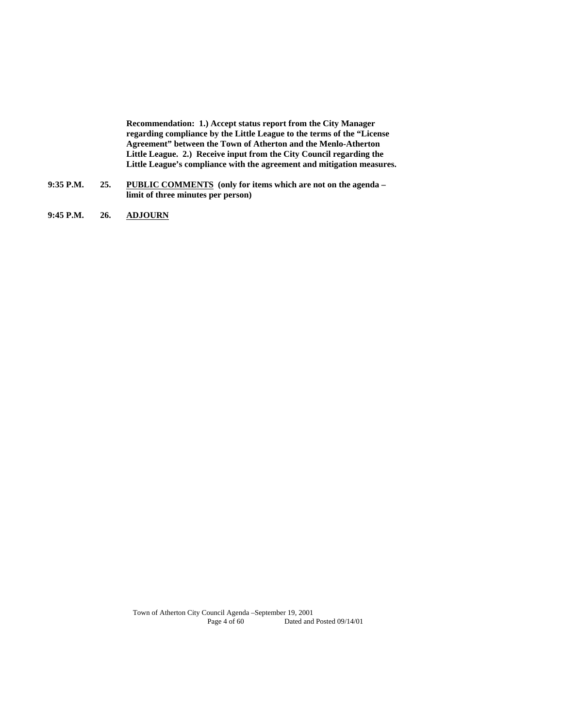**Recommendation: 1.) Accept status report from the City Manager regarding compliance by the Little League to the terms of the "License Agreement" between the Town of Atherton and the Menlo-Atherton Little League. 2.) Receive input from the City Council regarding the Little League's compliance with the agreement and mitigation measures.**

**9:35 P.M. 25. PUBLIC COMMENTS (only for items which are not on the agenda – limit of three minutes per person)**

**9:45 P.M. 26. ADJOURN**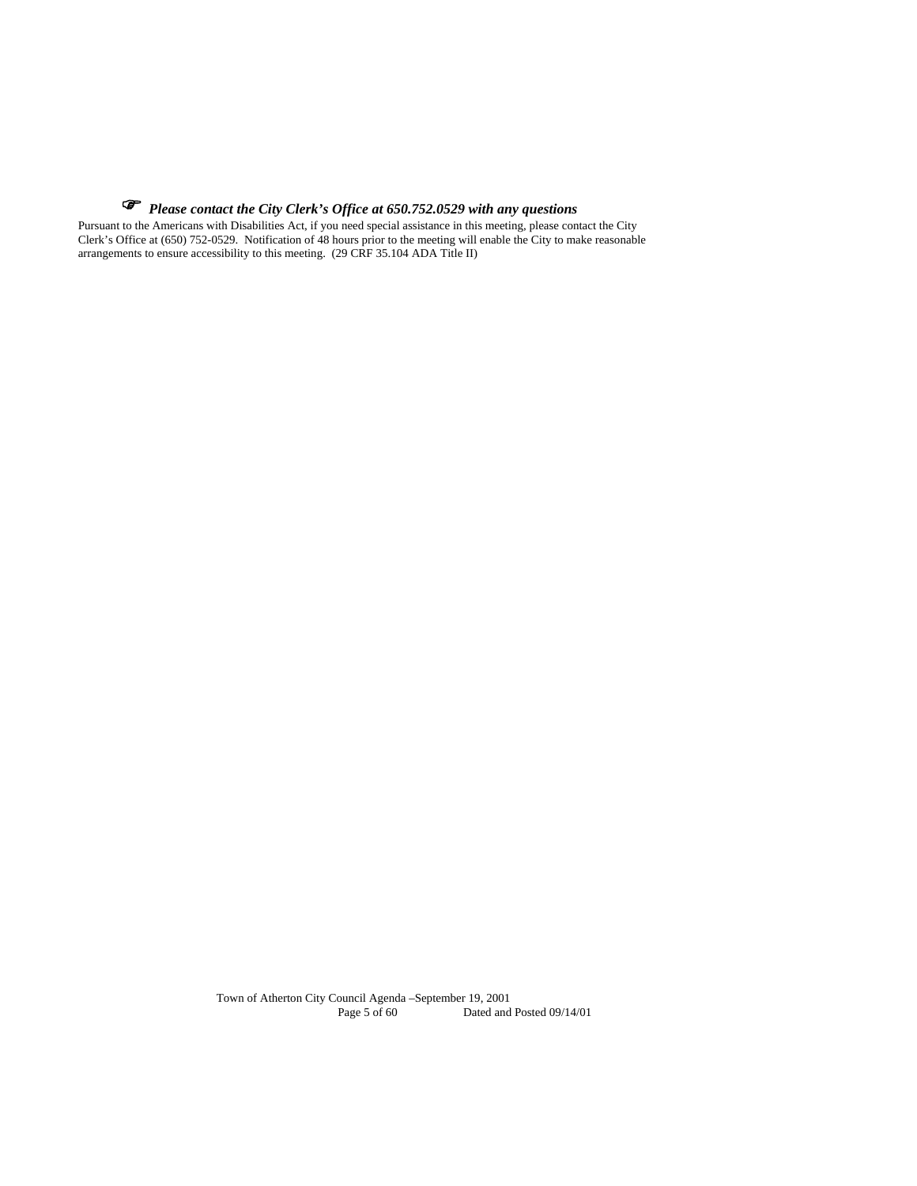☞ ***Please contact the City Clerk's Office at 650.752.0529 with any questions***

Pursuant to the Americans with Disabilities Act, if you need special assistance in this meeting, please contact the City Clerk's Office at (650) 752-0529. Notification of 48 hours prior to the meeting will enable the City to make reasonable arrangements to ensure accessibility to this meeting. (29 CRF 35.104 ADA Title II)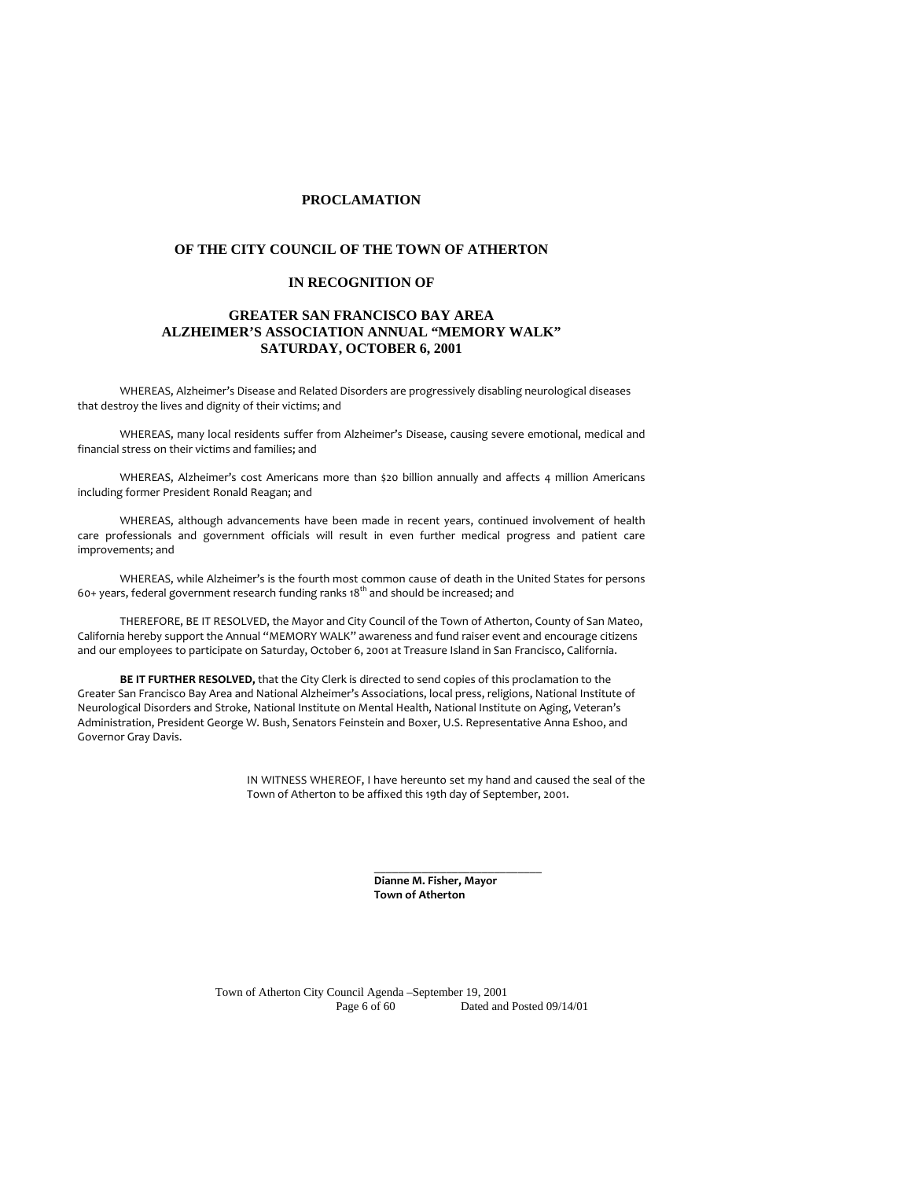# PROCLAMATION

## OF THE CITY COUNCIL OF THE TOWN OF ATHERTON

### IN RECOGNITION OF

### GREATER SAN FRANCISCO BAY AREA ALZHEIMER'S ASSOCIATION ANNUAL "MEMORY WALK" SATURDAY, OCTOBER 6, 2001

WHEREAS, Alzheimer's Disease and Related Disorders are progressively disabling neurological diseases that destroy the lives and dignity of their victims; and

WHEREAS, many local residents suffer from Alzheimer's Disease, causing severe emotional, medical and financial stress on their victims and families; and

WHEREAS, Alzheimer's cost Americans more than $20 billion annually and affects 4 million Americans including former President Ronald Reagan; and

WHEREAS, although advancements have been made in recent years, continued involvement of health care professionals and government officials will result in even further medical progress and patient care improvements; and

WHEREAS, while Alzheimer's is the fourth most common cause of death in the United States for persons 60+ years, federal government research funding ranks 18th and should be increased; and

THEREFORE, BE IT RESOLVED, the Mayor and City Council of the Town of Atherton, County of San Mateo, California hereby support the Annual "MEMORY WALK" awareness and fund raiser event and encourage citizens and our employees to participate on Saturday, October 6, 2001 at Treasure Island in San Francisco, California.

**BE IT FURTHER RESOLVED,** that the City Clerk is directed to send copies of this proclamation to the Greater San Francisco Bay Area and National Alzheimer's Associations, local press, religions, National Institute of Neurological Disorders and Stroke, National Institute on Mental Health, National Institute on Aging, Veteran's Administration, President George W. Bush, Senators Feinstein and Boxer, U.S. Representative Anna Eshoo, and Governor Gray Davis.

IN WITNESS WHEREOF, I have hereunto set my hand and caused the seal of the Town of Atherton to be affixed this 19th day of September, 2001.

\_\_\_\_\_\_\_\_\_\_\_\_\_\_\_\_\_\_\_\_\_\_\_\_\_\_\_\_

**Dianne M. Fisher, Mayor**
**Town of Atherton**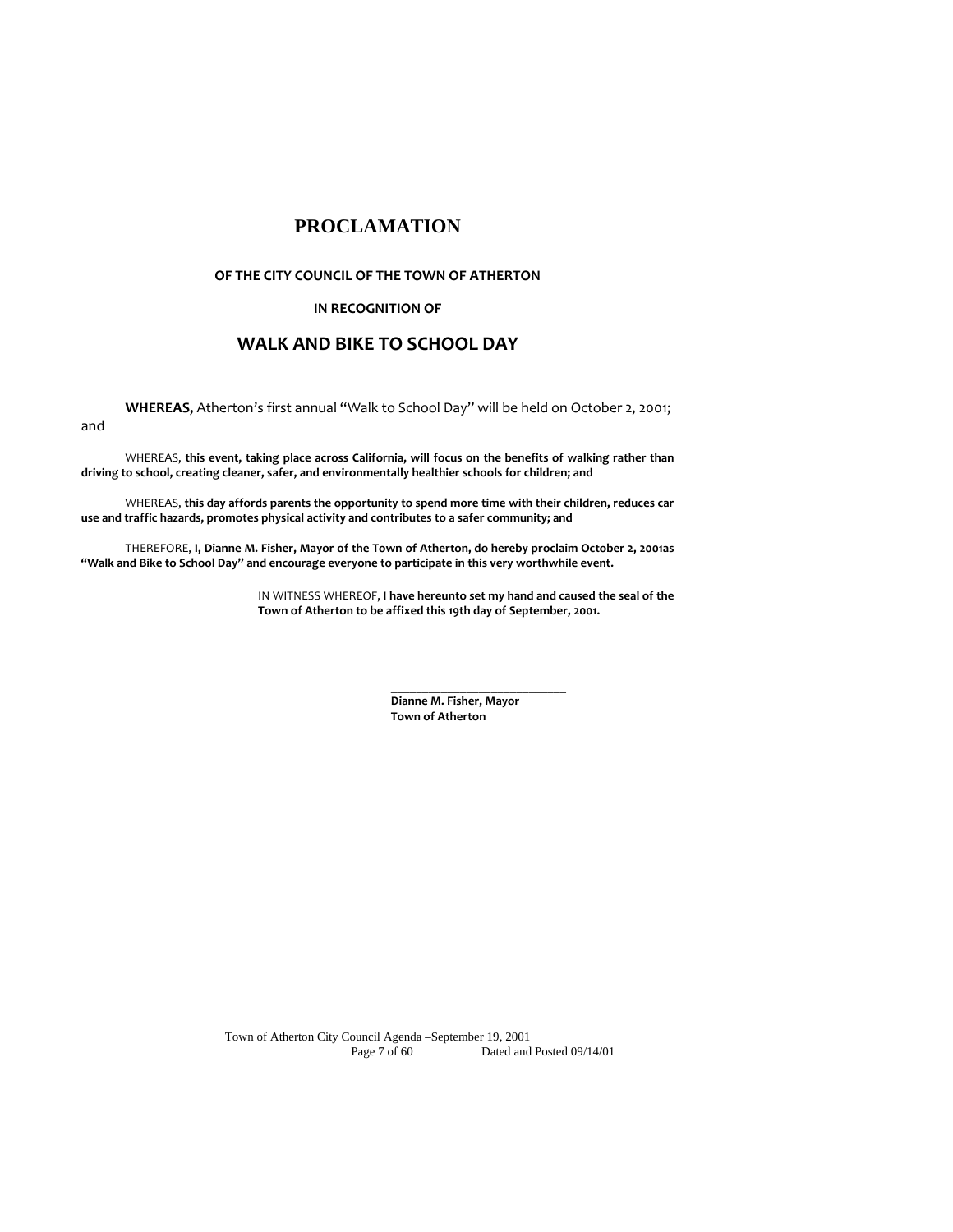# PROCLAMATION

**OF THE CITY COUNCIL OF THE TOWN OF ATHERTON**

**IN RECOGNITION OF**

## WALK AND BIKE TO SCHOOL DAY

**WHEREAS,** Atherton's first annual "Walk to School Day" will be held on October 2, 2001; and

WHEREAS, **this event, taking place across California, will focus on the benefits of walking rather than driving to school, creating cleaner, safer, and environmentally healthier schools for children; and**

WHEREAS, **this day affords parents the opportunity to spend more time with their children, reduces car use and traffic hazards, promotes physical activity and contributes to a safer community; and**

THEREFORE, **I, Dianne M. Fisher, Mayor of the Town of Atherton, do hereby proclaim October 2, 2001as "Walk and Bike to School Day" and encourage everyone to participate in this very worthwhile event.**

IN WITNESS WHEREOF, **I have hereunto set my hand and caused the seal of the Town of Atherton to be affixed this 19th day of September, 2001.**

\_\_\_\_\_\_\_\_\_\_\_\_\_\_\_\_\_\_\_\_\_\_\_\_\_\_\_\_

**Dianne M. Fisher, Mayor**
**Town of Atherton**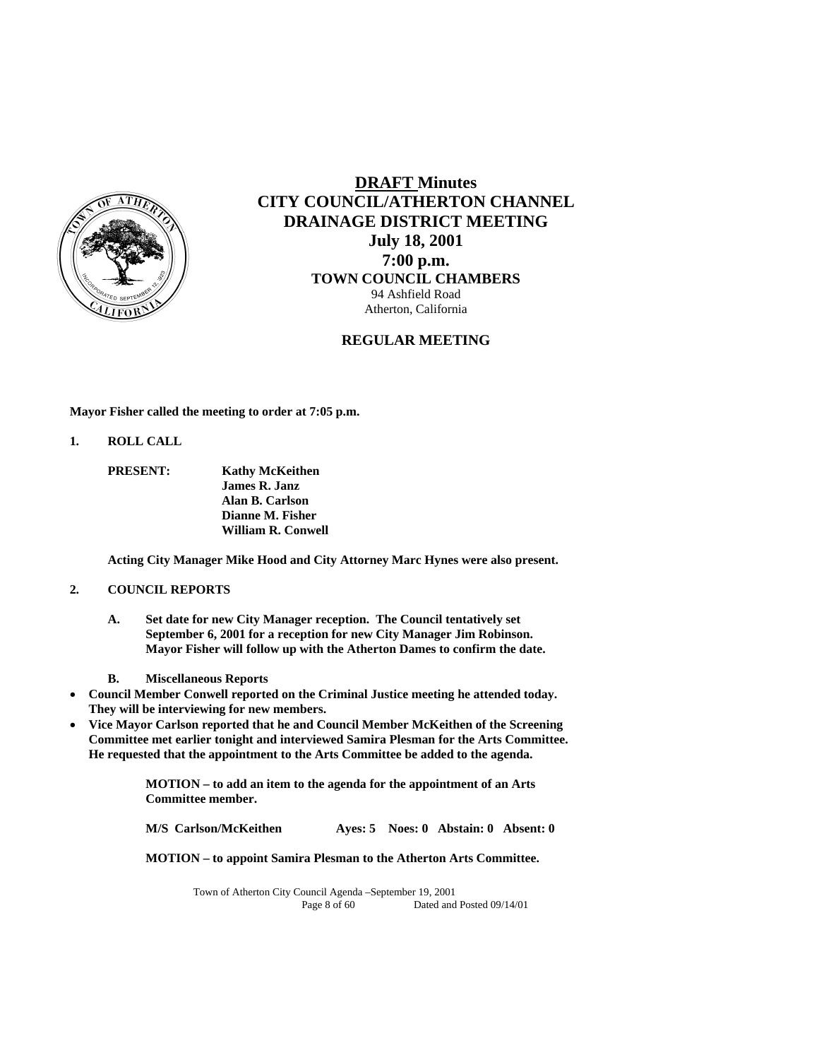# **DRAFT Minutes**
# **CITY COUNCIL/ATHERTON CHANNEL DRAINAGE DISTRICT MEETING**
## **July 18, 2001**
## **7:00 p.m.**
### **TOWN COUNCIL CHAMBERS**

94 Ashfield Road
Atherton, California

### **REGULAR MEETING**

**Mayor Fisher called the meeting to order at 7:05 p.m.**

**1. ROLL CALL**

**PRESENT:**
**Kathy McKeithen**
**James R. Janz**
**Alan B. Carlson**
**Dianne M. Fisher**
**William R. Conwell**

**Acting City Manager Mike Hood and City Attorney Marc Hynes were also present.**

**2. COUNCIL REPORTS**

**A. Set date for new City Manager reception. The Council tentatively set September 6, 2001 for a reception for new City Manager Jim Robinson. Mayor Fisher will follow up with the Atherton Dames to confirm the date.**

**B. Miscellaneous Reports**

- **Council Member Conwell reported on the Criminal Justice meeting he attended today. They will be interviewing for new members.**
- **Vice Mayor Carlson reported that he and Council Member McKeithen of the Screening Committee met earlier tonight and interviewed Samira Plesman for the Arts Committee. He requested that the appointment to the Arts Committee be added to the agenda.**

**MOTION – to add an item to the agenda for the appointment of an Arts Committee member.**

**M/S Carlson/McKeithen Ayes: 5 Noes: 0 Abstain: 0 Absent: 0**

**MOTION – to appoint Samira Plesman to the Atherton Arts Committee.**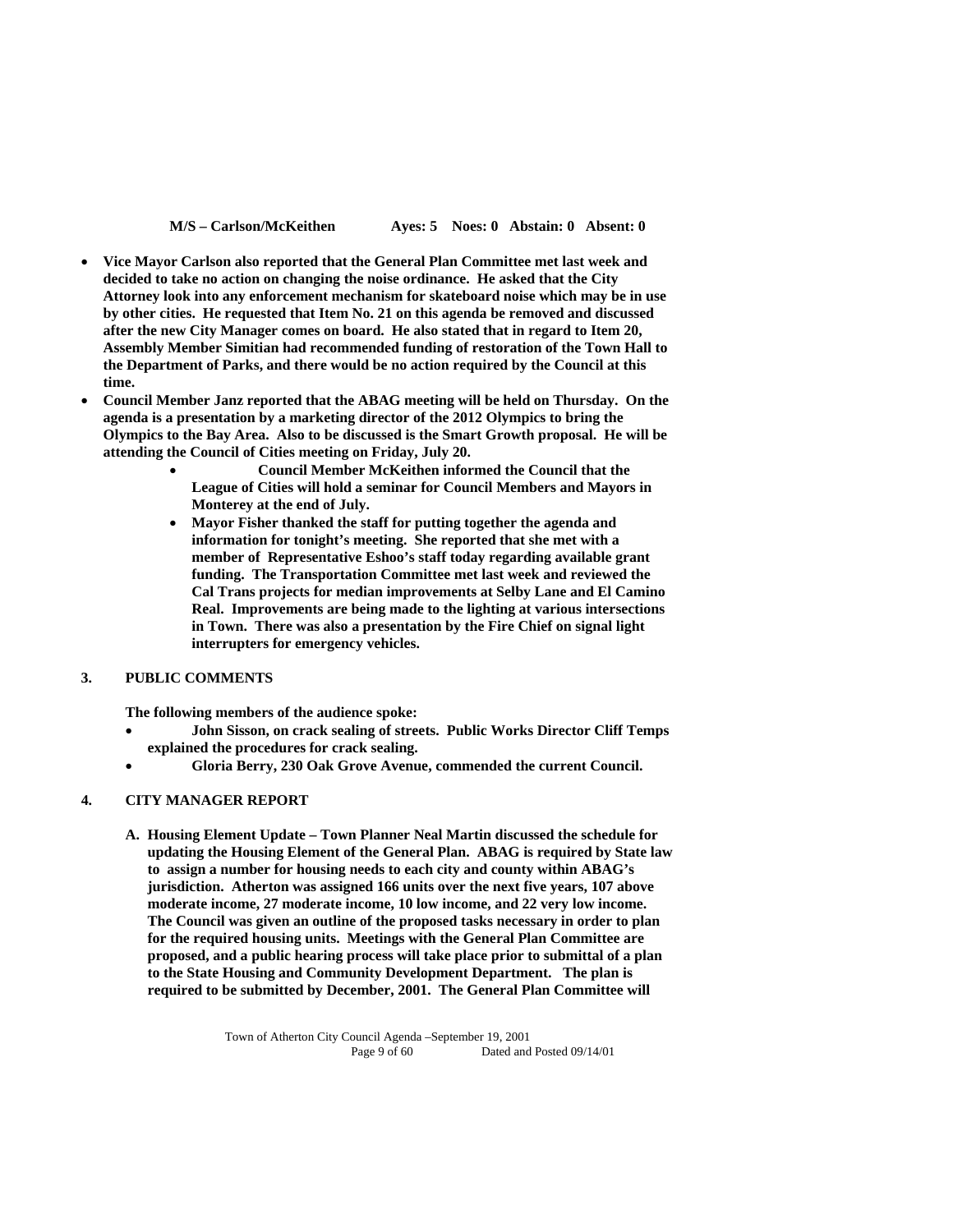**M/S – Carlson/McKeithen Ayes: 5 Noes: 0 Abstain: 0 Absent: 0**

- **Vice Mayor Carlson also reported that the General Plan Committee met last week and decided to take no action on changing the noise ordinance. He asked that the City Attorney look into any enforcement mechanism for skateboard noise which may be in use by other cities. He requested that Item No. 21 on this agenda be removed and discussed after the new City Manager comes on board. He also stated that in regard to Item 20, Assembly Member Simitian had recommended funding of restoration of the Town Hall to the Department of Parks, and there would be no action required by the Council at this time.**
- **Council Member Janz reported that the ABAG meeting will be held on Thursday. On the agenda is a presentation by a marketing director of the 2012 Olympics to bring the Olympics to the Bay Area. Also to be discussed is the Smart Growth proposal. He will be attending the Council of Cities meeting on Friday, July 20.**
  - **Council Member McKeithen informed the Council that the League of Cities will hold a seminar for Council Members and Mayors in Monterey at the end of July.**
  - **Mayor Fisher thanked the staff for putting together the agenda and information for tonight's meeting. She reported that she met with a member of Representative Eshoo's staff today regarding available grant funding. The Transportation Committee met last week and reviewed the Cal Trans projects for median improvements at Selby Lane and El Camino Real. Improvements are being made to the lighting at various intersections in Town. There was also a presentation by the Fire Chief on signal light interrupters for emergency vehicles.**

## 3. PUBLIC COMMENTS

**The following members of the audience spoke:**

- **John Sisson, on crack sealing of streets. Public Works Director Cliff Temps explained the procedures for crack sealing.**
- **Gloria Berry, 230 Oak Grove Avenue, commended the current Council.**

## 4. CITY MANAGER REPORT

**A. Housing Element Update – Town Planner Neal Martin discussed the schedule for updating the Housing Element of the General Plan. ABAG is required by State law to assign a number for housing needs to each city and county within ABAG's jurisdiction. Atherton was assigned 166 units over the next five years, 107 above moderate income, 27 moderate income, 10 low income, and 22 very low income. The Council was given an outline of the proposed tasks necessary in order to plan for the required housing units. Meetings with the General Plan Committee are proposed, and a public hearing process will take place prior to submittal of a plan to the State Housing and Community Development Department. The plan is required to be submitted by December, 2001. The General Plan Committee will**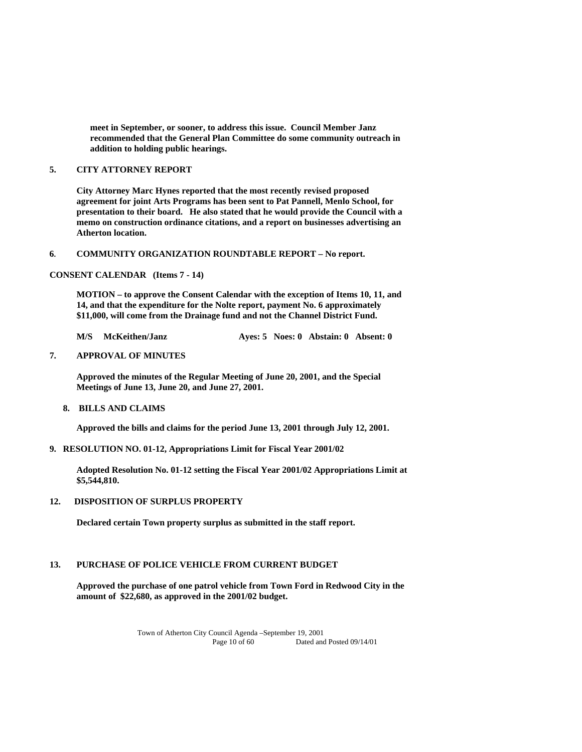**meet in September, or sooner, to address this issue. Council Member Janz recommended that the General Plan Committee do some community outreach in addition to holding public hearings.**

**5. CITY ATTORNEY REPORT**

**City Attorney Marc Hynes reported that the most recently revised proposed agreement for joint Arts Programs has been sent to Pat Pannell, Menlo School, for presentation to their board. He also stated that he would provide the Council with a memo on construction ordinance citations, and a report on businesses advertising an Atherton location.**

**6. COMMUNITY ORGANIZATION ROUNDTABLE REPORT – No report.**

**CONSENT CALENDAR (Items 7 - 14)**

**MOTION – to approve the Consent Calendar with the exception of Items 10, 11, and 14, and that the expenditure for the Nolte report, payment No. 6 approximately $11,000, will come from the Drainage fund and not the Channel District Fund.**

**M/S McKeithen/Janz Ayes: 5 Noes: 0 Abstain: 0 Absent: 0**

**7. APPROVAL OF MINUTES**

**Approved the minutes of the Regular Meeting of June 20, 2001, and the Special Meetings of June 13, June 20, and June 27, 2001.**

**8. BILLS AND CLAIMS**

**Approved the bills and claims for the period June 13, 2001 through July 12, 2001.**

**9. RESOLUTION NO. 01-12, Appropriations Limit for Fiscal Year 2001/02**

**Adopted Resolution No. 01-12 setting the Fiscal Year 2001/02 Appropriations Limit at $5,544,810.**

**12. DISPOSITION OF SURPLUS PROPERTY**

**Declared certain Town property surplus as submitted in the staff report.**

**13. PURCHASE OF POLICE VEHICLE FROM CURRENT BUDGET**

**Approved the purchase of one patrol vehicle from Town Ford in Redwood City in the amount of $22,680, as approved in the 2001/02 budget.**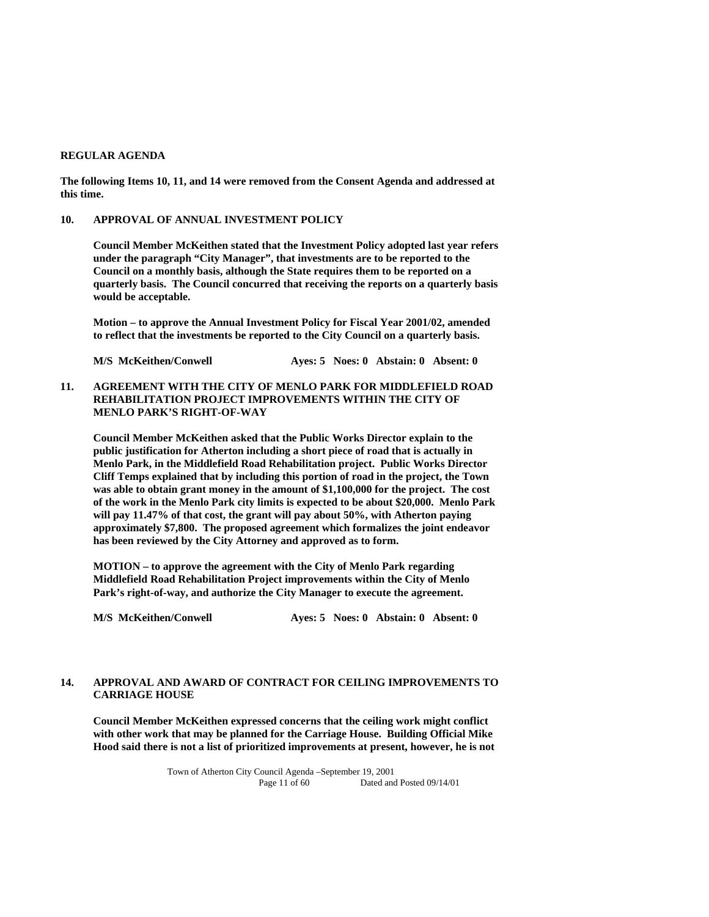**REGULAR AGENDA**

**The following Items 10, 11, and 14 were removed from the Consent Agenda and addressed at this time.**

**10. APPROVAL OF ANNUAL INVESTMENT POLICY**

**Council Member McKeithen stated that the Investment Policy adopted last year refers under the paragraph "City Manager", that investments are to be reported to the Council on a monthly basis, although the State requires them to be reported on a quarterly basis. The Council concurred that receiving the reports on a quarterly basis would be acceptable.**

**Motion – to approve the Annual Investment Policy for Fiscal Year 2001/02, amended to reflect that the investments be reported to the City Council on a quarterly basis.**

**M/S McKeithen/Conwell Ayes: 5 Noes: 0 Abstain: 0 Absent: 0**

**11. AGREEMENT WITH THE CITY OF MENLO PARK FOR MIDDLEFIELD ROAD REHABILITATION PROJECT IMPROVEMENTS WITHIN THE CITY OF MENLO PARK'S RIGHT-OF-WAY**

**Council Member McKeithen asked that the Public Works Director explain to the public justification for Atherton including a short piece of road that is actually in Menlo Park, in the Middlefield Road Rehabilitation project. Public Works Director Cliff Temps explained that by including this portion of road in the project, the Town was able to obtain grant money in the amount of $1,100,000 for the project. The cost of the work in the Menlo Park city limits is expected to be about $20,000. Menlo Park will pay 11.47% of that cost, the grant will pay about 50%, with Atherton paying approximately $7,800. The proposed agreement which formalizes the joint endeavor has been reviewed by the City Attorney and approved as to form.**

**MOTION – to approve the agreement with the City of Menlo Park regarding Middlefield Road Rehabilitation Project improvements within the City of Menlo Park's right-of-way, and authorize the City Manager to execute the agreement.**

**M/S McKeithen/Conwell Ayes: 5 Noes: 0 Abstain: 0 Absent: 0**

**14. APPROVAL AND AWARD OF CONTRACT FOR CEILING IMPROVEMENTS TO CARRIAGE HOUSE**

**Council Member McKeithen expressed concerns that the ceiling work might conflict with other work that may be planned for the Carriage House. Building Official Mike Hood said there is not a list of prioritized improvements at present, however, he is not**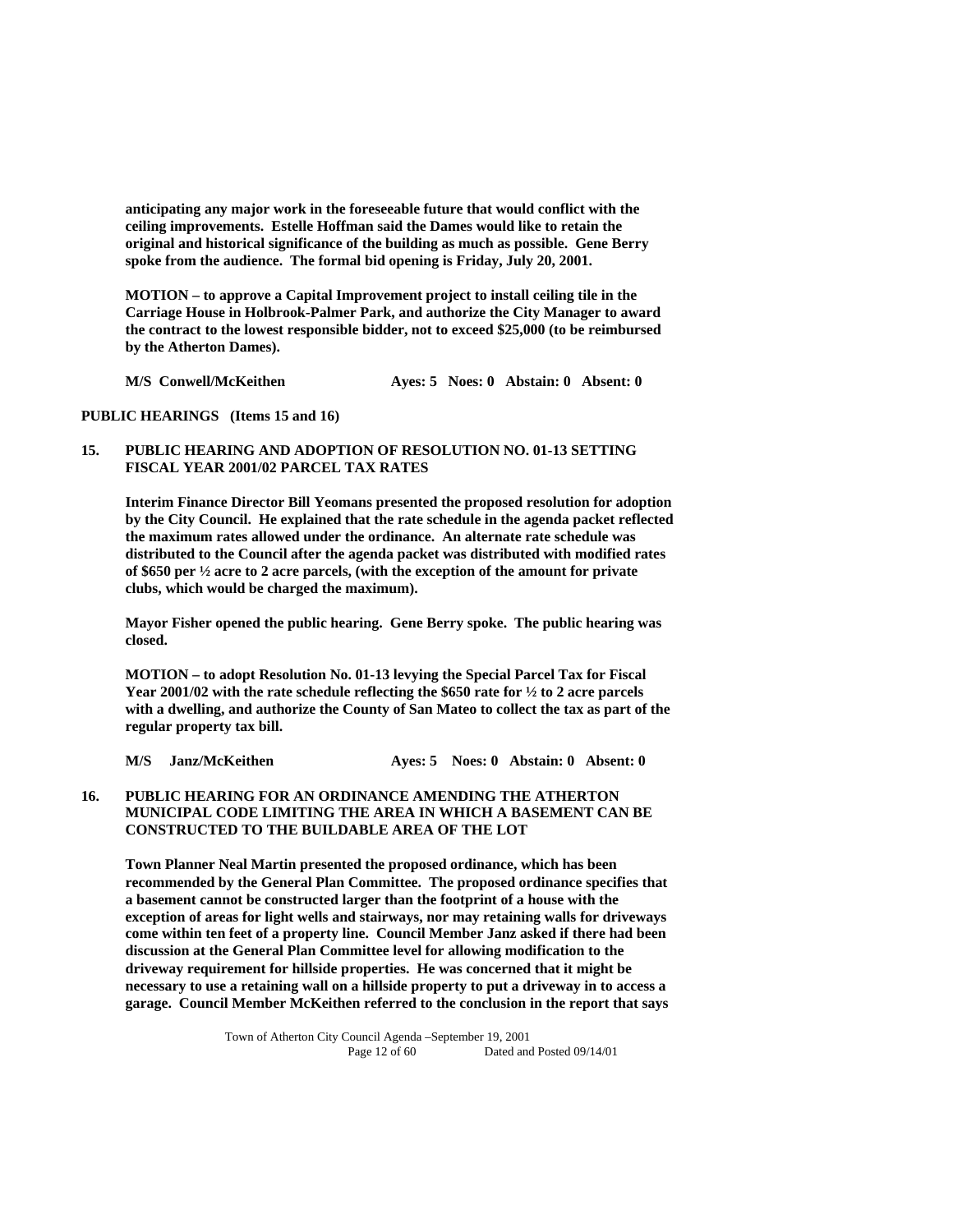**anticipating any major work in the foreseeable future that would conflict with the ceiling improvements. Estelle Hoffman said the Dames would like to retain the original and historical significance of the building as much as possible. Gene Berry spoke from the audience. The formal bid opening is Friday, July 20, 2001.**

**MOTION – to approve a Capital Improvement project to install ceiling tile in the Carriage House in Holbrook-Palmer Park, and authorize the City Manager to award the contract to the lowest responsible bidder, not to exceed $25,000 (to be reimbursed by the Atherton Dames).**

**M/S Conwell/McKeithen Ayes: 5 Noes: 0 Abstain: 0 Absent: 0**

**PUBLIC HEARINGS (Items 15 and 16)**

**15. PUBLIC HEARING AND ADOPTION OF RESOLUTION NO. 01-13 SETTING FISCAL YEAR 2001/02 PARCEL TAX RATES**

**Interim Finance Director Bill Yeomans presented the proposed resolution for adoption by the City Council. He explained that the rate schedule in the agenda packet reflected the maximum rates allowed under the ordinance. An alternate rate schedule was distributed to the Council after the agenda packet was distributed with modified rates of $650 per ½ acre to 2 acre parcels, (with the exception of the amount for private clubs, which would be charged the maximum).**

**Mayor Fisher opened the public hearing. Gene Berry spoke. The public hearing was closed.**

**MOTION – to adopt Resolution No. 01-13 levying the Special Parcel Tax for Fiscal Year 2001/02 with the rate schedule reflecting the $650 rate for ½ to 2 acre parcels with a dwelling, and authorize the County of San Mateo to collect the tax as part of the regular property tax bill.**

**M/S Janz/McKeithen Ayes: 5 Noes: 0 Abstain: 0 Absent: 0**

**16. PUBLIC HEARING FOR AN ORDINANCE AMENDING THE ATHERTON MUNICIPAL CODE LIMITING THE AREA IN WHICH A BASEMENT CAN BE CONSTRUCTED TO THE BUILDABLE AREA OF THE LOT**

**Town Planner Neal Martin presented the proposed ordinance, which has been recommended by the General Plan Committee. The proposed ordinance specifies that a basement cannot be constructed larger than the footprint of a house with the exception of areas for light wells and stairways, nor may retaining walls for driveways come within ten feet of a property line. Council Member Janz asked if there had been discussion at the General Plan Committee level for allowing modification to the driveway requirement for hillside properties. He was concerned that it might be necessary to use a retaining wall on a hillside property to put a driveway in to access a garage. Council Member McKeithen referred to the conclusion in the report that says**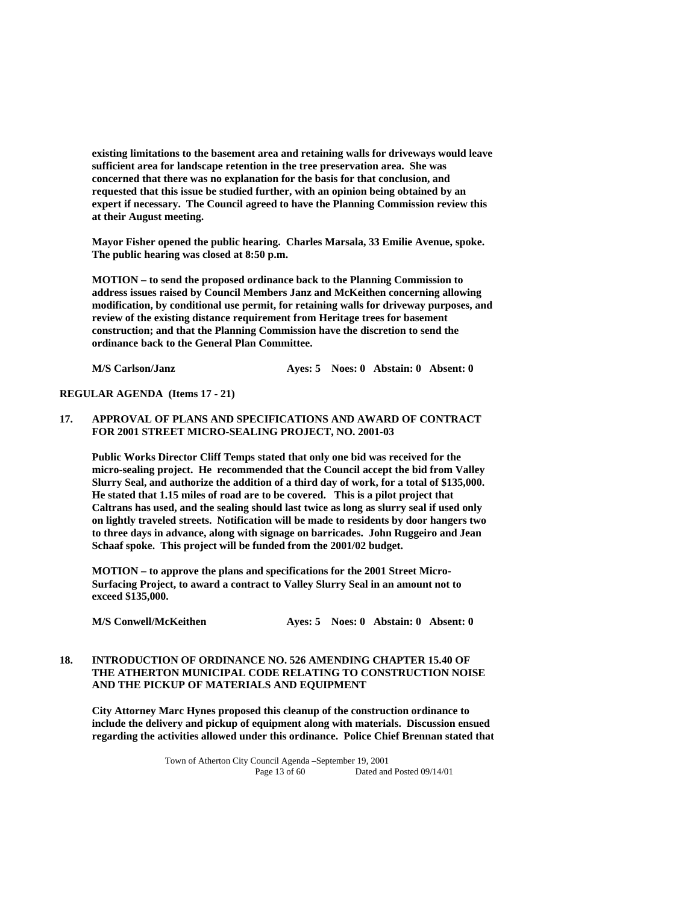**existing limitations to the basement area and retaining walls for driveways would leave sufficient area for landscape retention in the tree preservation area. She was concerned that there was no explanation for the basis for that conclusion, and requested that this issue be studied further, with an opinion being obtained by an expert if necessary. The Council agreed to have the Planning Commission review this at their August meeting.**

**Mayor Fisher opened the public hearing. Charles Marsala, 33 Emilie Avenue, spoke. The public hearing was closed at 8:50 p.m.**

**MOTION – to send the proposed ordinance back to the Planning Commission to address issues raised by Council Members Janz and McKeithen concerning allowing modification, by conditional use permit, for retaining walls for driveway purposes, and review of the existing distance requirement from Heritage trees for basement construction; and that the Planning Commission have the discretion to send the ordinance back to the General Plan Committee.**

**M/S Carlson/Janz Ayes: 5 Noes: 0 Abstain: 0 Absent: 0**

**REGULAR AGENDA (Items 17 - 21)**

**17. APPROVAL OF PLANS AND SPECIFICATIONS AND AWARD OF CONTRACT FOR 2001 STREET MICRO-SEALING PROJECT, NO. 2001-03**

**Public Works Director Cliff Temps stated that only one bid was received for the micro-sealing project. He recommended that the Council accept the bid from Valley Slurry Seal, and authorize the addition of a third day of work, for a total of $135,000. He stated that 1.15 miles of road are to be covered. This is a pilot project that Caltrans has used, and the sealing should last twice as long as slurry seal if used only on lightly traveled streets. Notification will be made to residents by door hangers two to three days in advance, along with signage on barricades. John Ruggeiro and Jean Schaaf spoke. This project will be funded from the 2001/02 budget.**

**MOTION – to approve the plans and specifications for the 2001 Street Micro-Surfacing Project, to award a contract to Valley Slurry Seal in an amount not to exceed $135,000.**

**M/S Conwell/McKeithen Ayes: 5 Noes: 0 Abstain: 0 Absent: 0**

**18. INTRODUCTION OF ORDINANCE NO. 526 AMENDING CHAPTER 15.40 OF THE ATHERTON MUNICIPAL CODE RELATING TO CONSTRUCTION NOISE AND THE PICKUP OF MATERIALS AND EQUIPMENT**

**City Attorney Marc Hynes proposed this cleanup of the construction ordinance to include the delivery and pickup of equipment along with materials. Discussion ensued regarding the activities allowed under this ordinance. Police Chief Brennan stated that**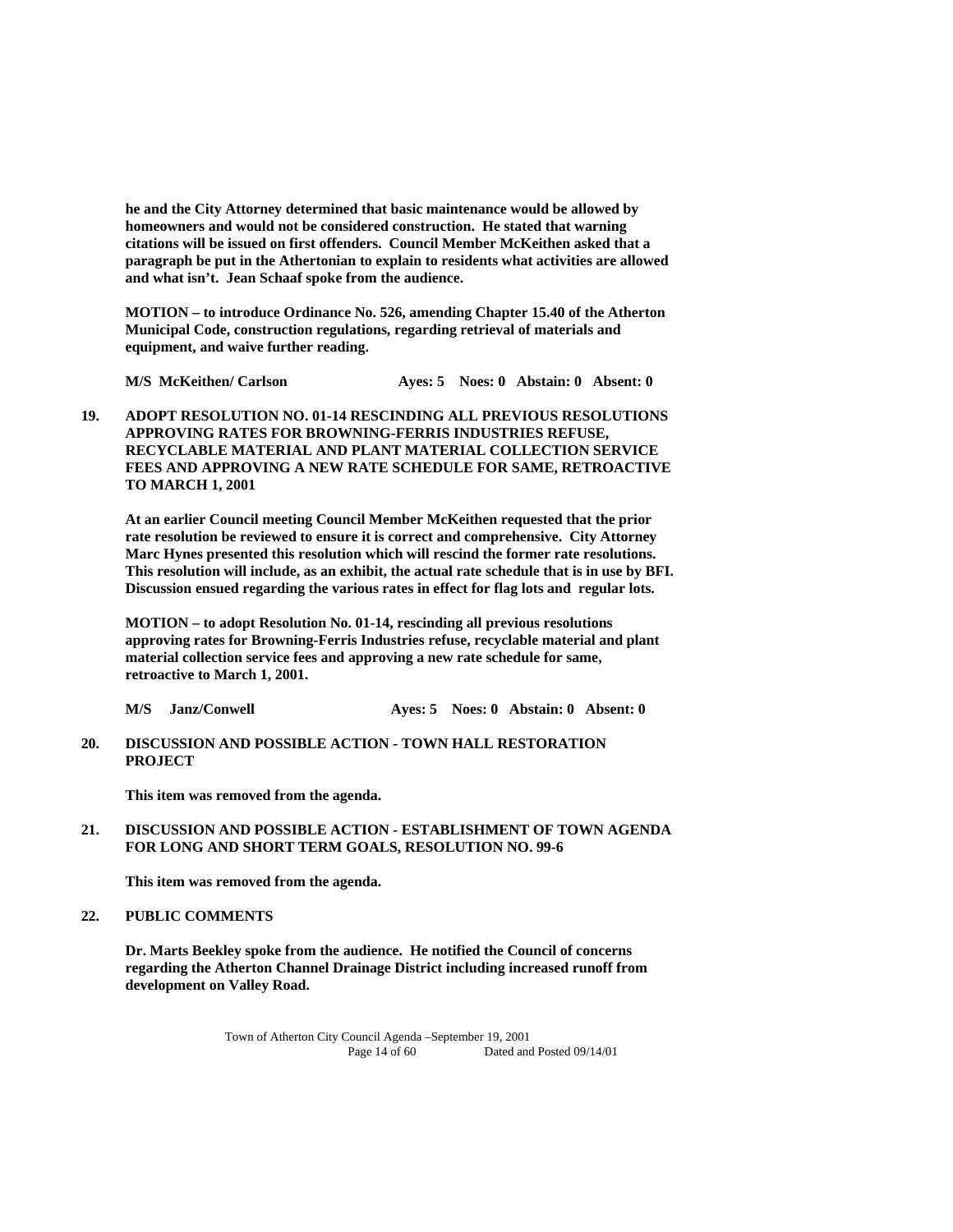**he and the City Attorney determined that basic maintenance would be allowed by homeowners and would not be considered construction. He stated that warning citations will be issued on first offenders. Council Member McKeithen asked that a paragraph be put in the Athertonian to explain to residents what activities are allowed and what isn't. Jean Schaaf spoke from the audience.**

**MOTION – to introduce Ordinance No. 526, amending Chapter 15.40 of the Atherton Municipal Code, construction regulations, regarding retrieval of materials and equipment, and waive further reading.**

**M/S McKeithen/ Carlson Ayes: 5 Noes: 0 Abstain: 0 Absent: 0**

**19. ADOPT RESOLUTION NO. 01-14 RESCINDING ALL PREVIOUS RESOLUTIONS APPROVING RATES FOR BROWNING-FERRIS INDUSTRIES REFUSE, RECYCLABLE MATERIAL AND PLANT MATERIAL COLLECTION SERVICE FEES AND APPROVING A NEW RATE SCHEDULE FOR SAME, RETROACTIVE TO MARCH 1, 2001**

**At an earlier Council meeting Council Member McKeithen requested that the prior rate resolution be reviewed to ensure it is correct and comprehensive. City Attorney Marc Hynes presented this resolution which will rescind the former rate resolutions. This resolution will include, as an exhibit, the actual rate schedule that is in use by BFI. Discussion ensued regarding the various rates in effect for flag lots and regular lots.**

**MOTION – to adopt Resolution No. 01-14, rescinding all previous resolutions approving rates for Browning-Ferris Industries refuse, recyclable material and plant material collection service fees and approving a new rate schedule for same, retroactive to March 1, 2001.**

**M/S Janz/Conwell Ayes: 5 Noes: 0 Abstain: 0 Absent: 0**

**20. DISCUSSION AND POSSIBLE ACTION - TOWN HALL RESTORATION PROJECT**

**This item was removed from the agenda.**

**21. DISCUSSION AND POSSIBLE ACTION - ESTABLISHMENT OF TOWN AGENDA FOR LONG AND SHORT TERM GOALS, RESOLUTION NO. 99-6**

**This item was removed from the agenda.**

**22. PUBLIC COMMENTS**

**Dr. Marts Beekley spoke from the audience. He notified the Council of concerns regarding the Atherton Channel Drainage District including increased runoff from development on Valley Road.**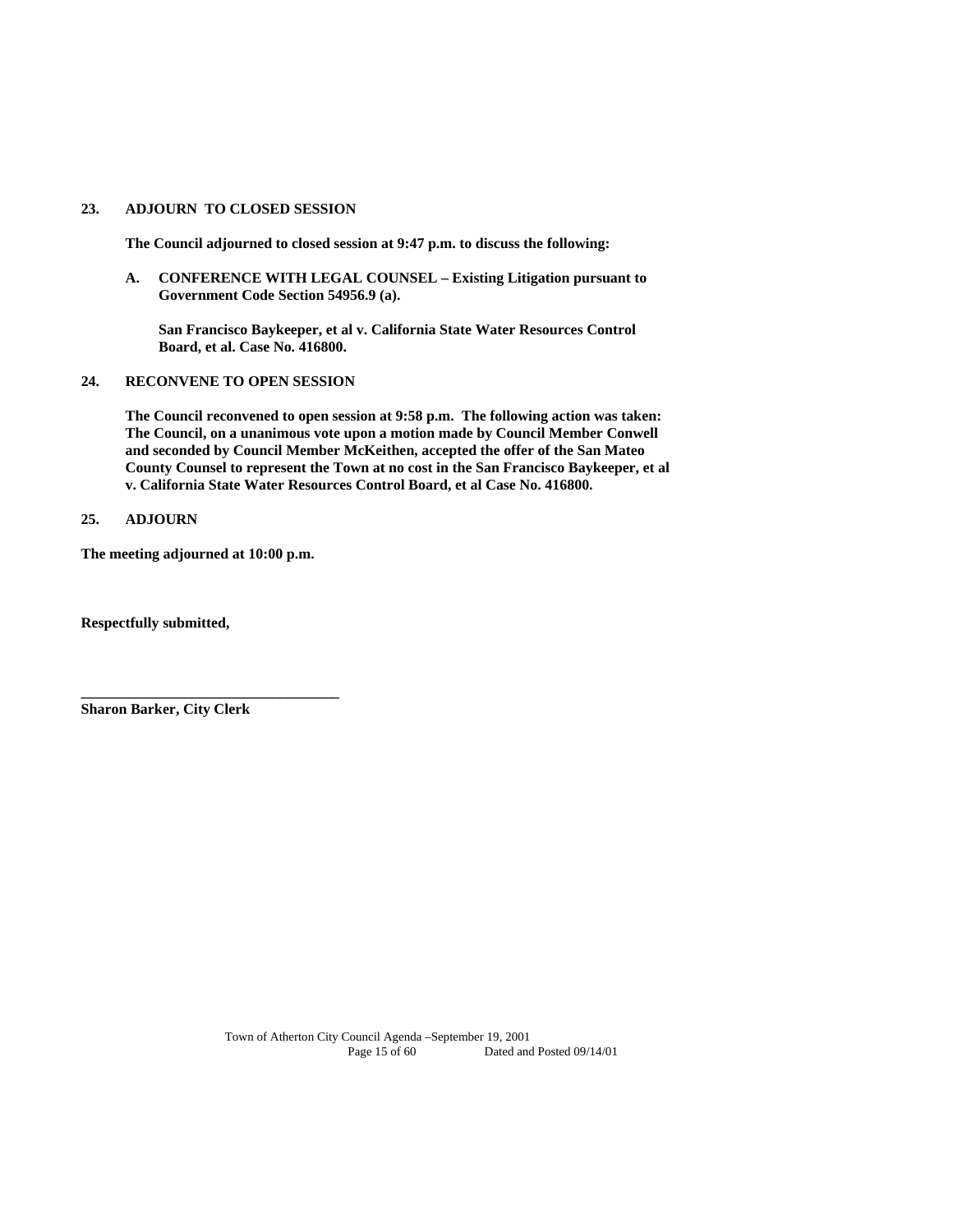**23. ADJOURN TO CLOSED SESSION**

**The Council adjourned to closed session at 9:47 p.m. to discuss the following:**

**A. CONFERENCE WITH LEGAL COUNSEL – Existing Litigation pursuant to Government Code Section 54956.9 (a).**

**San Francisco Baykeeper, et al v. California State Water Resources Control Board, et al. Case No. 416800.**

**24. RECONVENE TO OPEN SESSION**

**The Council reconvened to open session at 9:58 p.m. The following action was taken: The Council, on a unanimous vote upon a motion made by Council Member Conwell and seconded by Council Member McKeithen, accepted the offer of the San Mateo County Counsel to represent the Town at no cost in the San Francisco Baykeeper, et al v. California State Water Resources Control Board, et al Case No. 416800.**

**25. ADJOURN**

**The meeting adjourned at 10:00 p.m.**

**Respectfully submitted,**

**___________________________________**
**Sharon Barker, City Clerk**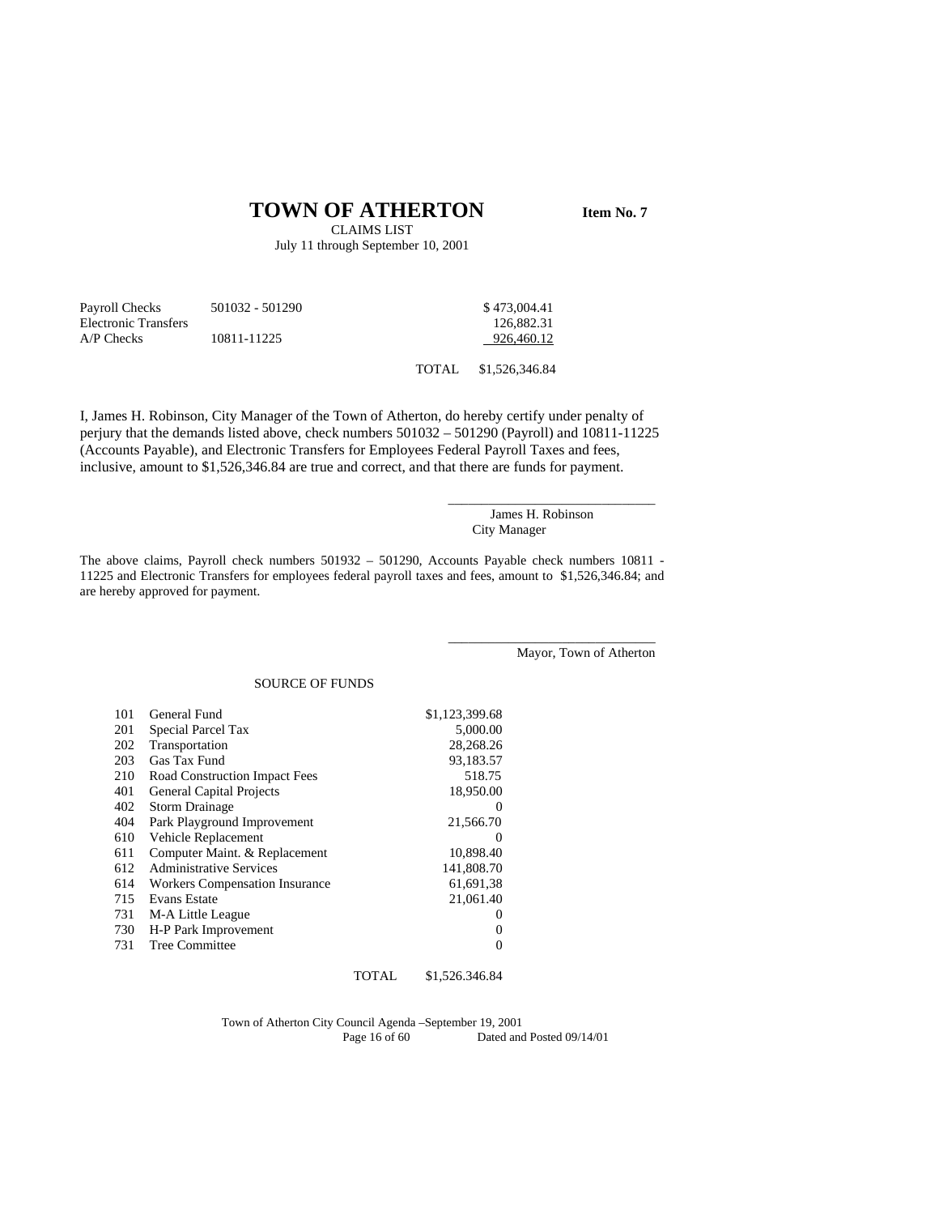# TOWN OF ATHERTON

**Item No. 7**

CLAIMS LIST
July 11 through September 10, 2001

| | | | |
|---|---|---|---|
| Payroll Checks | 501032 - 501290 | | $ 473,004.41 |
| Electronic Transfers | | | 126,882.31 |
| A/P Checks | 10811-11225 | | 926,460.12 |
| | | TOTAL | $1,526,346.84 |

I, James H. Robinson, City Manager of the Town of Atherton, do hereby certify under penalty of perjury that the demands listed above, check numbers 501032 – 501290 (Payroll) and 10811-11225 (Accounts Payable), and Electronic Transfers for Employees Federal Payroll Taxes and fees, inclusive, amount to $1,526,346.84 are true and correct, and that there are funds for payment.

_____________________________
James H. Robinson
City Manager

The above claims, Payroll check numbers 501932 – 501290, Accounts Payable check numbers 10811 - 11225 and Electronic Transfers for employees federal payroll taxes and fees, amount to $1,526,346.84; and are hereby approved for payment.

_____________________________
Mayor, Town of Atherton

SOURCE OF FUNDS

| | | |
|---|---|---|
| 101 | General Fund | $1,123,399.68 |
| 201 | Special Parcel Tax | 5,000.00 |
| 202 | Transportation | 28,268.26 |
| 203 | Gas Tax Fund | 93,183.57 |
| 210 | Road Construction Impact Fees | 518.75 |
| 401 | General Capital Projects | 18,950.00 |
| 402 | Storm Drainage | 0 |
| 404 | Park Playground Improvement | 21,566.70 |
| 610 | Vehicle Replacement | 0 |
| 611 | Computer Maint. & Replacement | 10,898.40 |
| 612 | Administrative Services | 141,808.70 |
| 614 | Workers Compensation Insurance | 61,691,38 |
| 715 | Evans Estate | 21,061.40 |
| 731 | M-A Little League | 0 |
| 730 | H-P Park Improvement | 0 |
| 731 | Tree Committee | 0 |
| | TOTAL | $1,526.346.84 |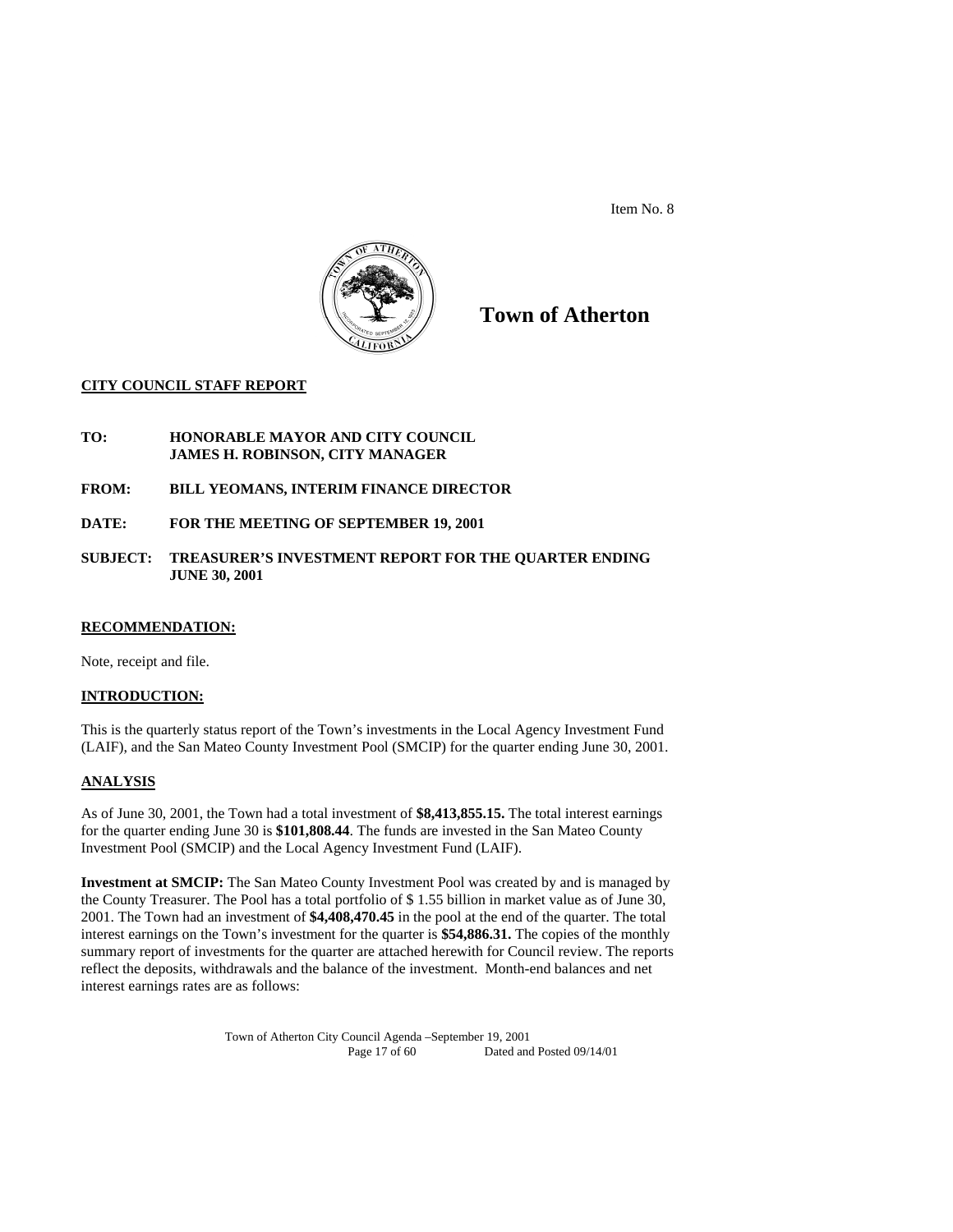Item No. 8

# Town of Atherton

**CITY COUNCIL STAFF REPORT**

**TO:** **HONORABLE MAYOR AND CITY COUNCIL**
**JAMES H. ROBINSON, CITY MANAGER**

**FROM:** **BILL YEOMANS, INTERIM FINANCE DIRECTOR**

**DATE:** **FOR THE MEETING OF SEPTEMBER 19, 2001**

**SUBJECT:** **TREASURER'S INVESTMENT REPORT FOR THE QUARTER ENDING JUNE 30, 2001**

## RECOMMENDATION:

Note, receipt and file.

## INTRODUCTION:

This is the quarterly status report of the Town's investments in the Local Agency Investment Fund (LAIF), and the San Mateo County Investment Pool (SMCIP) for the quarter ending June 30, 2001.

## ANALYSIS

As of June 30, 2001, the Town had a total investment of **$8,413,855.15.** The total interest earnings for the quarter ending June 30 is **$101,808.44**. The funds are invested in the San Mateo County Investment Pool (SMCIP) and the Local Agency Investment Fund (LAIF).

**Investment at SMCIP:** The San Mateo County Investment Pool was created by and is managed by the County Treasurer. The Pool has a total portfolio of $ 1.55 billion in market value as of June 30, 2001. The Town had an investment of **$4,408,470.45** in the pool at the end of the quarter. The total interest earnings on the Town's investment for the quarter is **$54,886.31.** The copies of the monthly summary report of investments for the quarter are attached herewith for Council review. The reports reflect the deposits, withdrawals and the balance of the investment. Month-end balances and net interest earnings rates are as follows: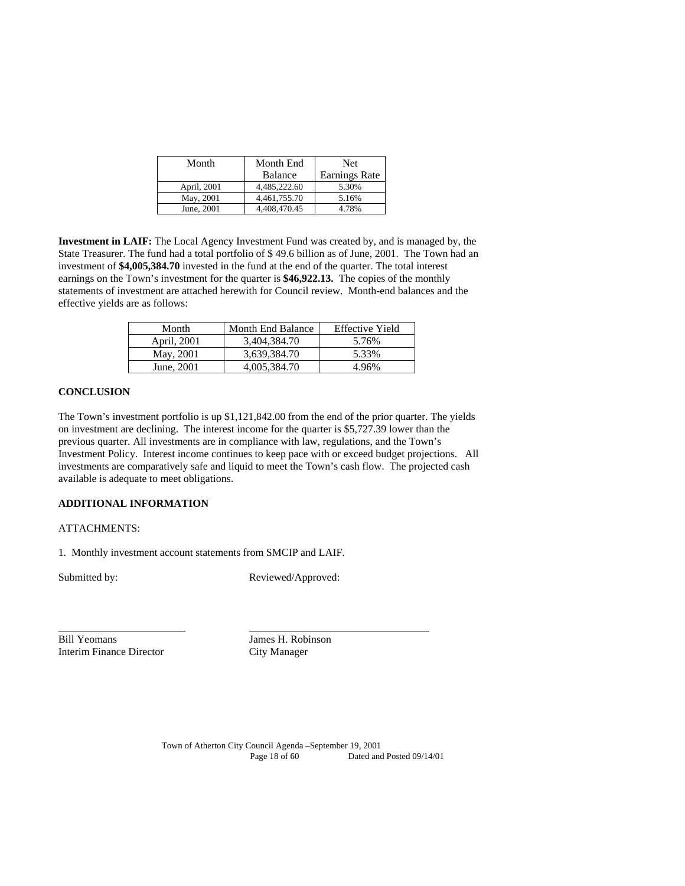| Month | Month End Balance | Net Earnings Rate |
|---|---|---|
| April, 2001 | 4,485,222.60 | 5.30% |
| May, 2001 | 4,461,755.70 | 5.16% |
| June, 2001 | 4,408,470.45 | 4.78% |

**Investment in LAIF:** The Local Agency Investment Fund was created by, and is managed by, the State Treasurer. The fund had a total portfolio of $ 49.6 billion as of June, 2001. The Town had an investment of **$4,005,384.70** invested in the fund at the end of the quarter. The total interest earnings on the Town's investment for the quarter is **$46,922.13.** The copies of the monthly statements of investment are attached herewith for Council review. Month-end balances and the effective yields are as follows:

| Month | Month End Balance | Effective Yield |
|---|---|---|
| April, 2001 | 3,404,384.70 | 5.76% |
| May, 2001 | 3,639,384.70 | 5.33% |
| June, 2001 | 4,005,384.70 | 4.96% |

**CONCLUSION**

The Town's investment portfolio is up $1,121,842.00 from the end of the prior quarter. The yields on investment are declining. The interest income for the quarter is $5,727.39 lower than the previous quarter. All investments are in compliance with law, regulations, and the Town's Investment Policy. Interest income continues to keep pace with or exceed budget projections. All investments are comparatively safe and liquid to meet the Town's cash flow. The projected cash available is adequate to meet obligations.

**ADDITIONAL INFORMATION**

ATTACHMENTS:

1. Monthly investment account statements from SMCIP and LAIF.

Submitted by: Reviewed/Approved:

________________________ __________________________________

Bill Yeomans
Interim Finance Director

James H. Robinson
City Manager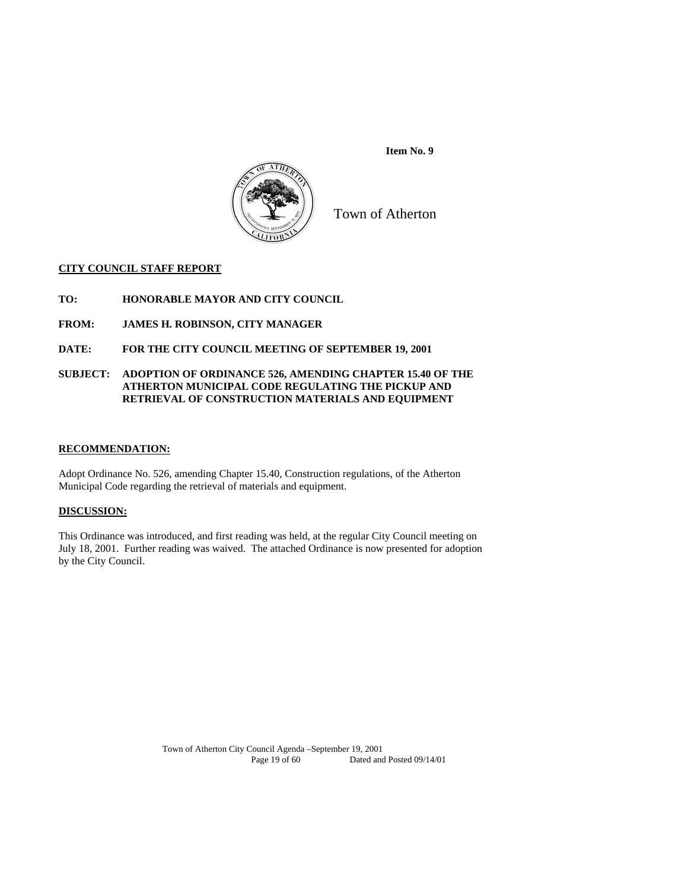**Item No. 9**

Town of Atherton

**CITY COUNCIL STAFF REPORT**

**TO:** **HONORABLE MAYOR AND CITY COUNCIL**

**FROM:** **JAMES H. ROBINSON, CITY MANAGER**

**DATE:** **FOR THE CITY COUNCIL MEETING OF SEPTEMBER 19, 2001**

**SUBJECT:** **ADOPTION OF ORDINANCE 526, AMENDING CHAPTER 15.40 OF THE ATHERTON MUNICIPAL CODE REGULATING THE PICKUP AND RETRIEVAL OF CONSTRUCTION MATERIALS AND EQUIPMENT**

**RECOMMENDATION:**

Adopt Ordinance No. 526, amending Chapter 15.40, Construction regulations, of the Atherton Municipal Code regarding the retrieval of materials and equipment.

**DISCUSSION:**

This Ordinance was introduced, and first reading was held, at the regular City Council meeting on July 18, 2001. Further reading was waived. The attached Ordinance is now presented for adoption by the City Council.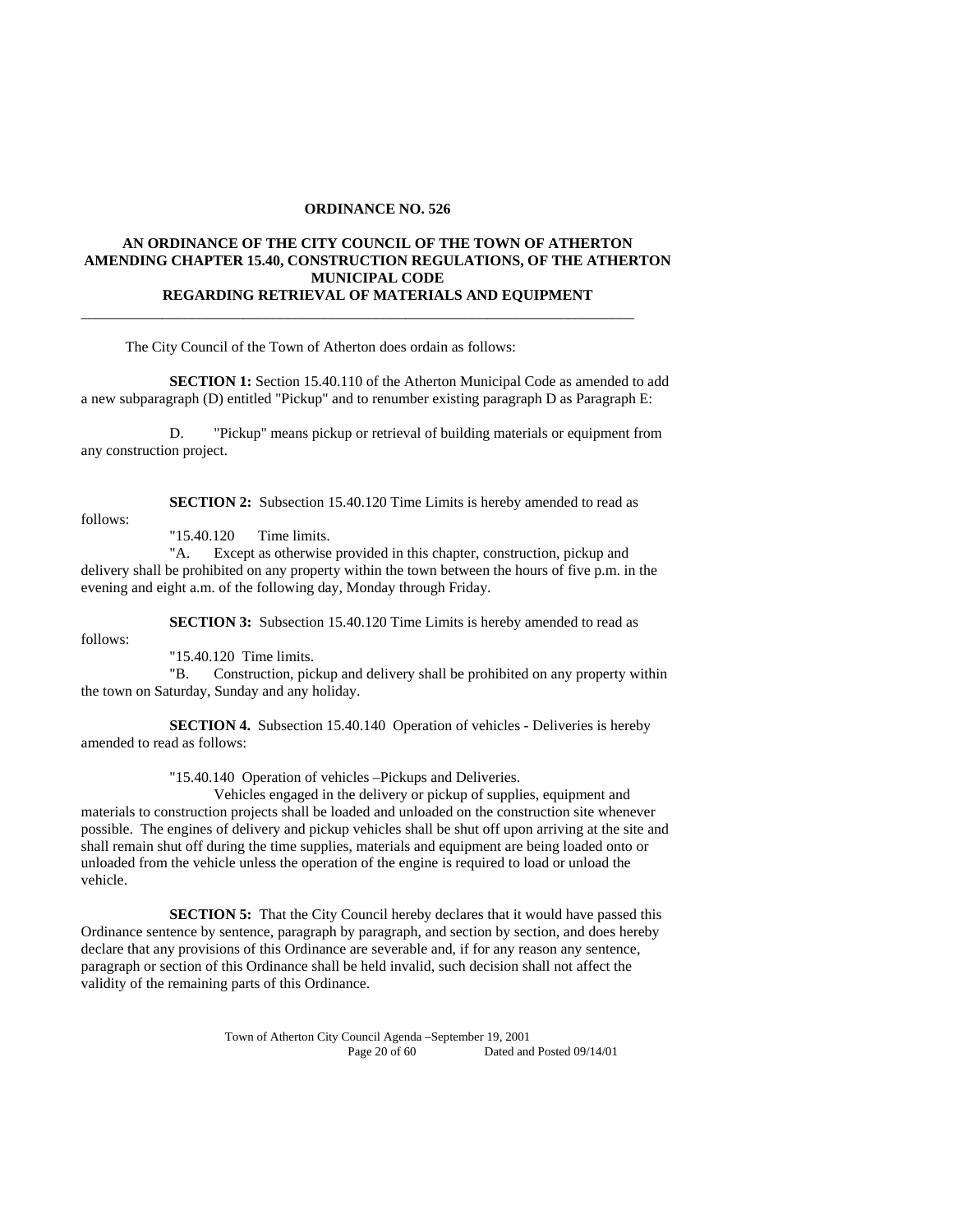**ORDINANCE NO. 526**

**AN ORDINANCE OF THE CITY COUNCIL OF THE TOWN OF ATHERTON AMENDING CHAPTER 15.40, CONSTRUCTION REGULATIONS, OF THE ATHERTON MUNICIPAL CODE REGARDING RETRIEVAL OF MATERIALS AND EQUIPMENT**

---

The City Council of the Town of Atherton does ordain as follows:

**SECTION 1:** Section 15.40.110 of the Atherton Municipal Code as amended to add a new subparagraph (D) entitled "Pickup" and to renumber existing paragraph D as Paragraph E:

D. "Pickup" means pickup or retrieval of building materials or equipment from any construction project.

**SECTION 2:** Subsection 15.40.120 Time Limits is hereby amended to read as follows:

"15.40.120 Time limits.

"A. Except as otherwise provided in this chapter, construction, pickup and delivery shall be prohibited on any property within the town between the hours of five p.m. in the evening and eight a.m. of the following day, Monday through Friday.

**SECTION 3:** Subsection 15.40.120 Time Limits is hereby amended to read as follows:

"15.40.120 Time limits.

"B. Construction, pickup and delivery shall be prohibited on any property within the town on Saturday, Sunday and any holiday.

**SECTION 4.** Subsection 15.40.140 Operation of vehicles - Deliveries is hereby amended to read as follows:

"15.40.140 Operation of vehicles –Pickups and Deliveries.

Vehicles engaged in the delivery or pickup of supplies, equipment and materials to construction projects shall be loaded and unloaded on the construction site whenever possible. The engines of delivery and pickup vehicles shall be shut off upon arriving at the site and shall remain shut off during the time supplies, materials and equipment are being loaded onto or unloaded from the vehicle unless the operation of the engine is required to load or unload the vehicle.

**SECTION 5:** That the City Council hereby declares that it would have passed this Ordinance sentence by sentence, paragraph by paragraph, and section by section, and does hereby declare that any provisions of this Ordinance are severable and, if for any reason any sentence, paragraph or section of this Ordinance shall be held invalid, such decision shall not affect the validity of the remaining parts of this Ordinance.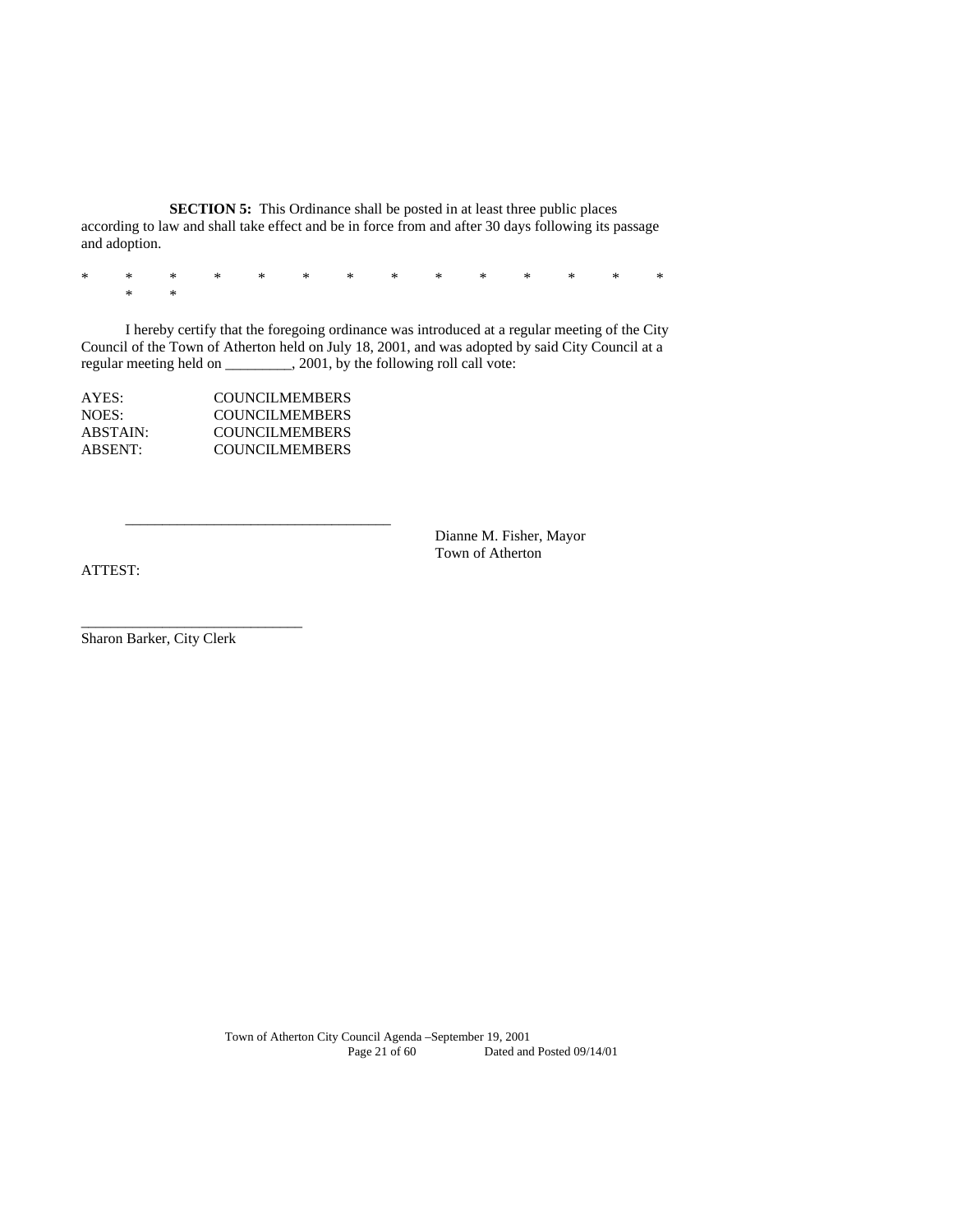**SECTION 5:** This Ordinance shall be posted in at least three public places according to law and shall take effect and be in force from and after 30 days following its passage and adoption.

\*　　\*　　\*　　\*　　\*　　\*　　\*　　\*　　\*　　\*　　\*　　\*　　\*　　\*　　\*　　\*

I hereby certify that the foregoing ordinance was introduced at a regular meeting of the City Council of the Town of Atherton held on July 18, 2001, and was adopted by said City Council at a regular meeting held on _________, 2001, by the following roll call vote:

AYES:　　COUNCILMEMBERS
NOES:　　COUNCILMEMBERS
ABSTAIN:　　COUNCILMEMBERS
ABSENT:　　COUNCILMEMBERS

___________________________________

Dianne M. Fisher, Mayor
Town of Atherton

ATTEST:

_____________________________
Sharon Barker, City Clerk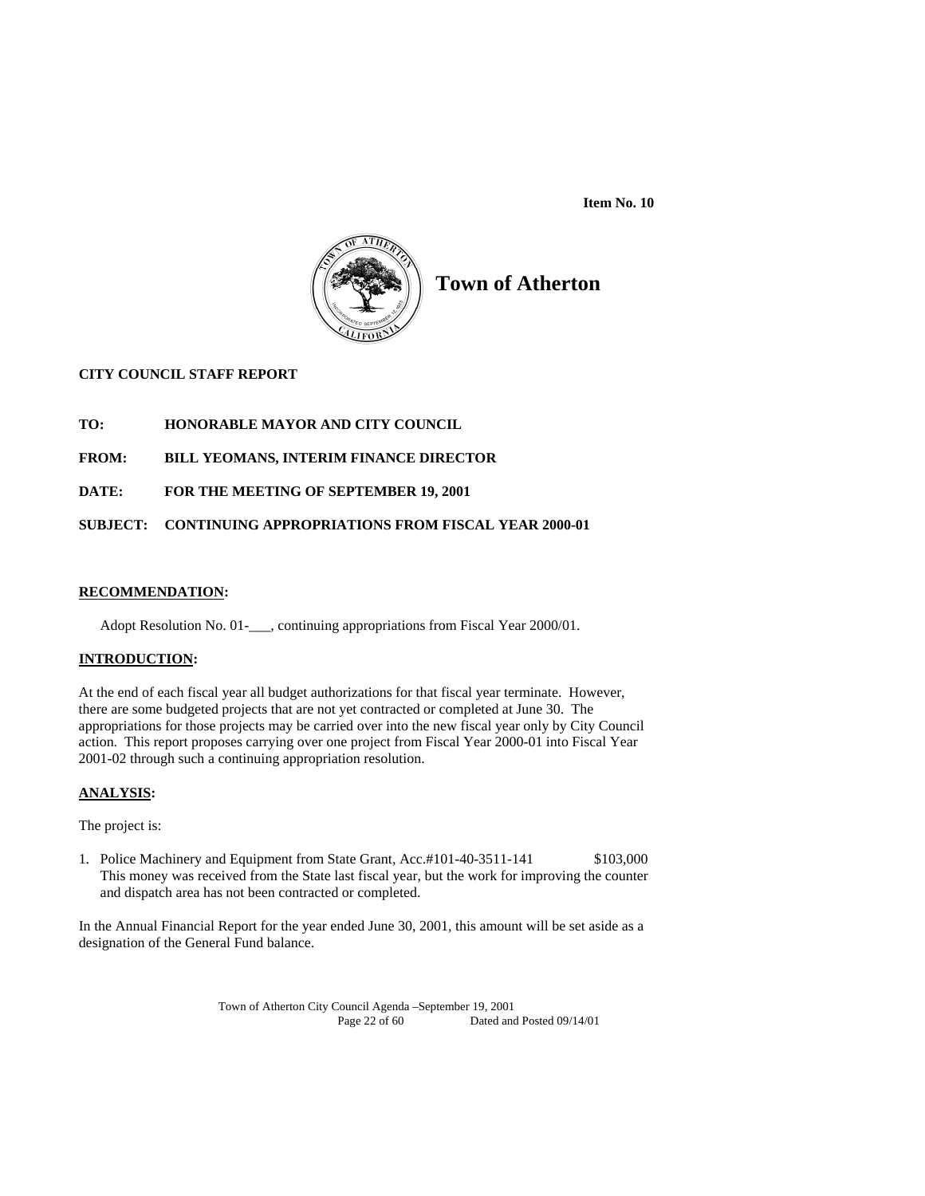**Item No. 10**

# Town of Atherton

**CITY COUNCIL STAFF REPORT**

**TO: HONORABLE MAYOR AND CITY COUNCIL**

**FROM: BILL YEOMANS, INTERIM FINANCE DIRECTOR**

**DATE: FOR THE MEETING OF SEPTEMBER 19, 2001**

**SUBJECT: CONTINUING APPROPRIATIONS FROM FISCAL YEAR 2000-01**

## RECOMMENDATION:

Adopt Resolution No. 01-___, continuing appropriations from Fiscal Year 2000/01.

## INTRODUCTION:

At the end of each fiscal year all budget authorizations for that fiscal year terminate. However, there are some budgeted projects that are not yet contracted or completed at June 30. The appropriations for those projects may be carried over into the new fiscal year only by City Council action. This report proposes carrying over one project from Fiscal Year 2000-01 into Fiscal Year 2001-02 through such a continuing appropriation resolution.

## ANALYSIS:

The project is:

1. Police Machinery and Equipment from State Grant, Acc.#101-40-3511-141 $103,000
   This money was received from the State last fiscal year, but the work for improving the counter and dispatch area has not been contracted or completed.

In the Annual Financial Report for the year ended June 30, 2001, this amount will be set aside as a designation of the General Fund balance.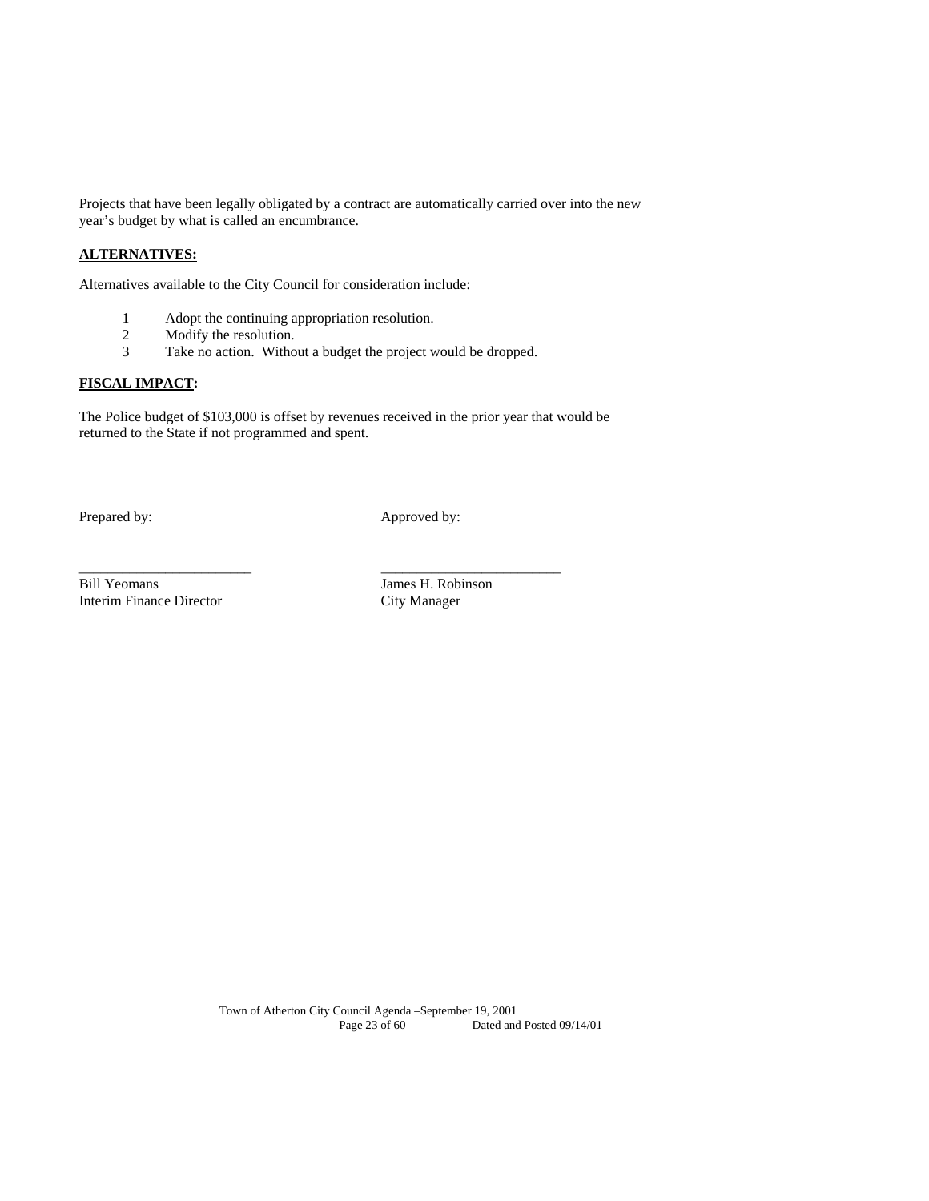Projects that have been legally obligated by a contract are automatically carried over into the new year's budget by what is called an encumbrance.

**ALTERNATIVES:**

Alternatives available to the City Council for consideration include:

1 Adopt the continuing appropriation resolution.
2 Modify the resolution.
3 Take no action. Without a budget the project would be dropped.

**FISCAL IMPACT:**

The Police budget of $103,000 is offset by revenues received in the prior year that would be returned to the State if not programmed and spent.

Prepared by: Approved by:

\_\_\_\_\_\_\_\_\_\_\_\_\_\_\_\_\_\_\_\_\_\_\_\_ \_\_\_\_\_\_\_\_\_\_\_\_\_\_\_\_\_\_\_\_\_\_\_\_\_

Bill Yeomans
Interim Finance Director

James H. Robinson
City Manager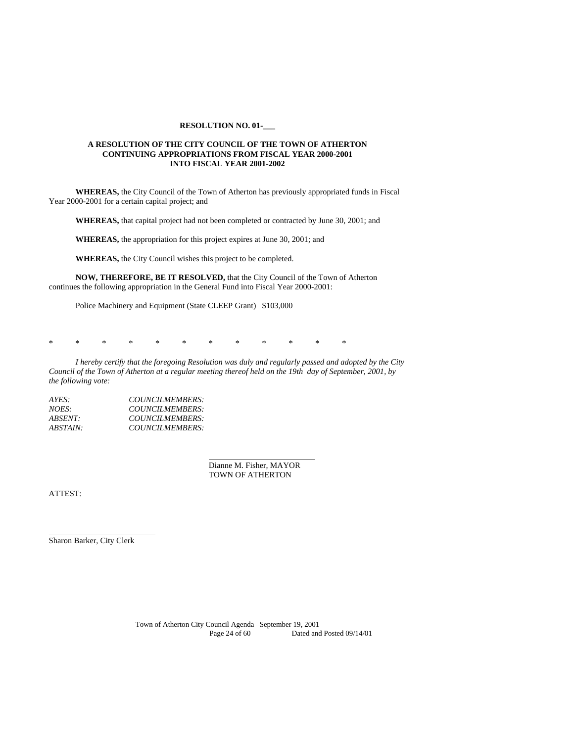**RESOLUTION NO. 01-___**

**A RESOLUTION OF THE CITY COUNCIL OF THE TOWN OF ATHERTON CONTINUING APPROPRIATIONS FROM FISCAL YEAR 2000-2001 INTO FISCAL YEAR 2001-2002**

**WHEREAS,** the City Council of the Town of Atherton has previously appropriated funds in Fiscal Year 2000-2001 for a certain capital project; and

**WHEREAS,** that capital project had not been completed or contracted by June 30, 2001; and

**WHEREAS,** the appropriation for this project expires at June 30, 2001; and

**WHEREAS,** the City Council wishes this project to be completed.

**NOW, THEREFORE, BE IT RESOLVED,** that the City Council of the Town of Atherton continues the following appropriation in the General Fund into Fiscal Year 2000-2001:

Police Machinery and Equipment (State CLEEP Grant) $103,000

\* \* \* \* \* \* \* \* \* \* \* \*

*I hereby certify that the foregoing Resolution was duly and regularly passed and adopted by the City Council of the Town of Atherton at a regular meeting thereof held on the 19th day of September, 2001, by the following vote:*

*AYES: COUNCILMEMBERS:*
*NOES: COUNCILMEMBERS:*
*ABSENT: COUNCILMEMBERS:*
*ABSTAIN: COUNCILMEMBERS:*

\_\_\_\_\_\_\_\_\_\_\_\_\_\_\_\_\_\_\_\_\_\_\_\_\_\_
Dianne M. Fisher, MAYOR
TOWN OF ATHERTON

ATTEST:

\_\_\_\_\_\_\_\_\_\_\_\_\_\_\_\_\_\_\_\_\_\_\_\_\_\_
Sharon Barker, City Clerk

Town of Atherton City Council Agenda –September 19, 2001
Dated and Posted 09/14/01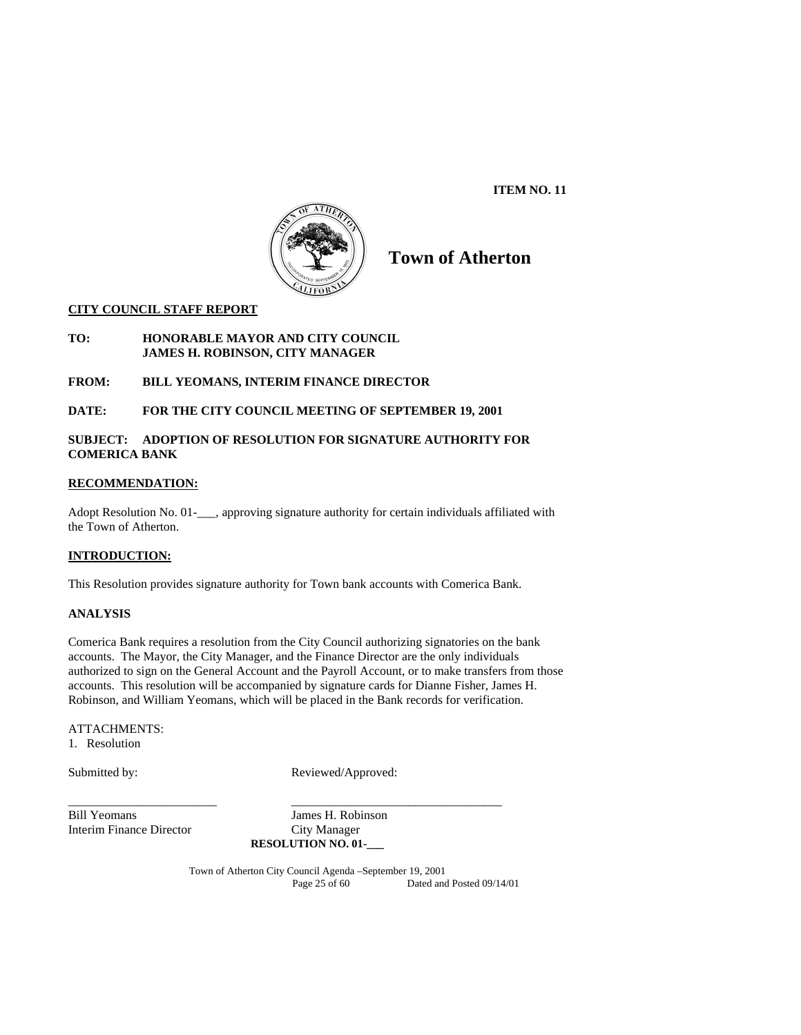**ITEM NO. 11**

# Town of Atherton

**CITY COUNCIL STAFF REPORT**

**TO:** HONORABLE MAYOR AND CITY COUNCIL
JAMES H. ROBINSON, CITY MANAGER

**FROM:** BILL YEOMANS, INTERIM FINANCE DIRECTOR

**DATE:** FOR THE CITY COUNCIL MEETING OF SEPTEMBER 19, 2001

**SUBJECT:** ADOPTION OF RESOLUTION FOR SIGNATURE AUTHORITY FOR COMERICA BANK

**RECOMMENDATION:**

Adopt Resolution No. 01-___, approving signature authority for certain individuals affiliated with the Town of Atherton.

**INTRODUCTION:**

This Resolution provides signature authority for Town bank accounts with Comerica Bank.

**ANALYSIS**

Comerica Bank requires a resolution from the City Council authorizing signatories on the bank accounts. The Mayor, the City Manager, and the Finance Director are the only individuals authorized to sign on the General Account and the Payroll Account, or to make transfers from those accounts. This resolution will be accompanied by signature cards for Dianne Fisher, James H. Robinson, and William Yeomans, which will be placed in the Bank records for verification.

ATTACHMENTS:

1. Resolution

Submitted by: Reviewed/Approved:

________________________ ________________________

Bill Yeomans
Interim Finance Director

James H. Robinson
City Manager

**RESOLUTION NO. 01-___**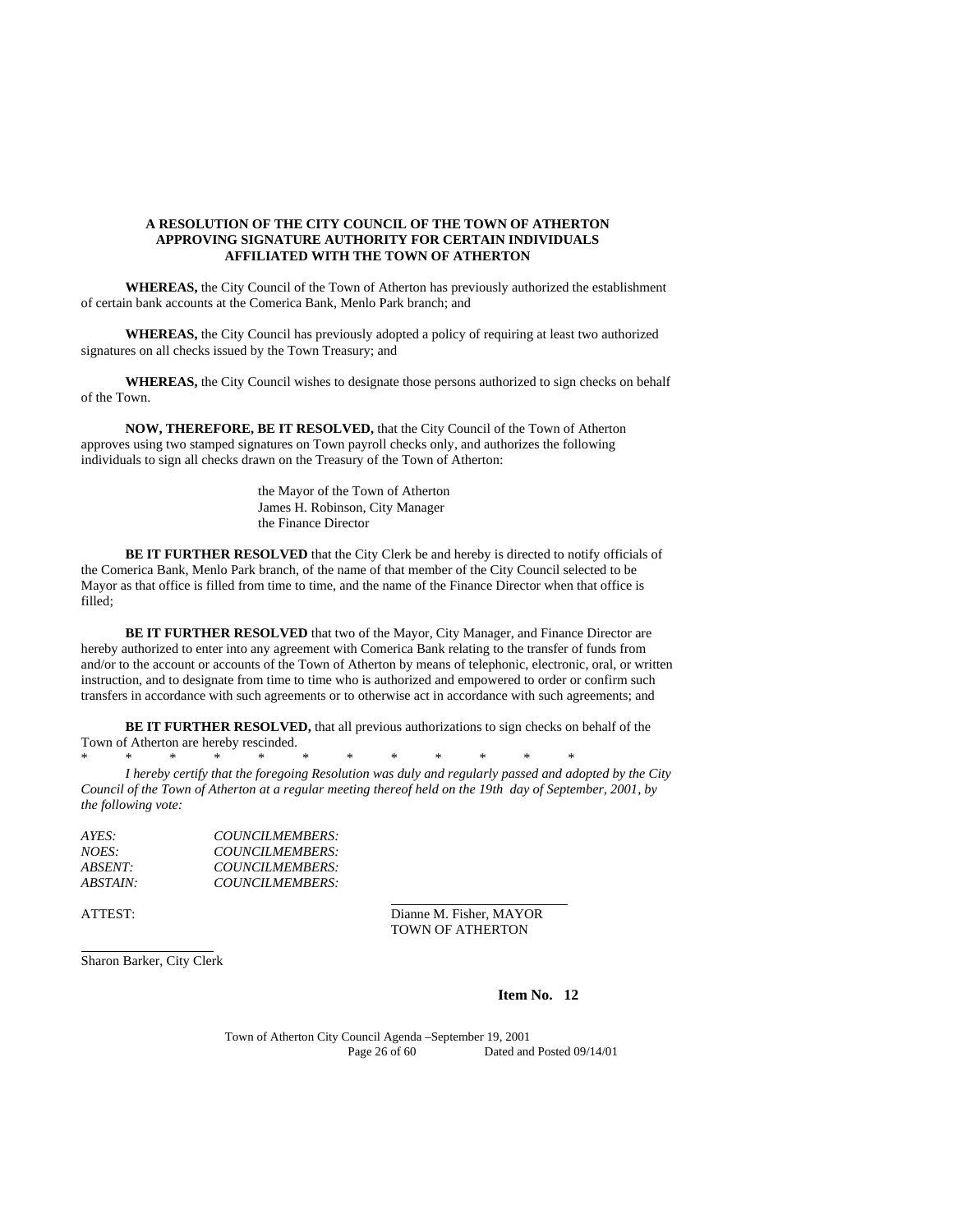**A RESOLUTION OF THE CITY COUNCIL OF THE TOWN OF ATHERTON APPROVING SIGNATURE AUTHORITY FOR CERTAIN INDIVIDUALS AFFILIATED WITH THE TOWN OF ATHERTON**

**WHEREAS,** the City Council of the Town of Atherton has previously authorized the establishment of certain bank accounts at the Comerica Bank, Menlo Park branch; and

**WHEREAS,** the City Council has previously adopted a policy of requiring at least two authorized signatures on all checks issued by the Town Treasury; and

**WHEREAS,** the City Council wishes to designate those persons authorized to sign checks on behalf of the Town.

**NOW, THEREFORE, BE IT RESOLVED,** that the City Council of the Town of Atherton approves using two stamped signatures on Town payroll checks only, and authorizes the following individuals to sign all checks drawn on the Treasury of the Town of Atherton:

the Mayor of the Town of Atherton
James H. Robinson, City Manager
the Finance Director

**BE IT FURTHER RESOLVED** that the City Clerk be and hereby is directed to notify officials of the Comerica Bank, Menlo Park branch, of the name of that member of the City Council selected to be Mayor as that office is filled from time to time, and the name of the Finance Director when that office is filled;

**BE IT FURTHER RESOLVED** that two of the Mayor, City Manager, and Finance Director are hereby authorized to enter into any agreement with Comerica Bank relating to the transfer of funds from and/or to the account or accounts of the Town of Atherton by means of telephonic, electronic, oral, or written instruction, and to designate from time to time who is authorized and empowered to order or confirm such transfers in accordance with such agreements or to otherwise act in accordance with such agreements; and

**BE IT FURTHER RESOLVED,** that all previous authorizations to sign checks on behalf of the Town of Atherton are hereby rescinded.

\* \* \* \* \* \* \* \* \* \* \* \*

*I hereby certify that the foregoing Resolution was duly and regularly passed and adopted by the City Council of the Town of Atherton at a regular meeting thereof held on the 19th day of September, 2001, by the following vote:*

*AYES: COUNCILMEMBERS:*
*NOES: COUNCILMEMBERS:*
*ABSENT: COUNCILMEMBERS:*
*ABSTAIN: COUNCILMEMBERS:*

ATTEST:

Dianne M. Fisher, MAYOR
TOWN OF ATHERTON

Sharon Barker, City Clerk

**Item No. 12**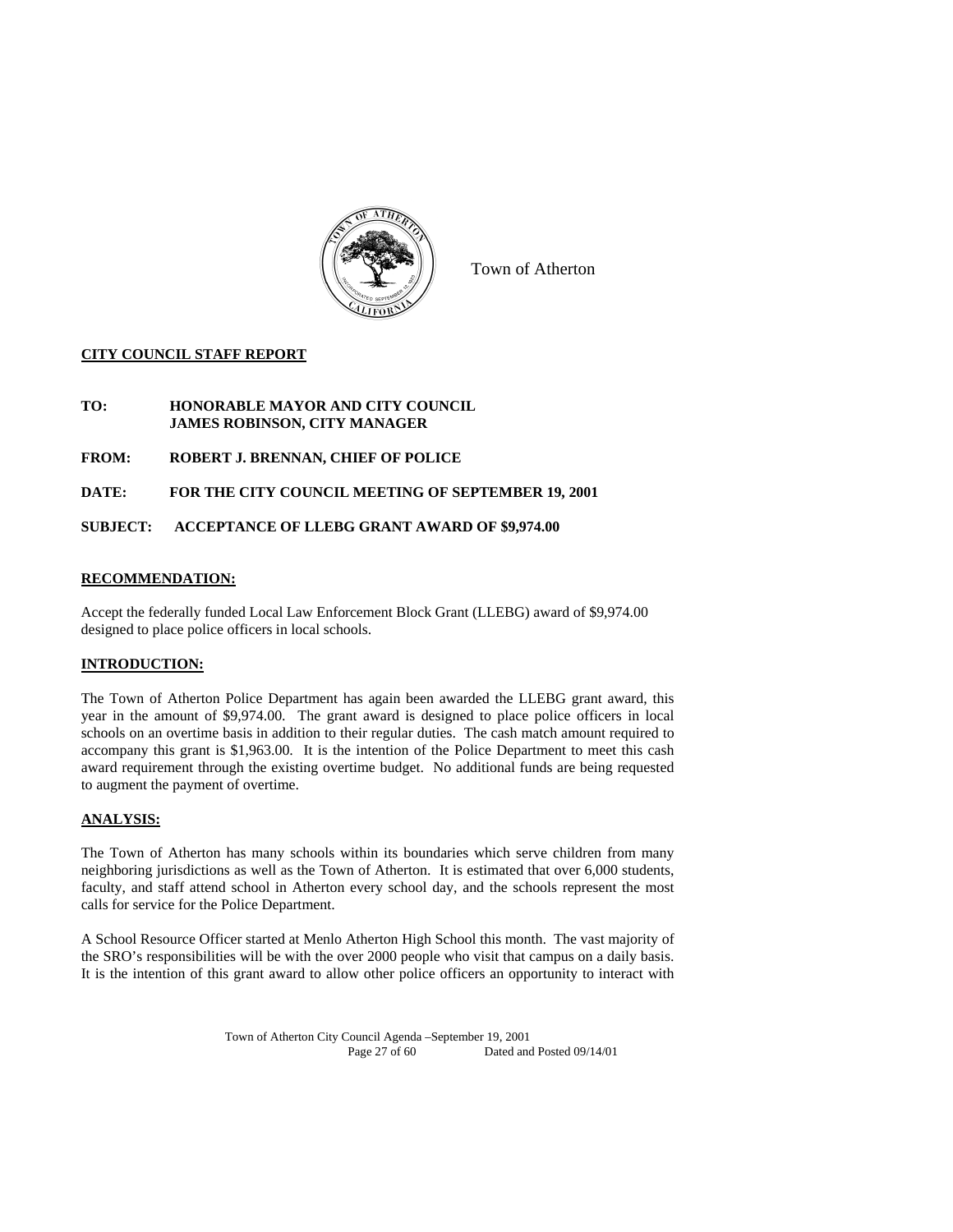Town of Atherton

**CITY COUNCIL STAFF REPORT**

**TO:** **HONORABLE MAYOR AND CITY COUNCIL**
**JAMES ROBINSON, CITY MANAGER**

**FROM:** **ROBERT J. BRENNAN, CHIEF OF POLICE**

**DATE:** **FOR THE CITY COUNCIL MEETING OF SEPTEMBER 19, 2001**

**SUBJECT:** **ACCEPTANCE OF LLEBG GRANT AWARD OF $9,974.00**

**RECOMMENDATION:**

Accept the federally funded Local Law Enforcement Block Grant (LLEBG) award of $9,974.00 designed to place police officers in local schools.

**INTRODUCTION:**

The Town of Atherton Police Department has again been awarded the LLEBG grant award, this year in the amount of $9,974.00. The grant award is designed to place police officers in local schools on an overtime basis in addition to their regular duties. The cash match amount required to accompany this grant is $1,963.00. It is the intention of the Police Department to meet this cash award requirement through the existing overtime budget. No additional funds are being requested to augment the payment of overtime.

**ANALYSIS:**

The Town of Atherton has many schools within its boundaries which serve children from many neighboring jurisdictions as well as the Town of Atherton. It is estimated that over 6,000 students, faculty, and staff attend school in Atherton every school day, and the schools represent the most calls for service for the Police Department.

A School Resource Officer started at Menlo Atherton High School this month. The vast majority of the SRO's responsibilities will be with the over 2000 people who visit that campus on a daily basis. It is the intention of this grant award to allow other police officers an opportunity to interact with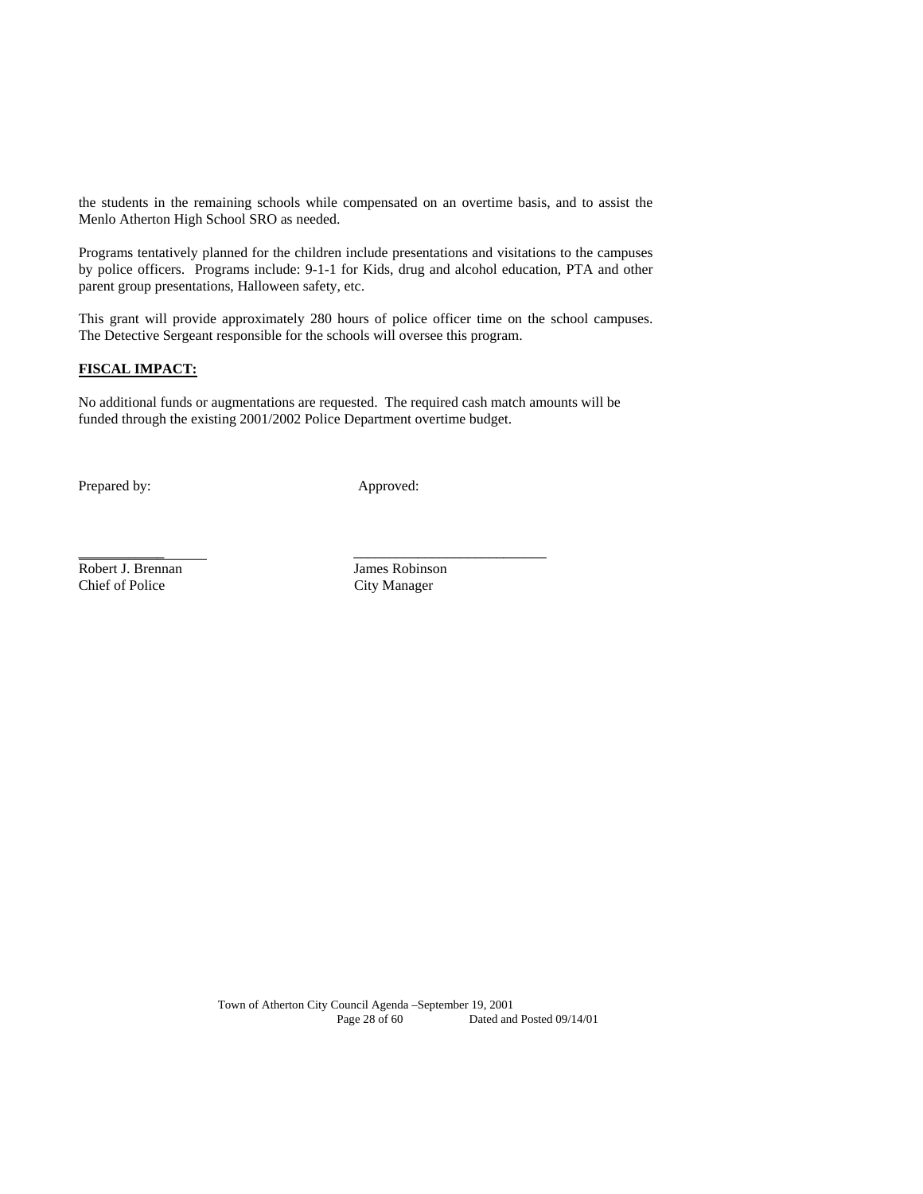the students in the remaining schools while compensated on an overtime basis, and to assist the Menlo Atherton High School SRO as needed.

Programs tentatively planned for the children include presentations and visitations to the campuses by police officers. Programs include: 9-1-1 for Kids, drug and alcohol education, PTA and other parent group presentations, Halloween safety, etc.

This grant will provide approximately 280 hours of police officer time on the school campuses. The Detective Sergeant responsible for the schools will oversee this program.

**FISCAL IMPACT:**

No additional funds or augmentations are requested. The required cash match amounts will be funded through the existing 2001/2002 Police Department overtime budget.

Prepared by: Approved:

Robert J. Brennan
Chief of Police

James Robinson
City Manager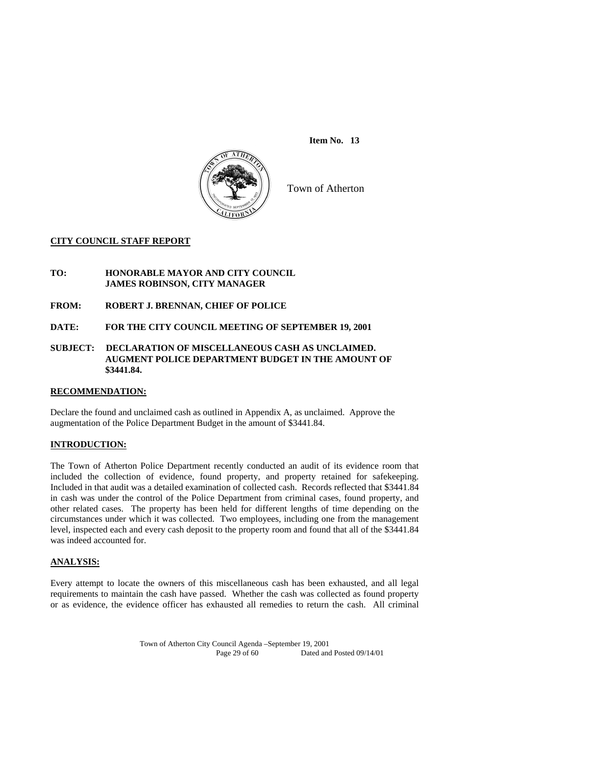**Item No. 13**

Town of Atherton

**CITY COUNCIL STAFF REPORT**

**TO:** **HONORABLE MAYOR AND CITY COUNCIL**
**JAMES ROBINSON, CITY MANAGER**

**FROM:** **ROBERT J. BRENNAN, CHIEF OF POLICE**

**DATE:** **FOR THE CITY COUNCIL MEETING OF SEPTEMBER 19, 2001**

**SUBJECT:** **DECLARATION OF MISCELLANEOUS CASH AS UNCLAIMED. AUGMENT POLICE DEPARTMENT BUDGET IN THE AMOUNT OF $3441.84.**

**RECOMMENDATION:**

Declare the found and unclaimed cash as outlined in Appendix A, as unclaimed. Approve the augmentation of the Police Department Budget in the amount of $3441.84.

**INTRODUCTION:**

The Town of Atherton Police Department recently conducted an audit of its evidence room that included the collection of evidence, found property, and property retained for safekeeping. Included in that audit was a detailed examination of collected cash. Records reflected that $3441.84 in cash was under the control of the Police Department from criminal cases, found property, and other related cases. The property has been held for different lengths of time depending on the circumstances under which it was collected. Two employees, including one from the management level, inspected each and every cash deposit to the property room and found that all of the $3441.84 was indeed accounted for.

**ANALYSIS:**

Every attempt to locate the owners of this miscellaneous cash has been exhausted, and all legal requirements to maintain the cash have passed. Whether the cash was collected as found property or as evidence, the evidence officer has exhausted all remedies to return the cash. All criminal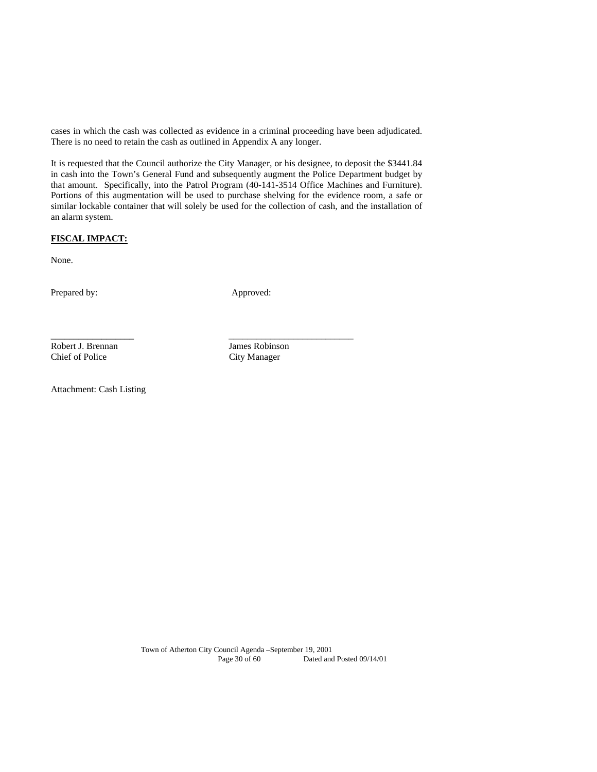cases in which the cash was collected as evidence in a criminal proceeding have been adjudicated. There is no need to retain the cash as outlined in Appendix A any longer.

It is requested that the Council authorize the City Manager, or his designee, to deposit the $3441.84 in cash into the Town's General Fund and subsequently augment the Police Department budget by that amount. Specifically, into the Patrol Program (40-141-3514 Office Machines and Furniture). Portions of this augmentation will be used to purchase shelving for the evidence room, a safe or similar lockable container that will solely be used for the collection of cash, and the installation of an alarm system.

**FISCAL IMPACT:**

None.

Prepared by: Approved:

\_\_\_\_\_\_\_\_\_\_\_\_\_\_\_\_\_\_ \_\_\_\_\_\_\_\_\_\_\_\_\_\_\_\_\_\_\_\_\_\_\_\_\_\_

Robert J. Brennan
Chief of Police

James Robinson
City Manager

Attachment: Cash Listing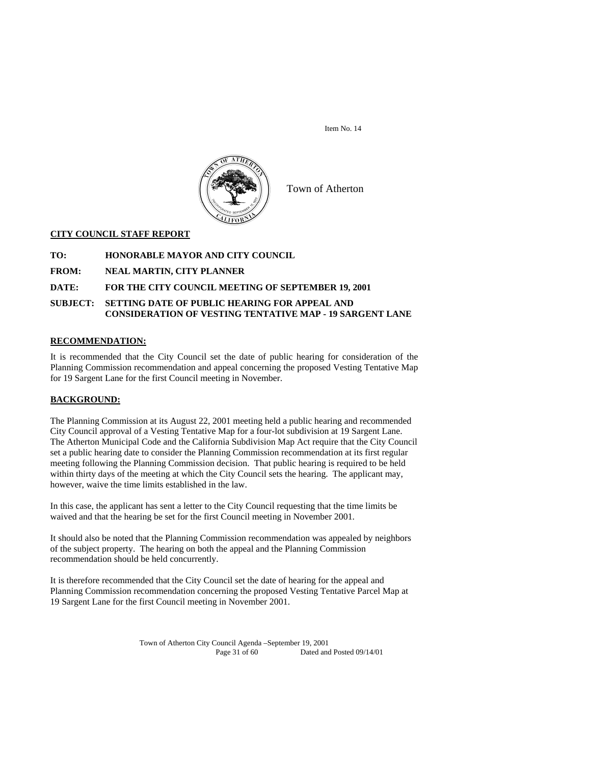Item No. 14

Town of Atherton

**CITY COUNCIL STAFF REPORT**

**TO:** HONORABLE MAYOR AND CITY COUNCIL

**FROM:** NEAL MARTIN, CITY PLANNER

**DATE:** FOR THE CITY COUNCIL MEETING OF SEPTEMBER 19, 2001

**SUBJECT:** SETTING DATE OF PUBLIC HEARING FOR APPEAL AND CONSIDERATION OF VESTING TENTATIVE MAP - 19 SARGENT LANE

**RECOMMENDATION:**

It is recommended that the City Council set the date of public hearing for consideration of the Planning Commission recommendation and appeal concerning the proposed Vesting Tentative Map for 19 Sargent Lane for the first Council meeting in November.

**BACKGROUND:**

The Planning Commission at its August 22, 2001 meeting held a public hearing and recommended City Council approval of a Vesting Tentative Map for a four-lot subdivision at 19 Sargent Lane. The Atherton Municipal Code and the California Subdivision Map Act require that the City Council set a public hearing date to consider the Planning Commission recommendation at its first regular meeting following the Planning Commission decision. That public hearing is required to be held within thirty days of the meeting at which the City Council sets the hearing. The applicant may, however, waive the time limits established in the law.

In this case, the applicant has sent a letter to the City Council requesting that the time limits be waived and that the hearing be set for the first Council meeting in November 2001.

It should also be noted that the Planning Commission recommendation was appealed by neighbors of the subject property. The hearing on both the appeal and the Planning Commission recommendation should be held concurrently.

It is therefore recommended that the City Council set the date of hearing for the appeal and Planning Commission recommendation concerning the proposed Vesting Tentative Parcel Map at 19 Sargent Lane for the first Council meeting in November 2001.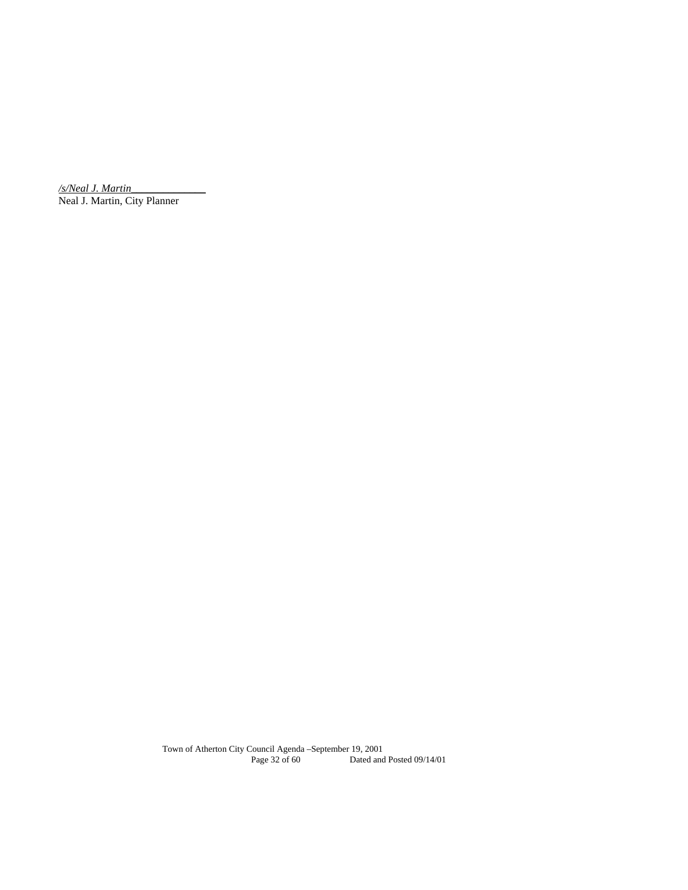*/s/Neal J. Martin*

Neal J. Martin, City Planner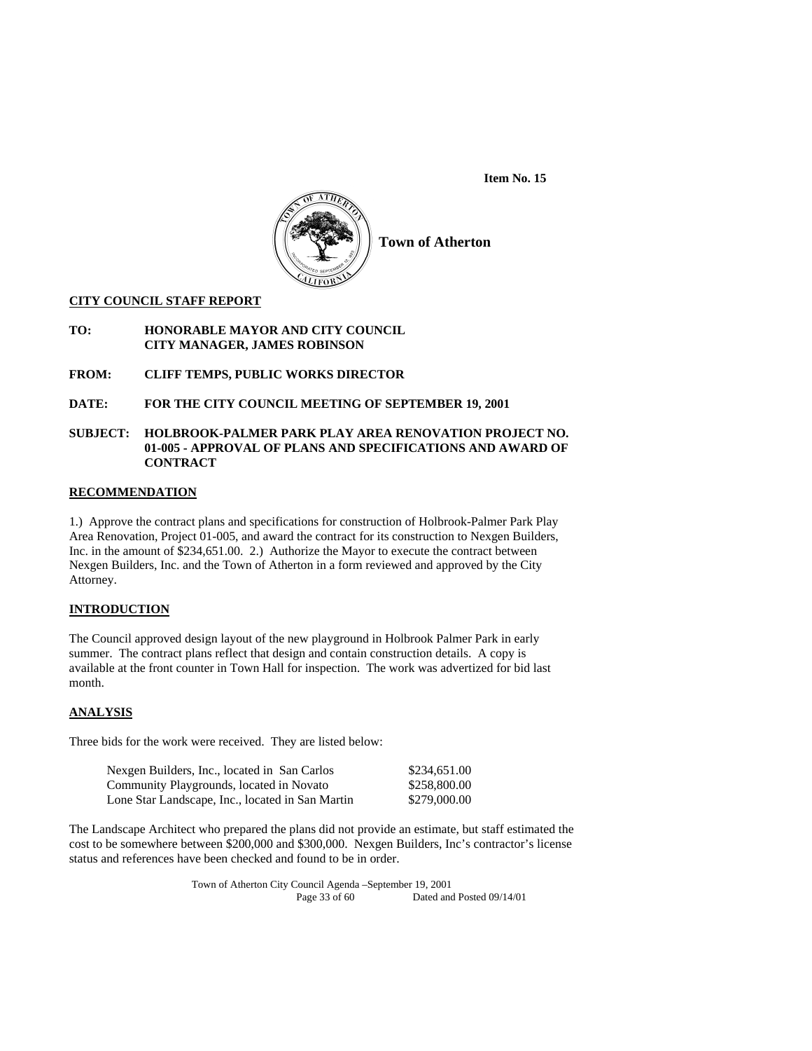**Item No. 15**

**Town of Atherton**

**CITY COUNCIL STAFF REPORT**

**TO:** **HONORABLE MAYOR AND CITY COUNCIL**
**CITY MANAGER, JAMES ROBINSON**

**FROM:** **CLIFF TEMPS, PUBLIC WORKS DIRECTOR**

**DATE:** **FOR THE CITY COUNCIL MEETING OF SEPTEMBER 19, 2001**

**SUBJECT:** **HOLBROOK-PALMER PARK PLAY AREA RENOVATION PROJECT NO. 01-005 - APPROVAL OF PLANS AND SPECIFICATIONS AND AWARD OF CONTRACT**

## RECOMMENDATION

1.) Approve the contract plans and specifications for construction of Holbrook-Palmer Park Play Area Renovation, Project 01-005, and award the contract for its construction to Nexgen Builders, Inc. in the amount of $234,651.00. 2.) Authorize the Mayor to execute the contract between Nexgen Builders, Inc. and the Town of Atherton in a form reviewed and approved by the City Attorney.

## INTRODUCTION

The Council approved design layout of the new playground in Holbrook Palmer Park in early summer. The contract plans reflect that design and contain construction details. A copy is available at the front counter in Town Hall for inspection. The work was advertized for bid last month.

## ANALYSIS

Three bids for the work were received. They are listed below:

| | |
|---|---|
| Nexgen Builders, Inc., located in San Carlos | $234,651.00 |
| Community Playgrounds, located in Novato | $258,800.00 |
| Lone Star Landscape, Inc., located in San Martin | $279,000.00 |

The Landscape Architect who prepared the plans did not provide an estimate, but staff estimated the cost to be somewhere between $200,000 and $300,000. Nexgen Builders, Inc's contractor's license status and references have been checked and found to be in order.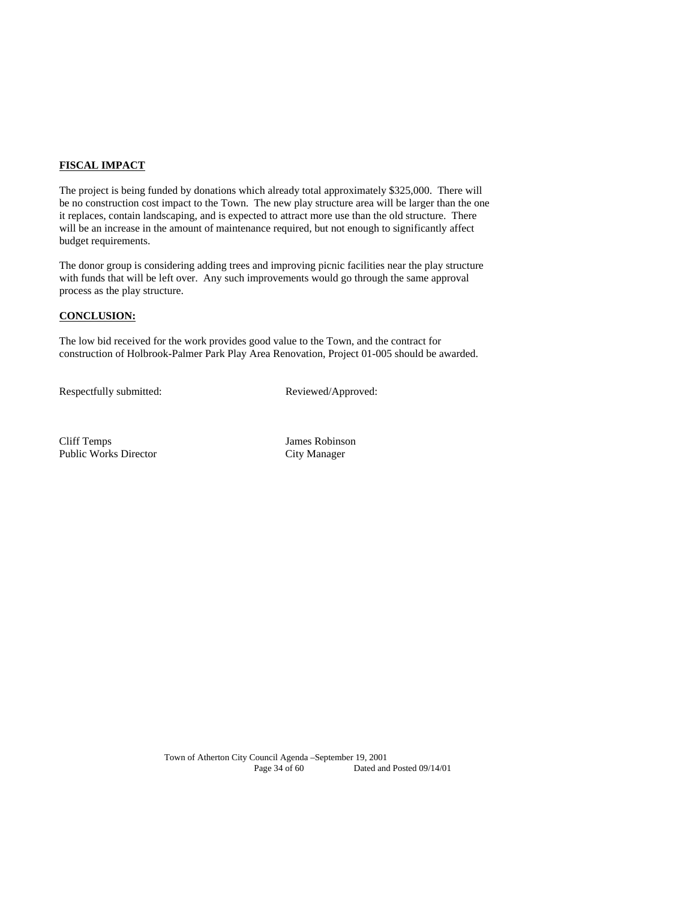**FISCAL IMPACT**

The project is being funded by donations which already total approximately $325,000. There will be no construction cost impact to the Town. The new play structure area will be larger than the one it replaces, contain landscaping, and is expected to attract more use than the old structure. There will be an increase in the amount of maintenance required, but not enough to significantly affect budget requirements.

The donor group is considering adding trees and improving picnic facilities near the play structure with funds that will be left over. Any such improvements would go through the same approval process as the play structure.

**CONCLUSION:**

The low bid received for the work provides good value to the Town, and the contract for construction of Holbrook-Palmer Park Play Area Renovation, Project 01-005 should be awarded.

Respectfully submitted: Reviewed/Approved:

Cliff Temps
Public Works Director

James Robinson
City Manager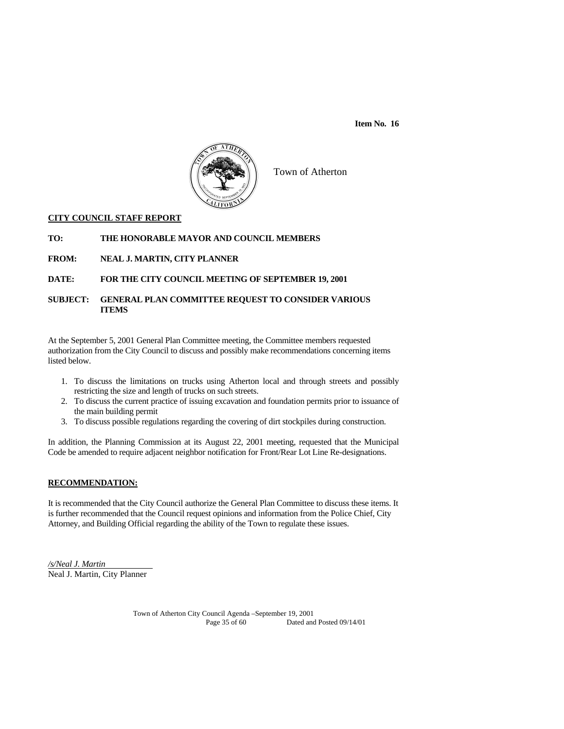**Item No. 16**

Town of Atherton

**CITY COUNCIL STAFF REPORT**

**TO:** **THE HONORABLE MAYOR AND COUNCIL MEMBERS**

**FROM:** **NEAL J. MARTIN, CITY PLANNER**

**DATE:** **FOR THE CITY COUNCIL MEETING OF SEPTEMBER 19, 2001**

**SUBJECT:** **GENERAL PLAN COMMITTEE REQUEST TO CONSIDER VARIOUS ITEMS**

At the September 5, 2001 General Plan Committee meeting, the Committee members requested authorization from the City Council to discuss and possibly make recommendations concerning items listed below.

1. To discuss the limitations on trucks using Atherton local and through streets and possibly restricting the size and length of trucks on such streets.
2. To discuss the current practice of issuing excavation and foundation permits prior to issuance of the main building permit
3. To discuss possible regulations regarding the covering of dirt stockpiles during construction.

In addition, the Planning Commission at its August 22, 2001 meeting, requested that the Municipal Code be amended to require adjacent neighbor notification for Front/Rear Lot Line Re-designations.

**RECOMMENDATION:**

It is recommended that the City Council authorize the General Plan Committee to discuss these items. It is further recommended that the Council request opinions and information from the Police Chief, City Attorney, and Building Official regarding the ability of the Town to regulate these issues.

*/s/Neal J. Martin*
Neal J. Martin, City Planner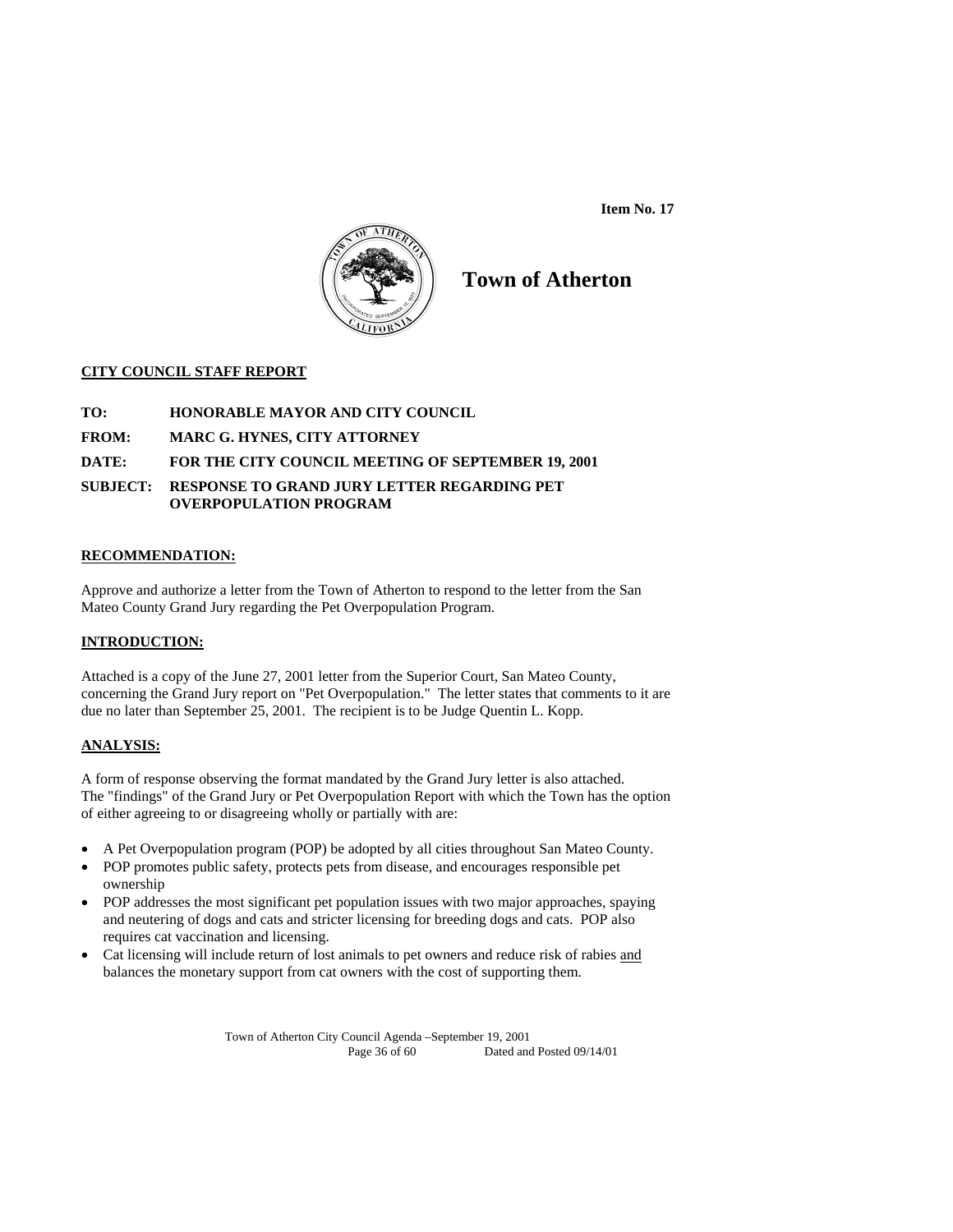**Item No. 17**

# Town of Atherton

**CITY COUNCIL STAFF REPORT**

**TO:** HONORABLE MAYOR AND CITY COUNCIL

**FROM:** MARC G. HYNES, CITY ATTORNEY

**DATE:** FOR THE CITY COUNCIL MEETING OF SEPTEMBER 19, 2001

**SUBJECT:** RESPONSE TO GRAND JURY LETTER REGARDING PET OVERPOPULATION PROGRAM

**RECOMMENDATION:**

Approve and authorize a letter from the Town of Atherton to respond to the letter from the San Mateo County Grand Jury regarding the Pet Overpopulation Program.

**INTRODUCTION:**

Attached is a copy of the June 27, 2001 letter from the Superior Court, San Mateo County, concerning the Grand Jury report on "Pet Overpopulation." The letter states that comments to it are due no later than September 25, 2001. The recipient is to be Judge Quentin L. Kopp.

**ANALYSIS:**

A form of response observing the format mandated by the Grand Jury letter is also attached. The "findings" of the Grand Jury or Pet Overpopulation Report with which the Town has the option of either agreeing to or disagreeing wholly or partially with are:

- A Pet Overpopulation program (POP) be adopted by all cities throughout San Mateo County.
- POP promotes public safety, protects pets from disease, and encourages responsible pet ownership
- POP addresses the most significant pet population issues with two major approaches, spaying and neutering of dogs and cats and stricter licensing for breeding dogs and cats. POP also requires cat vaccination and licensing.
- Cat licensing will include return of lost animals to pet owners and reduce risk of rabies <u>and</u> balances the monetary support from cat owners with the cost of supporting them.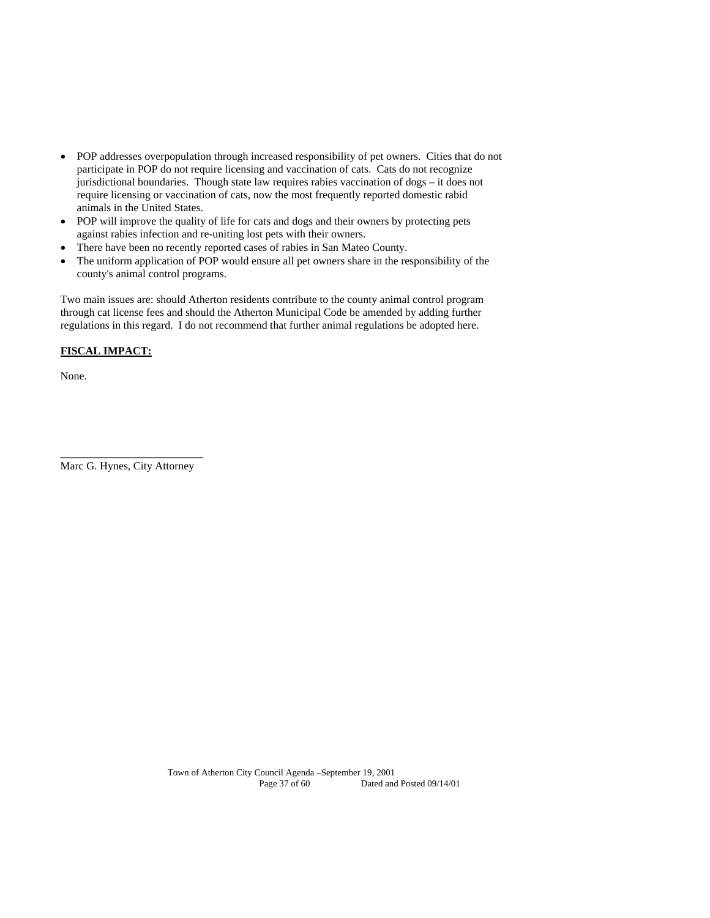- POP addresses overpopulation through increased responsibility of pet owners. Cities that do not participate in POP do not require licensing and vaccination of cats. Cats do not recognize jurisdictional boundaries. Though state law requires rabies vaccination of dogs – it does not require licensing or vaccination of cats, now the most frequently reported domestic rabid animals in the United States.
- POP will improve the quality of life for cats and dogs and their owners by protecting pets against rabies infection and re-uniting lost pets with their owners.
- There have been no recently reported cases of rabies in San Mateo County.
- The uniform application of POP would ensure all pet owners share in the responsibility of the county's animal control programs.

Two main issues are: should Atherton residents contribute to the county animal control program through cat license fees and should the Atherton Municipal Code be amended by adding further regulations in this regard. I do not recommend that further animal regulations be adopted here.

**FISCAL IMPACT:**

None.

\_\_\_\_\_\_\_\_\_\_\_\_\_\_\_\_\_\_\_\_\_\_\_\_\_\_

Marc G. Hynes, City Attorney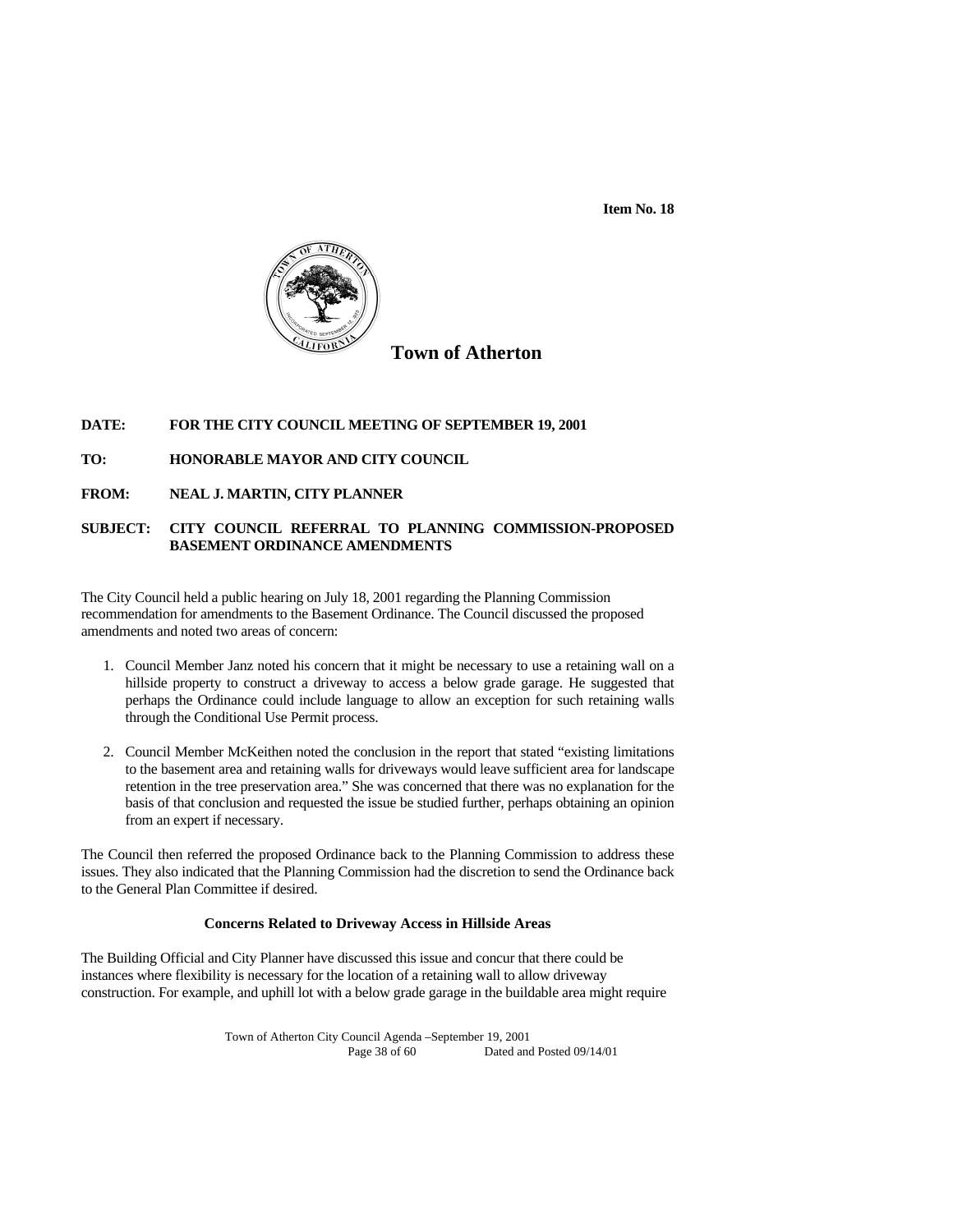**Item No. 18**

## Town of Atherton

**DATE:** FOR THE CITY COUNCIL MEETING OF SEPTEMBER 19, 2001

**TO:** HONORABLE MAYOR AND CITY COUNCIL

**FROM:** NEAL J. MARTIN, CITY PLANNER

**SUBJECT:** CITY COUNCIL REFERRAL TO PLANNING COMMISSION-PROPOSED BASEMENT ORDINANCE AMENDMENTS

The City Council held a public hearing on July 18, 2001 regarding the Planning Commission recommendation for amendments to the Basement Ordinance. The Council discussed the proposed amendments and noted two areas of concern:

1. Council Member Janz noted his concern that it might be necessary to use a retaining wall on a hillside property to construct a driveway to access a below grade garage. He suggested that perhaps the Ordinance could include language to allow an exception for such retaining walls through the Conditional Use Permit process.
2. Council Member McKeithen noted the conclusion in the report that stated "existing limitations to the basement area and retaining walls for driveways would leave sufficient area for landscape retention in the tree preservation area." She was concerned that there was no explanation for the basis of that conclusion and requested the issue be studied further, perhaps obtaining an opinion from an expert if necessary.

The Council then referred the proposed Ordinance back to the Planning Commission to address these issues. They also indicated that the Planning Commission had the discretion to send the Ordinance back to the General Plan Committee if desired.

### Concerns Related to Driveway Access in Hillside Areas

The Building Official and City Planner have discussed this issue and concur that there could be instances where flexibility is necessary for the location of a retaining wall to allow driveway construction. For example, and uphill lot with a below grade garage in the buildable area might require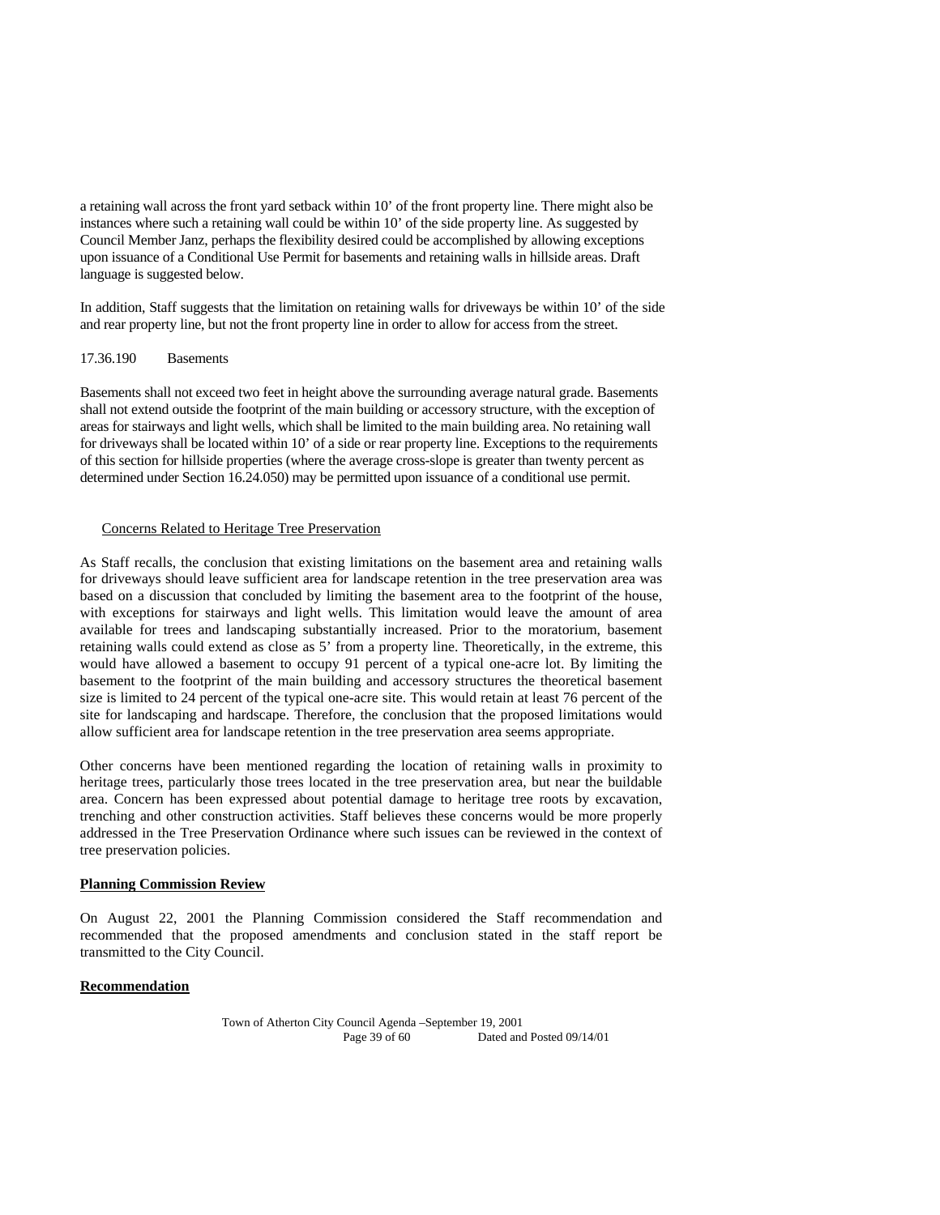a retaining wall across the front yard setback within 10' of the front property line. There might also be instances where such a retaining wall could be within 10' of the side property line. As suggested by Council Member Janz, perhaps the flexibility desired could be accomplished by allowing exceptions upon issuance of a Conditional Use Permit for basements and retaining walls in hillside areas. Draft language is suggested below.

In addition, Staff suggests that the limitation on retaining walls for driveways be within 10' of the side and rear property line, but not the front property line in order to allow for access from the street.

17.36.190 Basements

Basements shall not exceed two feet in height above the surrounding average natural grade. Basements shall not extend outside the footprint of the main building or accessory structure, with the exception of areas for stairways and light wells, which shall be limited to the main building area. No retaining wall for driveways shall be located within 10' of a side or rear property line. Exceptions to the requirements of this section for hillside properties (where the average cross-slope is greater than twenty percent as determined under Section 16.24.050) may be permitted upon issuance of a conditional use permit.

<u>Concerns Related to Heritage Tree Preservation</u>

As Staff recalls, the conclusion that existing limitations on the basement area and retaining walls for driveways should leave sufficient area for landscape retention in the tree preservation area was based on a discussion that concluded by limiting the basement area to the footprint of the house, with exceptions for stairways and light wells. This limitation would leave the amount of area available for trees and landscaping substantially increased. Prior to the moratorium, basement retaining walls could extend as close as 5' from a property line. Theoretically, in the extreme, this would have allowed a basement to occupy 91 percent of a typical one-acre lot. By limiting the basement to the footprint of the main building and accessory structures the theoretical basement size is limited to 24 percent of the typical one-acre site. This would retain at least 76 percent of the site for landscaping and hardscape. Therefore, the conclusion that the proposed limitations would allow sufficient area for landscape retention in the tree preservation area seems appropriate.

Other concerns have been mentioned regarding the location of retaining walls in proximity to heritage trees, particularly those trees located in the tree preservation area, but near the buildable area. Concern has been expressed about potential damage to heritage tree roots by excavation, trenching and other construction activities. Staff believes these concerns would be more properly addressed in the Tree Preservation Ordinance where such issues can be reviewed in the context of tree preservation policies.

**<u>Planning Commission Review</u>**

On August 22, 2001 the Planning Commission considered the Staff recommendation and recommended that the proposed amendments and conclusion stated in the staff report be transmitted to the City Council.

**<u>Recommendation</u>**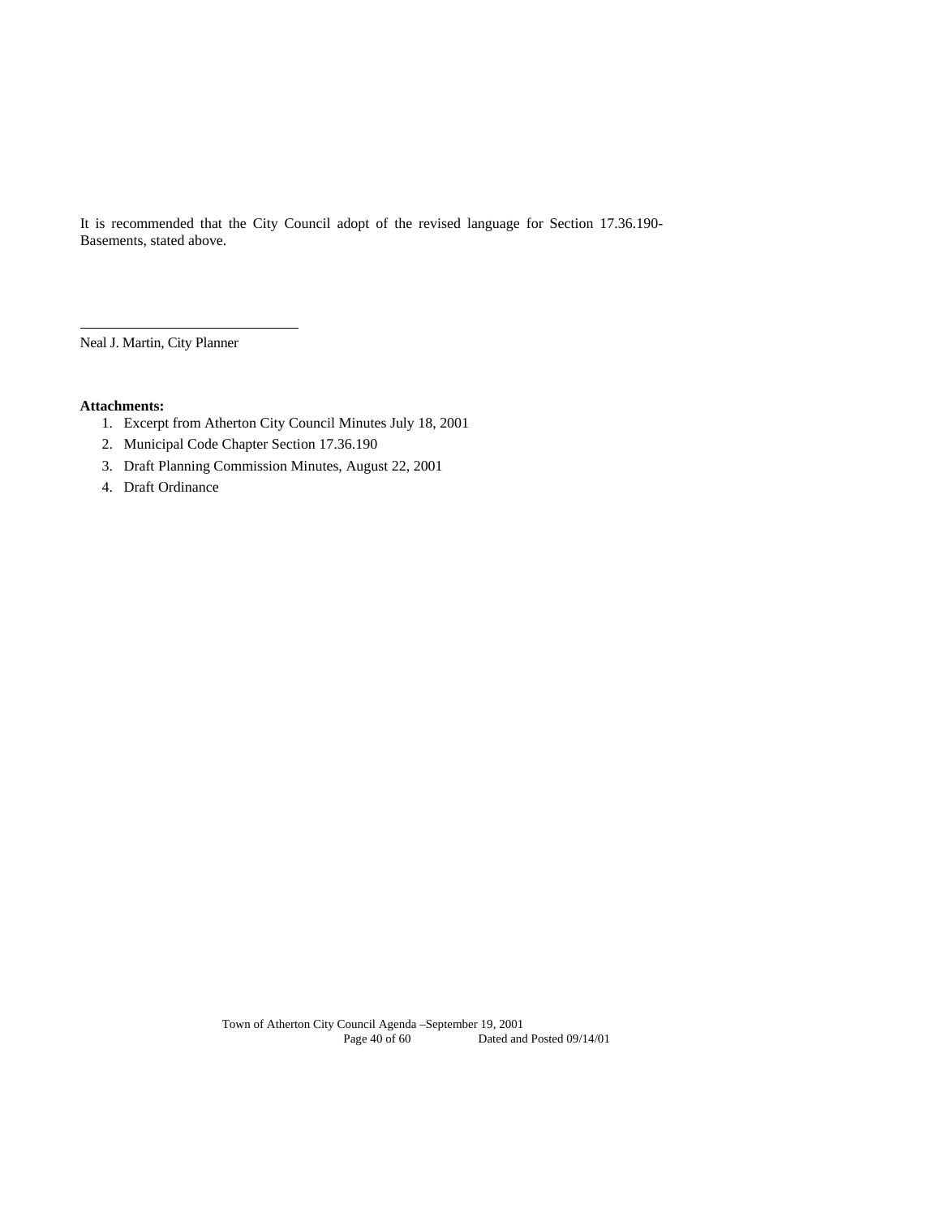It is recommended that the City Council adopt of the revised language for Section 17.36.190-Basements, stated above.

Neal J. Martin, City Planner

**Attachments:**

1. Excerpt from Atherton City Council Minutes July 18, 2001
2. Municipal Code Chapter Section 17.36.190
3. Draft Planning Commission Minutes, August 22, 2001
4. Draft Ordinance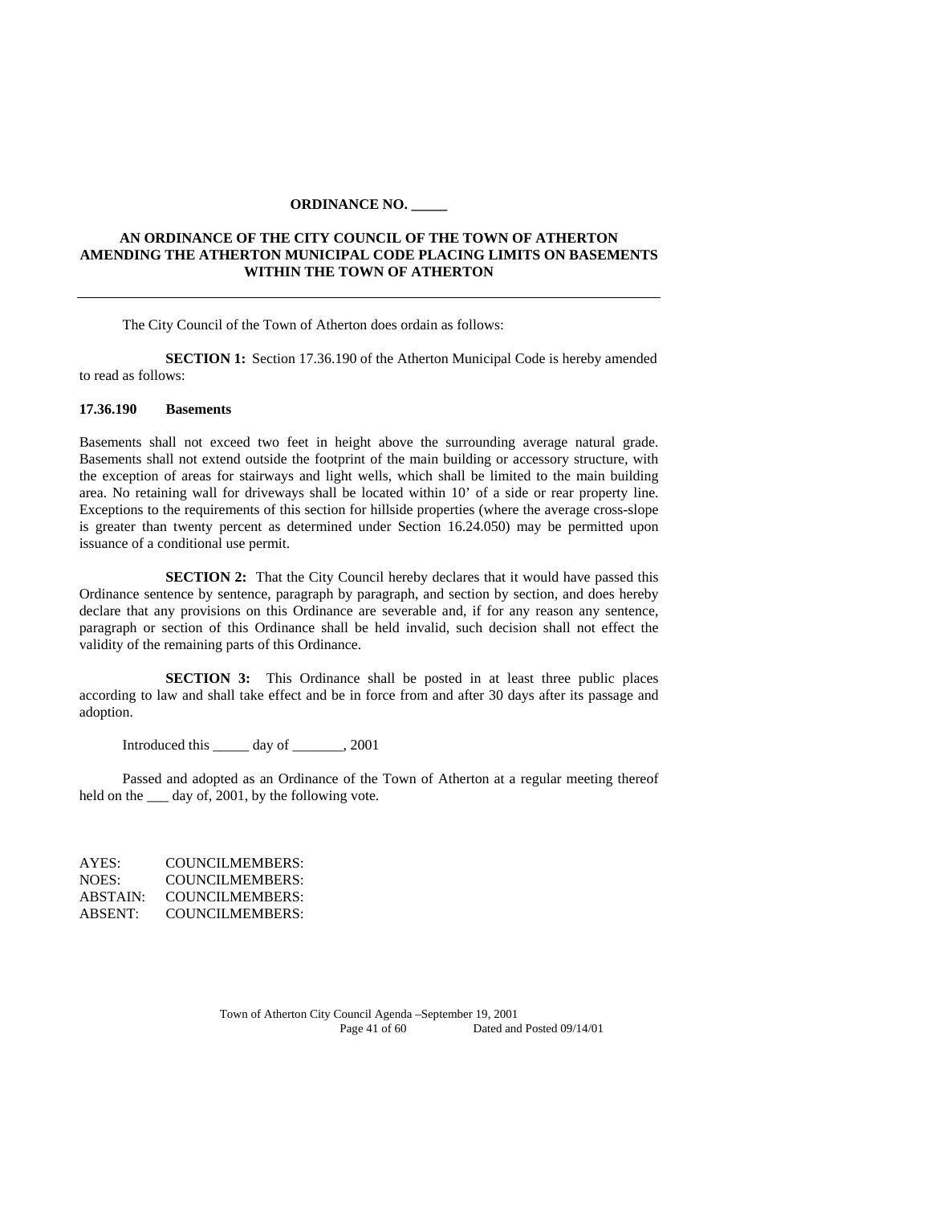**ORDINANCE NO. _____**

**AN ORDINANCE OF THE CITY COUNCIL OF THE TOWN OF ATHERTON AMENDING THE ATHERTON MUNICIPAL CODE PLACING LIMITS ON BASEMENTS WITHIN THE TOWN OF ATHERTON**

---

The City Council of the Town of Atherton does ordain as follows:

**SECTION 1:** Section 17.36.190 of the Atherton Municipal Code is hereby amended to read as follows:

**17.36.190 Basements**

Basements shall not exceed two feet in height above the surrounding average natural grade. Basements shall not extend outside the footprint of the main building or accessory structure, with the exception of areas for stairways and light wells, which shall be limited to the main building area. No retaining wall for driveways shall be located within 10' of a side or rear property line. Exceptions to the requirements of this section for hillside properties (where the average cross-slope is greater than twenty percent as determined under Section 16.24.050) may be permitted upon issuance of a conditional use permit.

**SECTION 2:** That the City Council hereby declares that it would have passed this Ordinance sentence by sentence, paragraph by paragraph, and section by section, and does hereby declare that any provisions on this Ordinance are severable and, if for any reason any sentence, paragraph or section of this Ordinance shall be held invalid, such decision shall not effect the validity of the remaining parts of this Ordinance.

**SECTION 3:** This Ordinance shall be posted in at least three public places according to law and shall take effect and be in force from and after 30 days after its passage and adoption.

Introduced this _____ day of _______, 2001

Passed and adopted as an Ordinance of the Town of Atherton at a regular meeting thereof held on the ___ day of, 2001, by the following vote.

AYES: COUNCILMEMBERS:
NOES: COUNCILMEMBERS:
ABSTAIN: COUNCILMEMBERS:
ABSENT: COUNCILMEMBERS: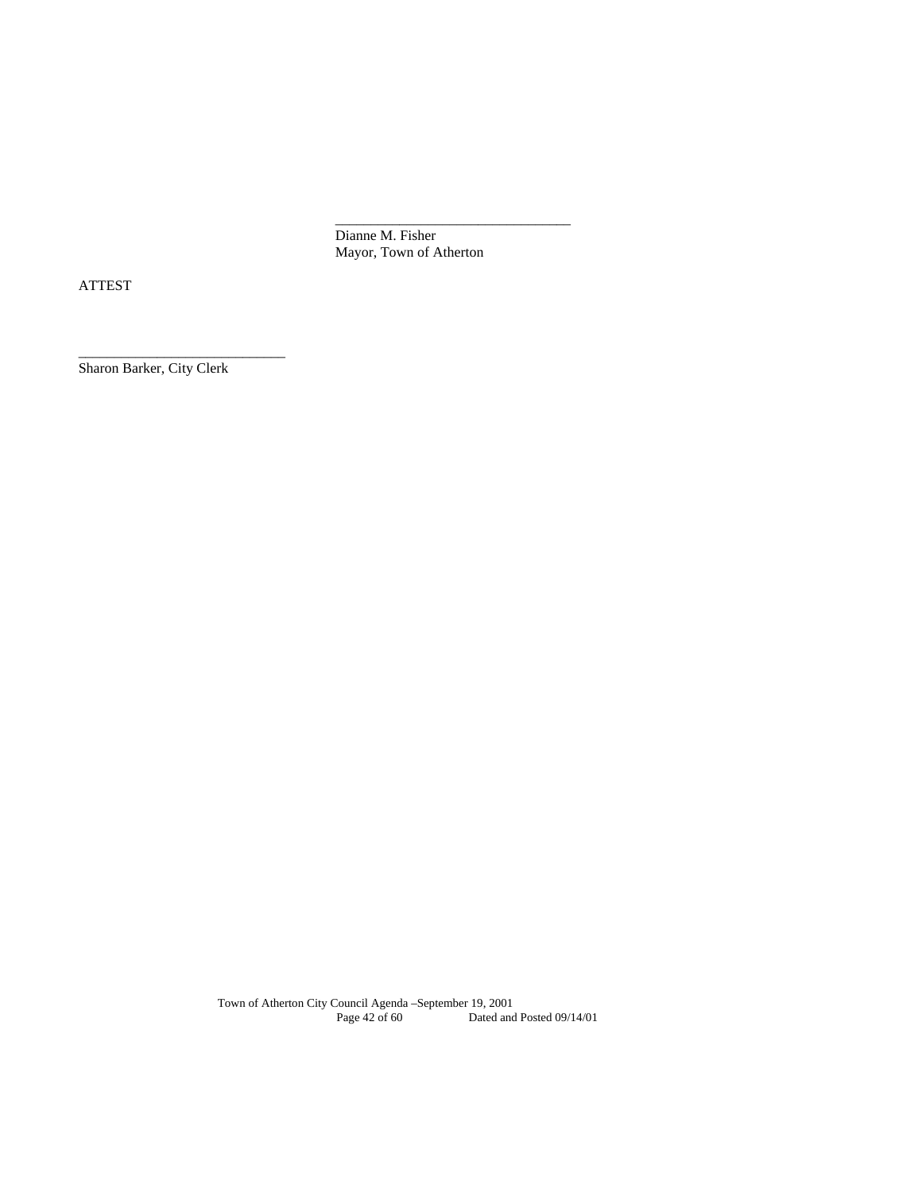\_\_\_\_\_\_\_\_\_\_\_\_\_\_\_\_\_\_\_\_\_\_\_\_\_\_\_\_\_\_\_\_
Dianne M. Fisher
Mayor, Town of Atherton

ATTEST

\_\_\_\_\_\_\_\_\_\_\_\_\_\_\_\_\_\_\_\_\_\_\_\_\_\_\_\_
Sharon Barker, City Clerk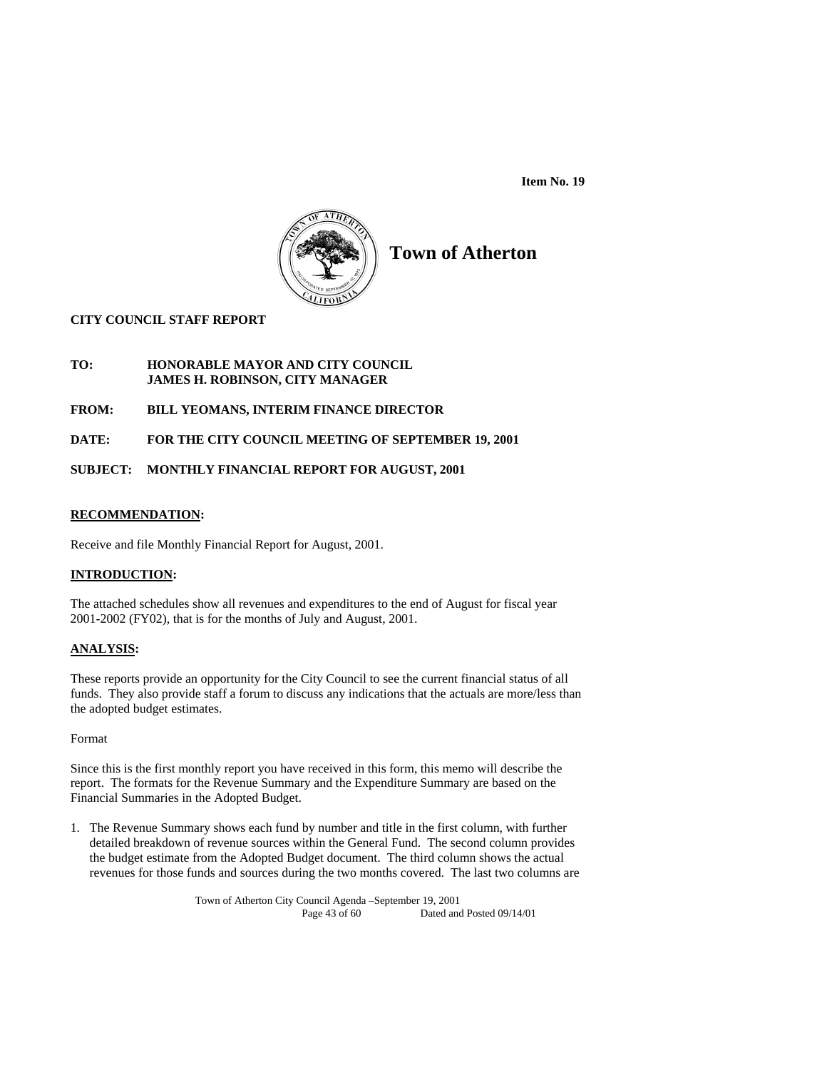**Item No. 19**

# Town of Atherton

**CITY COUNCIL STAFF REPORT**

**TO:** **HONORABLE MAYOR AND CITY COUNCIL**
**JAMES H. ROBINSON, CITY MANAGER**

**FROM:** **BILL YEOMANS, INTERIM FINANCE DIRECTOR**

**DATE:** **FOR THE CITY COUNCIL MEETING OF SEPTEMBER 19, 2001**

**SUBJECT:** **MONTHLY FINANCIAL REPORT FOR AUGUST, 2001**

## RECOMMENDATION:

Receive and file Monthly Financial Report for August, 2001.

## INTRODUCTION:

The attached schedules show all revenues and expenditures to the end of August for fiscal year 2001-2002 (FY02), that is for the months of July and August, 2001.

## ANALYSIS:

These reports provide an opportunity for the City Council to see the current financial status of all funds. They also provide staff a forum to discuss any indications that the actuals are more/less than the adopted budget estimates.

Format

Since this is the first monthly report you have received in this form, this memo will describe the report. The formats for the Revenue Summary and the Expenditure Summary are based on the Financial Summaries in the Adopted Budget.

1. The Revenue Summary shows each fund by number and title in the first column, with further detailed breakdown of revenue sources within the General Fund. The second column provides the budget estimate from the Adopted Budget document. The third column shows the actual revenues for those funds and sources during the two months covered. The last two columns are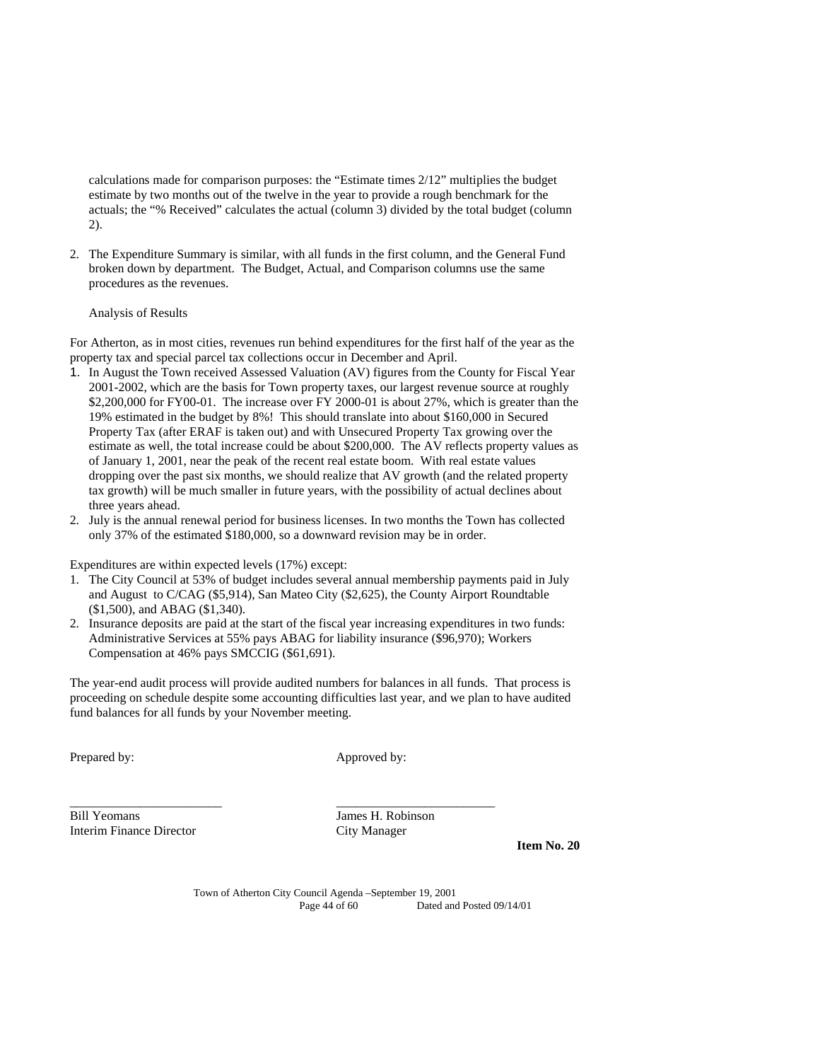calculations made for comparison purposes: the "Estimate times 2/12" multiplies the budget estimate by two months out of the twelve in the year to provide a rough benchmark for the actuals; the "% Received" calculates the actual (column 3) divided by the total budget (column 2).

2. The Expenditure Summary is similar, with all funds in the first column, and the General Fund broken down by department. The Budget, Actual, and Comparison columns use the same procedures as the revenues.

Analysis of Results

For Atherton, as in most cities, revenues run behind expenditures for the first half of the year as the property tax and special parcel tax collections occur in December and April.

1. In August the Town received Assessed Valuation (AV) figures from the County for Fiscal Year 2001-2002, which are the basis for Town property taxes, our largest revenue source at roughly $2,200,000 for FY00-01. The increase over FY 2000-01 is about 27%, which is greater than the 19% estimated in the budget by 8%! This should translate into about $160,000 in Secured Property Tax (after ERAF is taken out) and with Unsecured Property Tax growing over the estimate as well, the total increase could be about $200,000. The AV reflects property values as of January 1, 2001, near the peak of the recent real estate boom. With real estate values dropping over the past six months, we should realize that AV growth (and the related property tax growth) will be much smaller in future years, with the possibility of actual declines about three years ahead.
2. July is the annual renewal period for business licenses. In two months the Town has collected only 37% of the estimated $180,000, so a downward revision may be in order.

Expenditures are within expected levels (17%) except:

1. The City Council at 53% of budget includes several annual membership payments paid in July and August to C/CAG ($5,914), San Mateo City ($2,625), the County Airport Roundtable ($1,500), and ABAG ($1,340).
2. Insurance deposits are paid at the start of the fiscal year increasing expenditures in two funds: Administrative Services at 55% pays ABAG for liability insurance ($96,970); Workers Compensation at 46% pays SMCCIG ($61,691).

The year-end audit process will provide audited numbers for balances in all funds. That process is proceeding on schedule despite some accounting difficulties last year, and we plan to have audited fund balances for all funds by your November meeting.

| Prepared by: | Approved by: |
|---|---|
| ________________________ | ________________________ |
| Bill Yeomans | James H. Robinson |
| Interim Finance Director | City Manager |

**Item No. 20**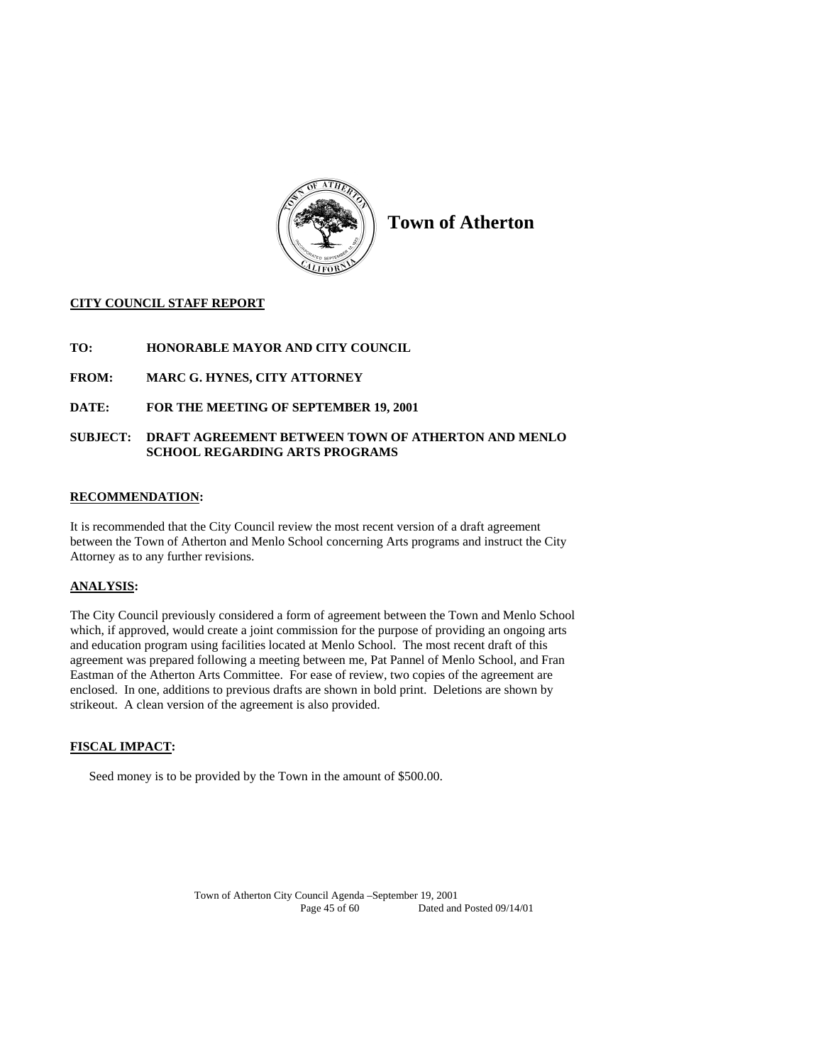# Town of Atherton

**CITY COUNCIL STAFF REPORT**

**TO:** HONORABLE MAYOR AND CITY COUNCIL

**FROM:** MARC G. HYNES, CITY ATTORNEY

**DATE:** FOR THE MEETING OF SEPTEMBER 19, 2001

**SUBJECT:** DRAFT AGREEMENT BETWEEN TOWN OF ATHERTON AND MENLO SCHOOL REGARDING ARTS PROGRAMS

## RECOMMENDATION:

It is recommended that the City Council review the most recent version of a draft agreement between the Town of Atherton and Menlo School concerning Arts programs and instruct the City Attorney as to any further revisions.

## ANALYSIS:

The City Council previously considered a form of agreement between the Town and Menlo School which, if approved, would create a joint commission for the purpose of providing an ongoing arts and education program using facilities located at Menlo School. The most recent draft of this agreement was prepared following a meeting between me, Pat Pannel of Menlo School, and Fran Eastman of the Atherton Arts Committee. For ease of review, two copies of the agreement are enclosed. In one, additions to previous drafts are shown in bold print. Deletions are shown by strikeout. A clean version of the agreement is also provided.

## FISCAL IMPACT:

Seed money is to be provided by the Town in the amount of $500.00.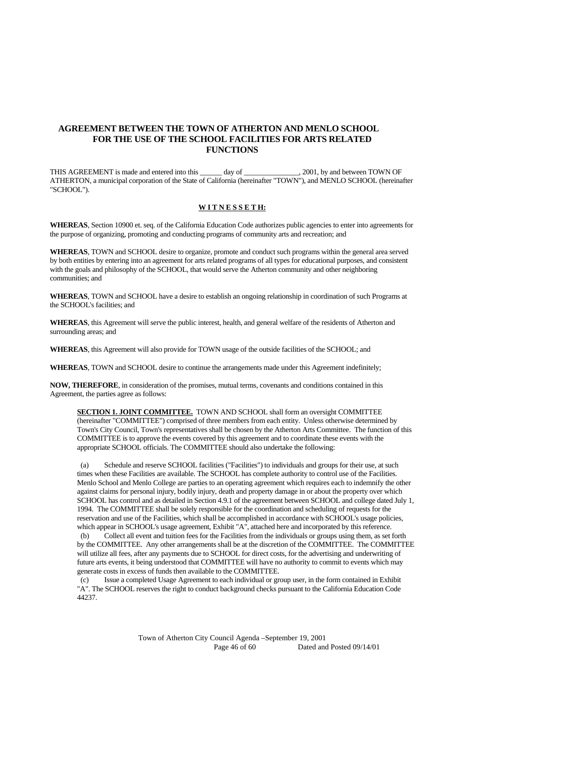# AGREEMENT BETWEEN THE TOWN OF ATHERTON AND MENLO SCHOOL FOR THE USE OF THE SCHOOL FACILITIES FOR ARTS RELATED FUNCTIONS

THIS AGREEMENT is made and entered into this ______ day of _______________, 2001, by and between TOWN OF ATHERTON, a municipal corporation of the State of California (hereinafter "TOWN"), and MENLO SCHOOL (hereinafter "SCHOOL").

**W I T N E S S E T H:**

**WHEREAS**, Section 10900 et. seq. of the California Education Code authorizes public agencies to enter into agreements for the purpose of organizing, promoting and conducting programs of community arts and recreation; and

**WHEREAS**, TOWN and SCHOOL desire to organize, promote and conduct such programs within the general area served by both entities by entering into an agreement for arts related programs of all types for educational purposes, and consistent with the goals and philosophy of the SCHOOL, that would serve the Atherton community and other neighboring communities; and

**WHEREAS**, TOWN and SCHOOL have a desire to establish an ongoing relationship in coordination of such Programs at the SCHOOL's facilities; and

**WHEREAS**, this Agreement will serve the public interest, health, and general welfare of the residents of Atherton and surrounding areas; and

**WHEREAS**, this Agreement will also provide for TOWN usage of the outside facilities of the SCHOOL; and

**WHEREAS**, TOWN and SCHOOL desire to continue the arrangements made under this Agreement indefinitely;

**NOW, THEREFORE**, in consideration of the promises, mutual terms, covenants and conditions contained in this Agreement, the parties agree as follows:

**SECTION 1. JOINT COMMITTEE.** TOWN AND SCHOOL shall form an oversight COMMITTEE (hereinafter "COMMITTEE") comprised of three members from each entity. Unless otherwise determined by Town's City Council, Town's representatives shall be chosen by the Atherton Arts Committee. The function of this COMMITTEE is to approve the events covered by this agreement and to coordinate these events with the appropriate SCHOOL officials. The COMMITTEE should also undertake the following:

(a) Schedule and reserve SCHOOL facilities ("Facilities") to individuals and groups for their use, at such times when these Facilities are available. The SCHOOL has complete authority to control use of the Facilities. Menlo School and Menlo College are parties to an operating agreement which requires each to indemnify the other against claims for personal injury, bodily injury, death and property damage in or about the property over which SCHOOL has control and as detailed in Section 4.9.1 of the agreement between SCHOOL and college dated July 1, 1994. The COMMITTEE shall be solely responsible for the coordination and scheduling of requests for the reservation and use of the Facilities, which shall be accomplished in accordance with SCHOOL's usage policies, which appear in SCHOOL's usage agreement, Exhibit "A", attached here and incorporated by this reference.

(b) Collect all event and tuition fees for the Facilities from the individuals or groups using them, as set forth by the COMMITTEE. Any other arrangements shall be at the discretion of the COMMITTEE. The COMMITTEE will utilize all fees, after any payments due to SCHOOL for direct costs, for the advertising and underwriting of future arts events, it being understood that COMMITTEE will have no authority to commit to events which may generate costs in excess of funds then available to the COMMITTEE.

(c) Issue a completed Usage Agreement to each individual or group user, in the form contained in Exhibit "A". The SCHOOL reserves the right to conduct background checks pursuant to the California Education Code 44237.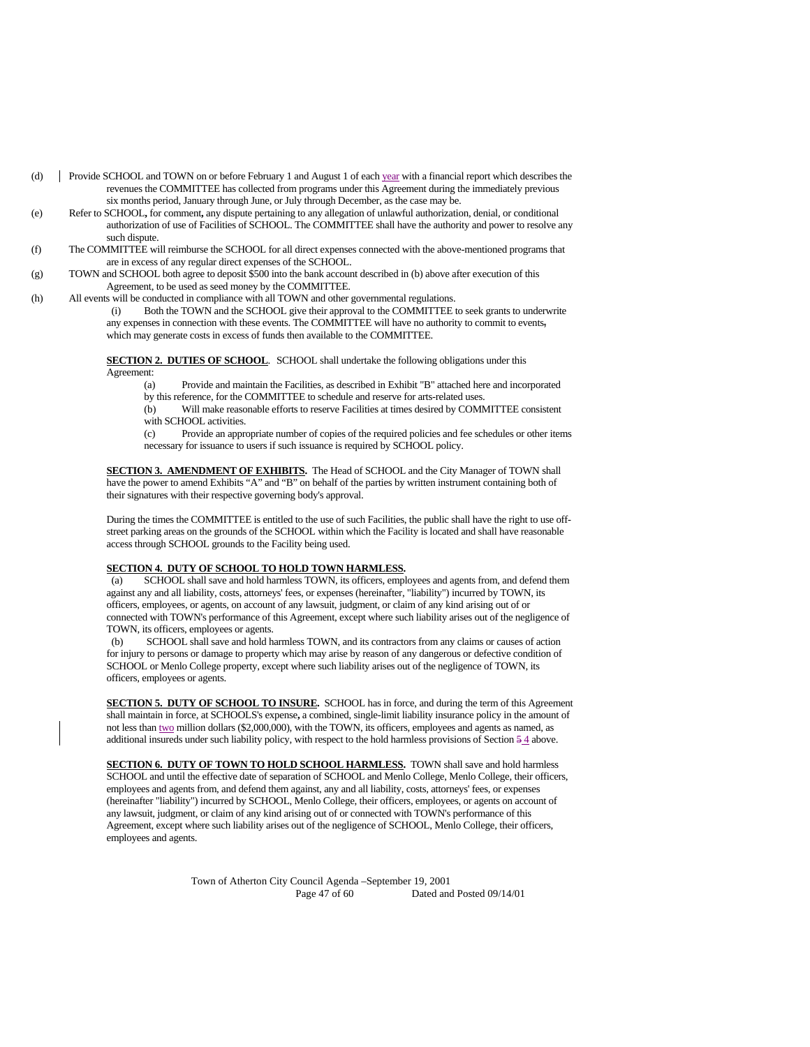(d) Provide SCHOOL and TOWN on or before February 1 and August 1 of each year with a financial report which describes the revenues the COMMITTEE has collected from programs under this Agreement during the immediately previous six months period, January through June, or July through December, as the case may be.

(e) Refer to SCHOOL, for comment, any dispute pertaining to any allegation of unlawful authorization, denial, or conditional authorization of use of Facilities of SCHOOL. The COMMITTEE shall have the authority and power to resolve any such dispute.

(f) The COMMITTEE will reimburse the SCHOOL for all direct expenses connected with the above-mentioned programs that are in excess of any regular direct expenses of the SCHOOL.

(g) TOWN and SCHOOL both agree to deposit $500 into the bank account described in (b) above after execution of this Agreement, to be used as seed money by the COMMITTEE.

(h) All events will be conducted in compliance with all TOWN and other governmental regulations.

(i) Both the TOWN and the SCHOOL give their approval to the COMMITTEE to seek grants to underwrite any expenses in connection with these events. The COMMITTEE will have no authority to commit to events, which may generate costs in excess of funds then available to the COMMITTEE.

**SECTION 2. DUTIES OF SCHOOL**. SCHOOL shall undertake the following obligations under this Agreement:

(a) Provide and maintain the Facilities, as described in Exhibit "B" attached here and incorporated by this reference, for the COMMITTEE to schedule and reserve for arts-related uses.

(b) Will make reasonable efforts to reserve Facilities at times desired by COMMITTEE consistent with SCHOOL activities.

(c) Provide an appropriate number of copies of the required policies and fee schedules or other items necessary for issuance to users if such issuance is required by SCHOOL policy.

**SECTION 3. AMENDMENT OF EXHIBITS.** The Head of SCHOOL and the City Manager of TOWN shall have the power to amend Exhibits "A" and "B" on behalf of the parties by written instrument containing both of their signatures with their respective governing body's approval.

During the times the COMMITTEE is entitled to the use of such Facilities, the public shall have the right to use off-street parking areas on the grounds of the SCHOOL within which the Facility is located and shall have reasonable access through SCHOOL grounds to the Facility being used.

**SECTION 4. DUTY OF SCHOOL TO HOLD TOWN HARMLESS.**

(a) SCHOOL shall save and hold harmless TOWN, its officers, employees and agents from, and defend them against any and all liability, costs, attorneys' fees, or expenses (hereinafter, "liability") incurred by TOWN, its officers, employees, or agents, on account of any lawsuit, judgment, or claim of any kind arising out of or connected with TOWN's performance of this Agreement, except where such liability arises out of the negligence of TOWN, its officers, employees or agents.

(b) SCHOOL shall save and hold harmless TOWN, and its contractors from any claims or causes of action for injury to persons or damage to property which may arise by reason of any dangerous or defective condition of SCHOOL or Menlo College property, except where such liability arises out of the negligence of TOWN, its officers, employees or agents.

**SECTION 5. DUTY OF SCHOOL TO INSURE.** SCHOOL has in force, and during the term of this Agreement shall maintain in force, at SCHOOLS's expense, a combined, single-limit liability insurance policy in the amount of not less than two million dollars ($2,000,000), with the TOWN, its officers, employees and agents as named, as additional insureds under such liability policy, with respect to the hold harmless provisions of Section ~~5~~ 4 above.

**SECTION 6. DUTY OF TOWN TO HOLD SCHOOL HARMLESS.** TOWN shall save and hold harmless SCHOOL and until the effective date of separation of SCHOOL and Menlo College, Menlo College, their officers, employees and agents from, and defend them against, any and all liability, costs, attorneys' fees, or expenses (hereinafter "liability") incurred by SCHOOL, Menlo College, their officers, employees, or agents on account of any lawsuit, judgment, or claim of any kind arising out of or connected with TOWN's performance of this Agreement, except where such liability arises out of the negligence of SCHOOL, Menlo College, their officers, employees and agents.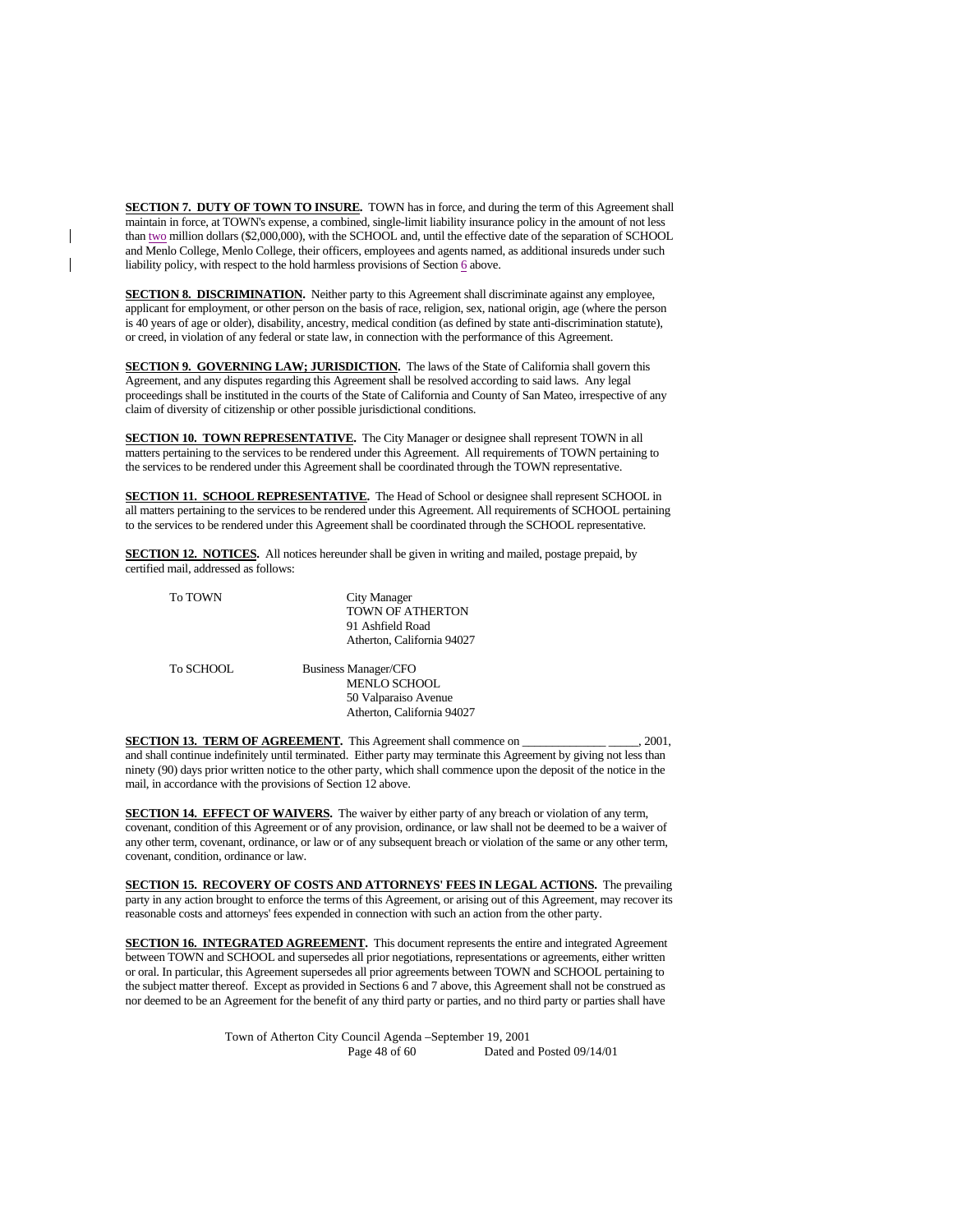**SECTION 7. DUTY OF TOWN TO INSURE.** TOWN has in force, and during the term of this Agreement shall maintain in force, at TOWN's expense, a combined, single-limit liability insurance policy in the amount of not less than two million dollars ($2,000,000), with the SCHOOL and, until the effective date of the separation of SCHOOL and Menlo College, Menlo College, their officers, employees and agents named, as additional insureds under such liability policy, with respect to the hold harmless provisions of Section 6 above.

**SECTION 8. DISCRIMINATION.** Neither party to this Agreement shall discriminate against any employee, applicant for employment, or other person on the basis of race, religion, sex, national origin, age (where the person is 40 years of age or older), disability, ancestry, medical condition (as defined by state anti-discrimination statute), or creed, in violation of any federal or state law, in connection with the performance of this Agreement.

**SECTION 9. GOVERNING LAW; JURISDICTION.** The laws of the State of California shall govern this Agreement, and any disputes regarding this Agreement shall be resolved according to said laws. Any legal proceedings shall be instituted in the courts of the State of California and County of San Mateo, irrespective of any claim of diversity of citizenship or other possible jurisdictional conditions.

**SECTION 10. TOWN REPRESENTATIVE.** The City Manager or designee shall represent TOWN in all matters pertaining to the services to be rendered under this Agreement. All requirements of TOWN pertaining to the services to be rendered under this Agreement shall be coordinated through the TOWN representative.

**SECTION 11. SCHOOL REPRESENTATIVE.** The Head of School or designee shall represent SCHOOL in all matters pertaining to the services to be rendered under this Agreement. All requirements of SCHOOL pertaining to the services to be rendered under this Agreement shall be coordinated through the SCHOOL representative.

**SECTION 12. NOTICES.** All notices hereunder shall be given in writing and mailed, postage prepaid, by certified mail, addressed as follows:

To TOWN

City Manager
TOWN OF ATHERTON
91 Ashfield Road
Atherton, California 94027

To SCHOOL

Business Manager/CFO
MENLO SCHOOL
50 Valparaiso Avenue
Atherton, California 94027

**SECTION 13. TERM OF AGREEMENT.** This Agreement shall commence on _____________ _____, 2001, and shall continue indefinitely until terminated. Either party may terminate this Agreement by giving not less than ninety (90) days prior written notice to the other party, which shall commence upon the deposit of the notice in the mail, in accordance with the provisions of Section 12 above.

**SECTION 14. EFFECT OF WAIVERS.** The waiver by either party of any breach or violation of any term, covenant, condition of this Agreement or of any provision, ordinance, or law shall not be deemed to be a waiver of any other term, covenant, ordinance, or law or of any subsequent breach or violation of the same or any other term, covenant, condition, ordinance or law.

**SECTION 15. RECOVERY OF COSTS AND ATTORNEYS' FEES IN LEGAL ACTIONS.** The prevailing party in any action brought to enforce the terms of this Agreement, or arising out of this Agreement, may recover its reasonable costs and attorneys' fees expended in connection with such an action from the other party.

**SECTION 16. INTEGRATED AGREEMENT.** This document represents the entire and integrated Agreement between TOWN and SCHOOL and supersedes all prior negotiations, representations or agreements, either written or oral. In particular, this Agreement supersedes all prior agreements between TOWN and SCHOOL pertaining to the subject matter thereof. Except as provided in Sections 6 and 7 above, this Agreement shall not be construed as nor deemed to be an Agreement for the benefit of any third party or parties, and no third party or parties shall have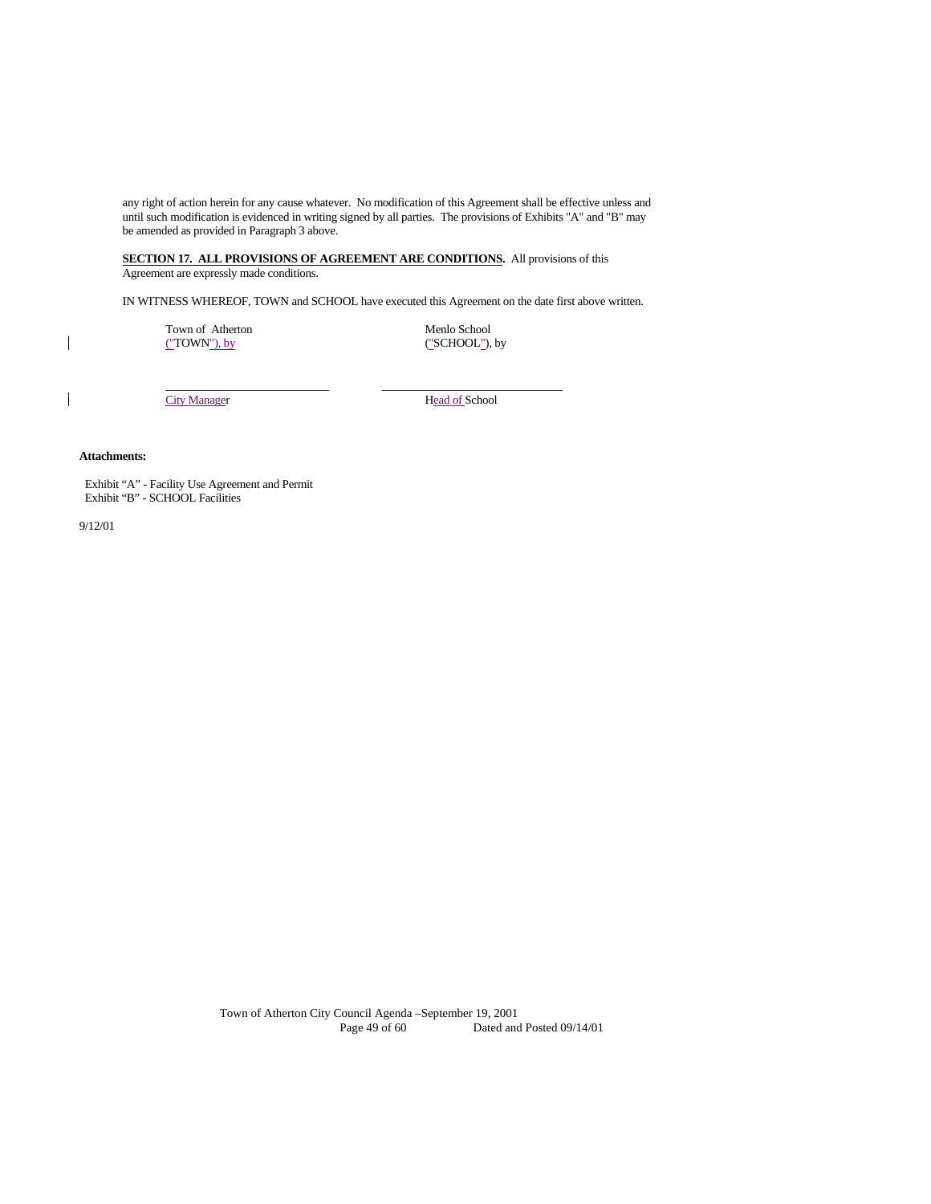any right of action herein for any cause whatever. No modification of this Agreement shall be effective unless and until such modification is evidenced in writing signed by all parties. The provisions of Exhibits "A" and "B" may be amended as provided in Paragraph 3 above.

**SECTION 17. ALL PROVISIONS OF AGREEMENT ARE CONDITIONS.** All provisions of this Agreement are expressly made conditions.

IN WITNESS WHEREOF, TOWN and SCHOOL have executed this Agreement on the date first above written.

| Town of Atherton ("TOWN"), by | Menlo School ("SCHOOL"), by |
|---|---|
| _________________________ | _________________________ |
| City Manager | Head of School |

**Attachments:**

Exhibit "A" - Facility Use Agreement and Permit
Exhibit "B" - SCHOOL Facilities

9/12/01

Town of Atherton City Council Agenda –September 19, 2001
Dated and Posted 09/14/01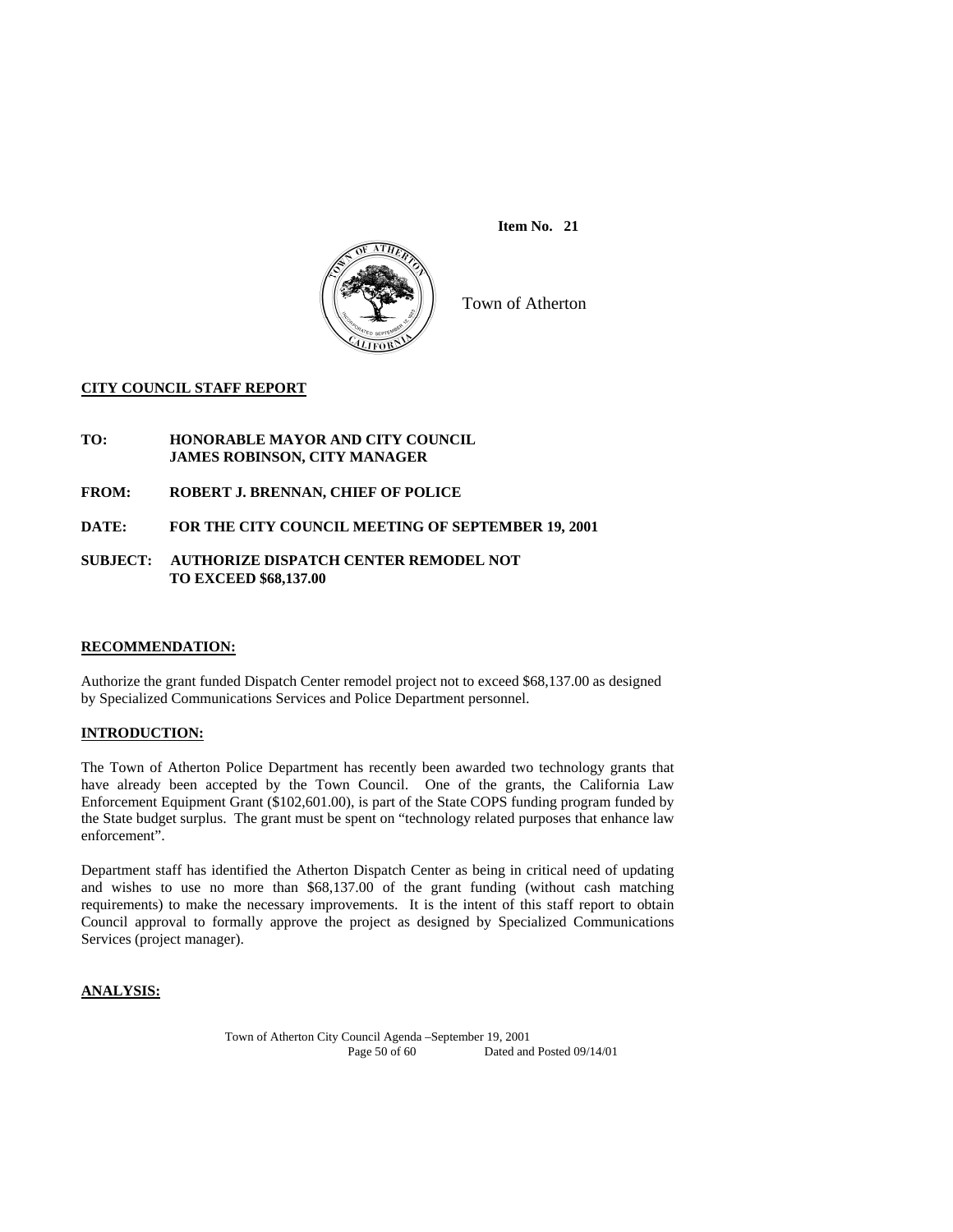**Item No. 21**

Town of Atherton

**CITY COUNCIL STAFF REPORT**

**TO:** **HONORABLE MAYOR AND CITY COUNCIL**
**JAMES ROBINSON, CITY MANAGER**

**FROM:** **ROBERT J. BRENNAN, CHIEF OF POLICE**

**DATE:** **FOR THE CITY COUNCIL MEETING OF SEPTEMBER 19, 2001**

**SUBJECT:** **AUTHORIZE DISPATCH CENTER REMODEL NOT TO EXCEED $68,137.00**

**RECOMMENDATION:**

Authorize the grant funded Dispatch Center remodel project not to exceed $68,137.00 as designed by Specialized Communications Services and Police Department personnel.

**INTRODUCTION:**

The Town of Atherton Police Department has recently been awarded two technology grants that have already been accepted by the Town Council. One of the grants, the California Law Enforcement Equipment Grant ($102,601.00), is part of the State COPS funding program funded by the State budget surplus. The grant must be spent on "technology related purposes that enhance law enforcement".

Department staff has identified the Atherton Dispatch Center as being in critical need of updating and wishes to use no more than $68,137.00 of the grant funding (without cash matching requirements) to make the necessary improvements. It is the intent of this staff report to obtain Council approval to formally approve the project as designed by Specialized Communications Services (project manager).

**ANALYSIS:**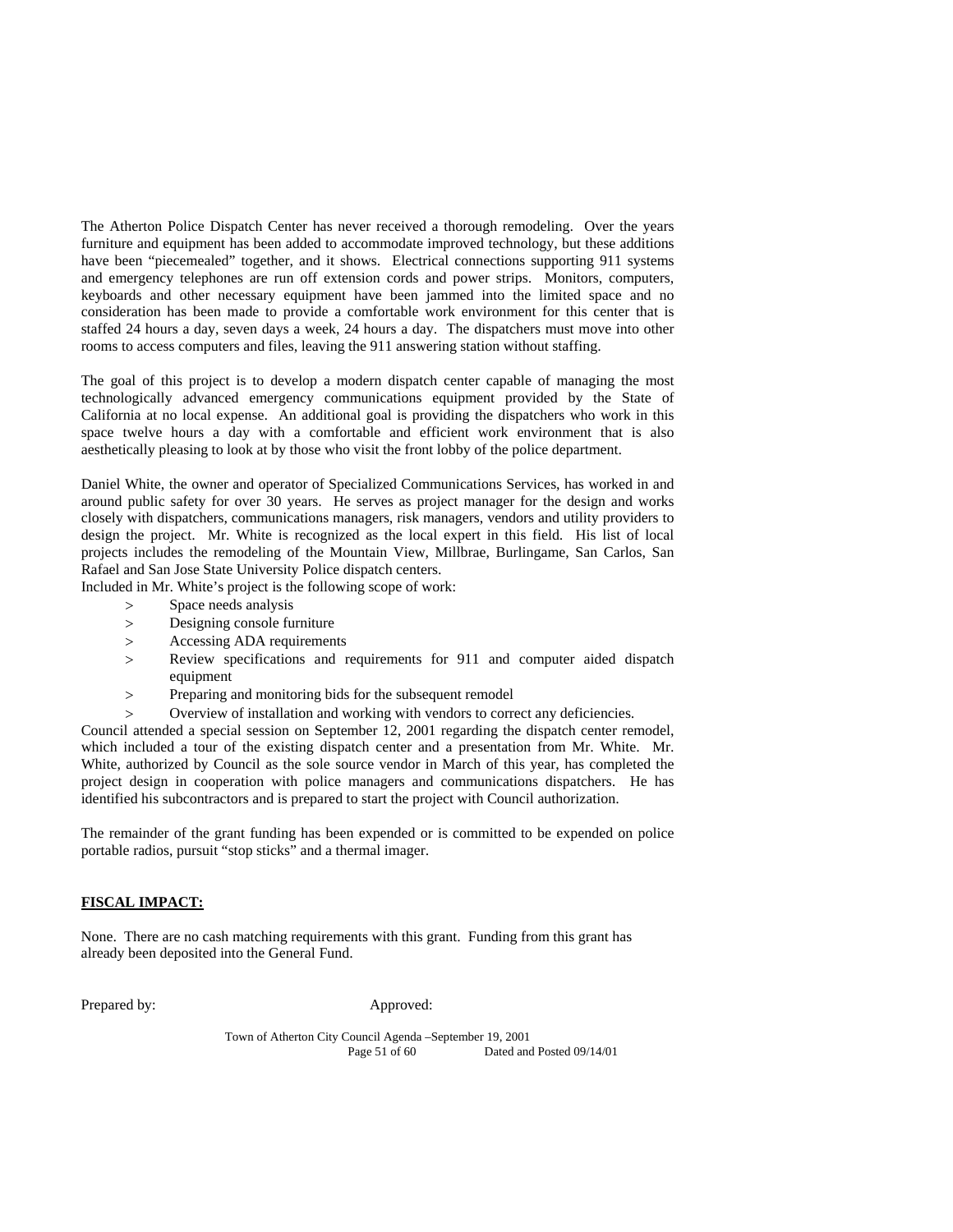The Atherton Police Dispatch Center has never received a thorough remodeling. Over the years furniture and equipment has been added to accommodate improved technology, but these additions have been "piecemealed" together, and it shows. Electrical connections supporting 911 systems and emergency telephones are run off extension cords and power strips. Monitors, computers, keyboards and other necessary equipment have been jammed into the limited space and no consideration has been made to provide a comfortable work environment for this center that is staffed 24 hours a day, seven days a week, 24 hours a day. The dispatchers must move into other rooms to access computers and files, leaving the 911 answering station without staffing.

The goal of this project is to develop a modern dispatch center capable of managing the most technologically advanced emergency communications equipment provided by the State of California at no local expense. An additional goal is providing the dispatchers who work in this space twelve hours a day with a comfortable and efficient work environment that is also aesthetically pleasing to look at by those who visit the front lobby of the police department.

Daniel White, the owner and operator of Specialized Communications Services, has worked in and around public safety for over 30 years. He serves as project manager for the design and works closely with dispatchers, communications managers, risk managers, vendors and utility providers to design the project. Mr. White is recognized as the local expert in this field. His list of local projects includes the remodeling of the Mountain View, Millbrae, Burlingame, San Carlos, San Rafael and San Jose State University Police dispatch centers.

Included in Mr. White's project is the following scope of work:

- Space needs analysis
- Designing console furniture
- Accessing ADA requirements
- Review specifications and requirements for 911 and computer aided dispatch equipment
- Preparing and monitoring bids for the subsequent remodel
- Overview of installation and working with vendors to correct any deficiencies.

Council attended a special session on September 12, 2001 regarding the dispatch center remodel, which included a tour of the existing dispatch center and a presentation from Mr. White. Mr. White, authorized by Council as the sole source vendor in March of this year, has completed the project design in cooperation with police managers and communications dispatchers. He has identified his subcontractors and is prepared to start the project with Council authorization.

The remainder of the grant funding has been expended or is committed to be expended on police portable radios, pursuit "stop sticks" and a thermal imager.

## FISCAL IMPACT:

None. There are no cash matching requirements with this grant. Funding from this grant has already been deposited into the General Fund.

Prepared by: Approved: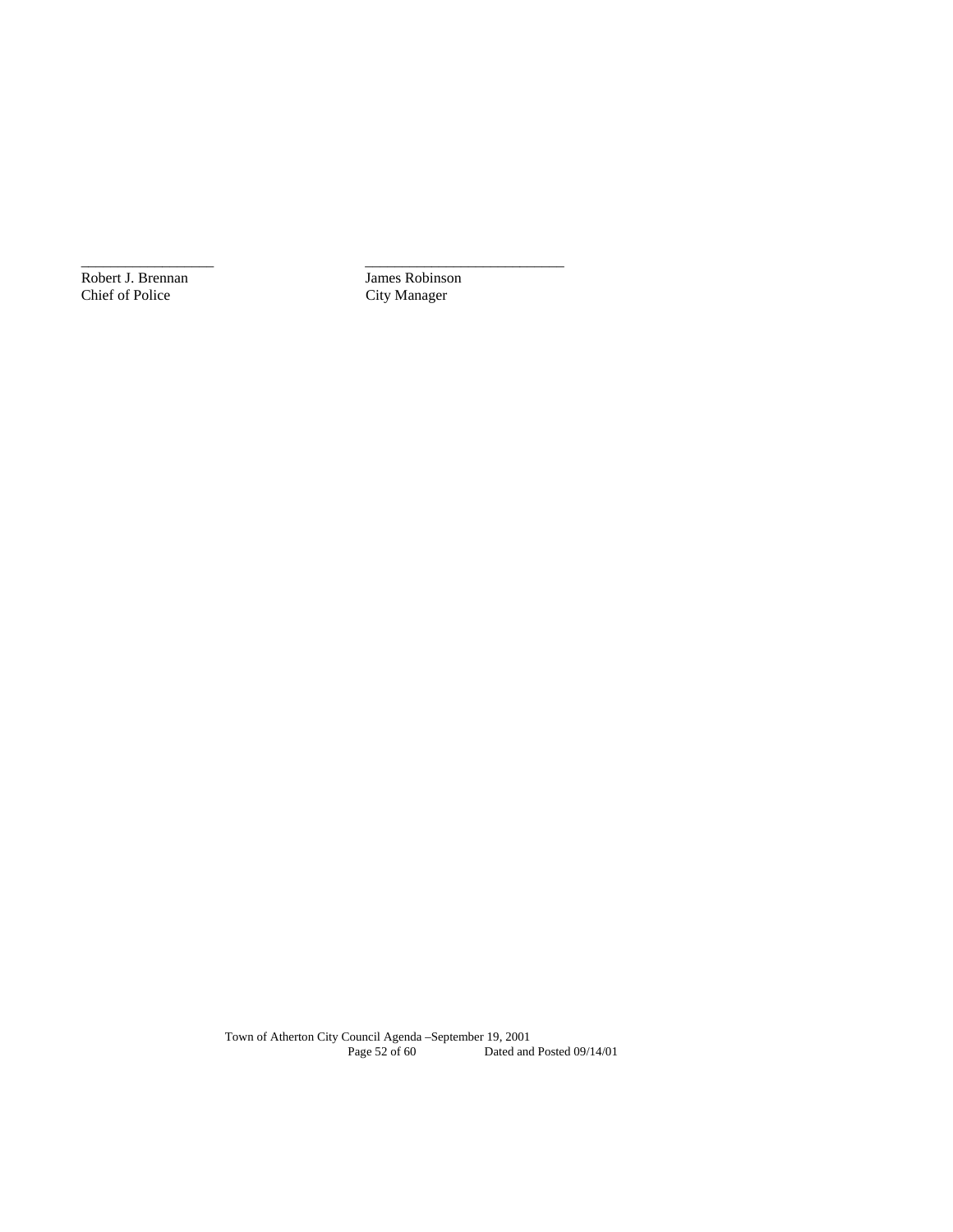\_\_\_\_\_\_\_\_\_\_\_\_\_\_\_\_\_\_\_\_ \_\_\_\_\_\_\_\_\_\_\_\_\_\_\_\_\_\_\_\_\_\_\_\_\_\_\_\_\_\_

| | |
|---|---|
| Robert J. Brennan | James Robinson |
| Chief of Police | City Manager |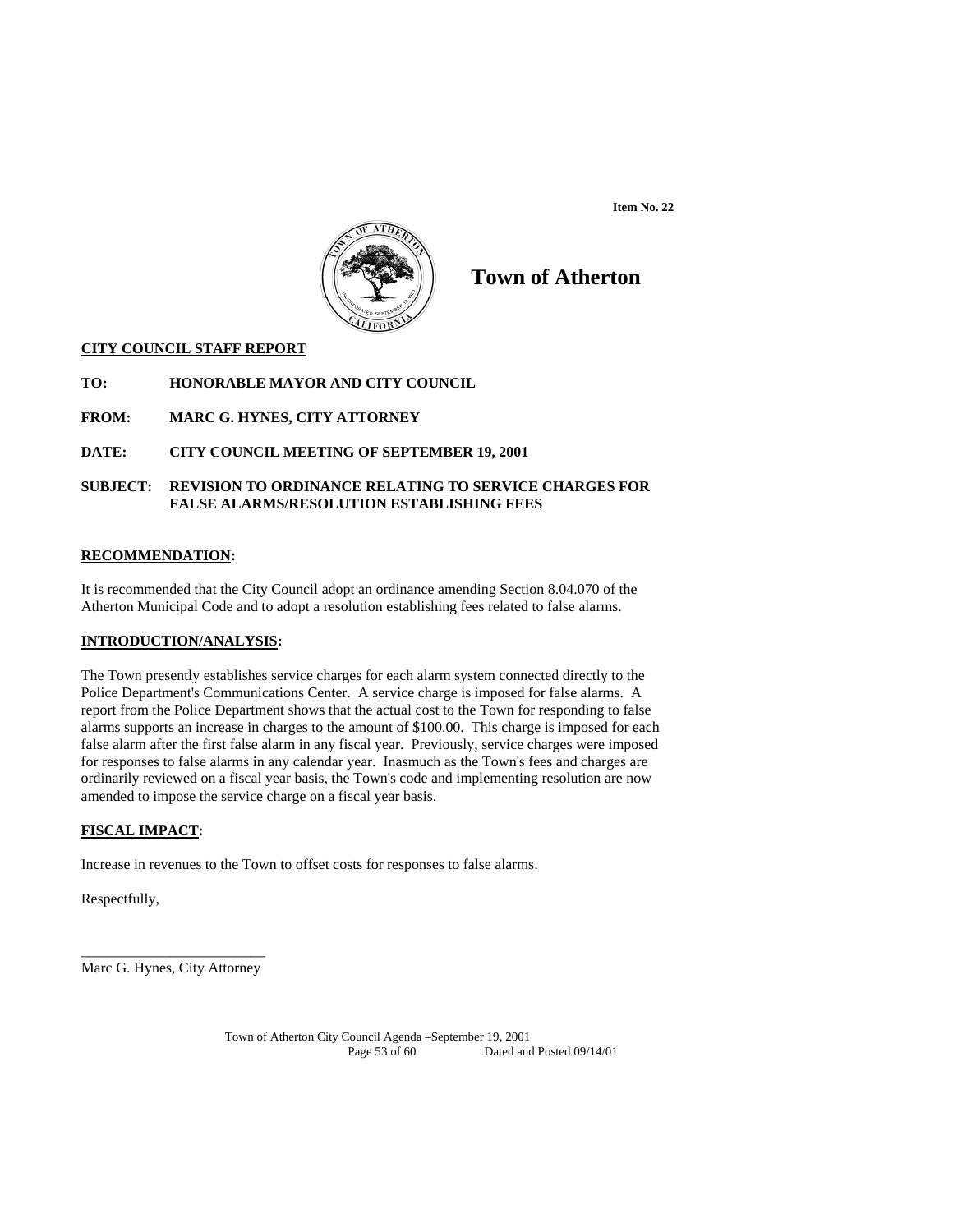**Item No. 22**

# Town of Atherton

**CITY COUNCIL STAFF REPORT**

**TO:** HONORABLE MAYOR AND CITY COUNCIL

**FROM:** MARC G. HYNES, CITY ATTORNEY

**DATE:** CITY COUNCIL MEETING OF SEPTEMBER 19, 2001

**SUBJECT:** REVISION TO ORDINANCE RELATING TO SERVICE CHARGES FOR FALSE ALARMS/RESOLUTION ESTABLISHING FEES

**RECOMMENDATION:**

It is recommended that the City Council adopt an ordinance amending Section 8.04.070 of the Atherton Municipal Code and to adopt a resolution establishing fees related to false alarms.

**INTRODUCTION/ANALYSIS:**

The Town presently establishes service charges for each alarm system connected directly to the Police Department's Communications Center. A service charge is imposed for false alarms. A report from the Police Department shows that the actual cost to the Town for responding to false alarms supports an increase in charges to the amount of $100.00. This charge is imposed for each false alarm after the first false alarm in any fiscal year. Previously, service charges were imposed for responses to false alarms in any calendar year. Inasmuch as the Town's fees and charges are ordinarily reviewed on a fiscal year basis, the Town's code and implementing resolution are now amended to impose the service charge on a fiscal year basis.

**FISCAL IMPACT:**

Increase in revenues to the Town to offset costs for responses to false alarms.

Respectfully,

\_\_\_\_\_\_\_\_\_\_\_\_\_\_\_\_\_\_\_\_\_\_\_\_\_

Marc G. Hynes, City Attorney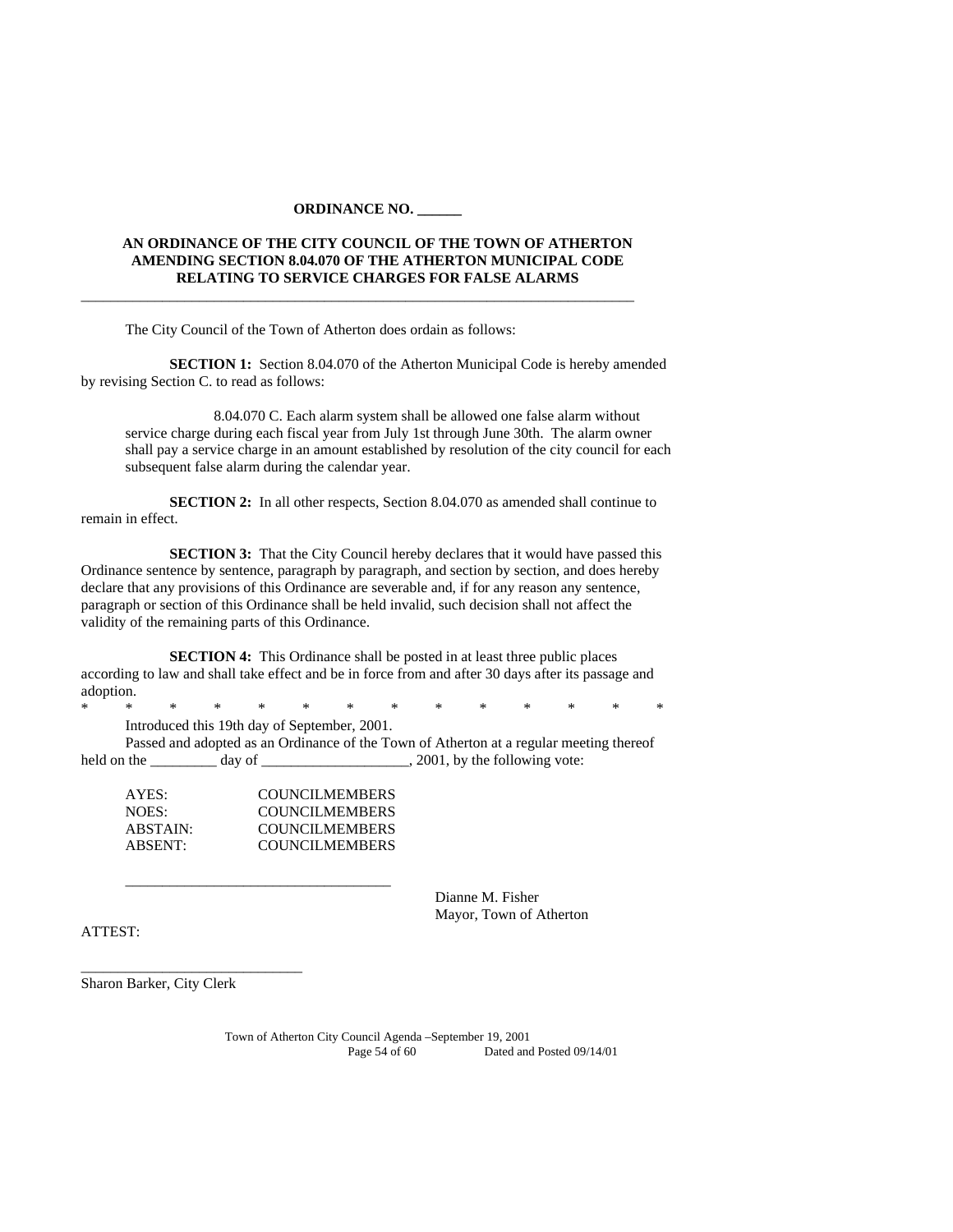**ORDINANCE NO. ______**

**AN ORDINANCE OF THE CITY COUNCIL OF THE TOWN OF ATHERTON AMENDING SECTION 8.04.070 OF THE ATHERTON MUNICIPAL CODE RELATING TO SERVICE CHARGES FOR FALSE ALARMS**

---

The City Council of the Town of Atherton does ordain as follows:

**SECTION 1:** Section 8.04.070 of the Atherton Municipal Code is hereby amended by revising Section C. to read as follows:

> 8.04.070 C. Each alarm system shall be allowed one false alarm without service charge during each fiscal year from July 1st through June 30th. The alarm owner shall pay a service charge in an amount established by resolution of the city council for each subsequent false alarm during the calendar year.

**SECTION 2:** In all other respects, Section 8.04.070 as amended shall continue to remain in effect.

**SECTION 3:** That the City Council hereby declares that it would have passed this Ordinance sentence by sentence, paragraph by paragraph, and section by section, and does hereby declare that any provisions of this Ordinance are severable and, if for any reason any sentence, paragraph or section of this Ordinance shall be held invalid, such decision shall not affect the validity of the remaining parts of this Ordinance.

**SECTION 4:** This Ordinance shall be posted in at least three public places according to law and shall take effect and be in force from and after 30 days after its passage and adoption.

\* \* \* \* \* \* \* \* \* \* \* \* \* \*

Introduced this 19th day of September, 2001.

Passed and adopted as an Ordinance of the Town of Atherton at a regular meeting thereof held on the _________ day of ___________________, 2001, by the following vote:

AYES: COUNCILMEMBERS
NOES: COUNCILMEMBERS
ABSTAIN: COUNCILMEMBERS
ABSENT: COUNCILMEMBERS

____________________________________
Dianne M. Fisher
Mayor, Town of Atherton

ATTEST:

______________________________
Sharon Barker, City Clerk

Town of Atherton City Council Agenda –September 19, 2001
Dated and Posted 09/14/01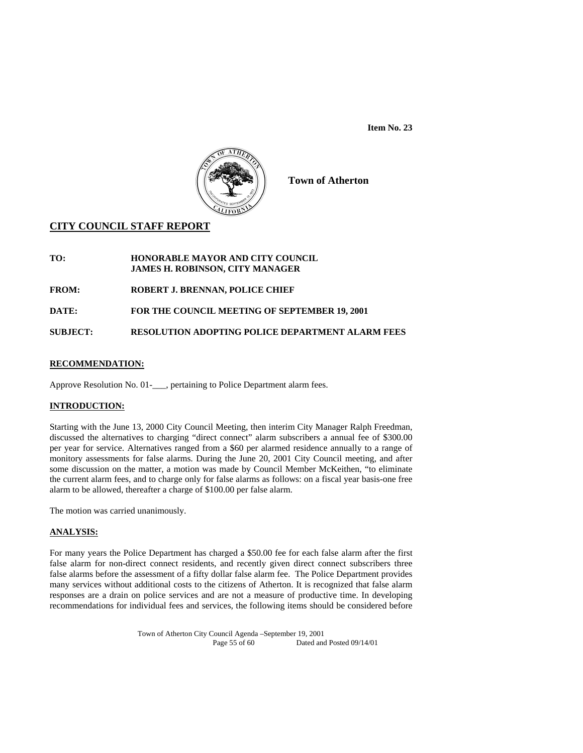**Item No. 23**

**Town of Atherton**

## CITY COUNCIL STAFF REPORT

**TO:** HONORABLE MAYOR AND CITY COUNCIL
JAMES H. ROBINSON, CITY MANAGER

**FROM:** ROBERT J. BRENNAN, POLICE CHIEF

**DATE:** FOR THE COUNCIL MEETING OF SEPTEMBER 19, 2001

**SUBJECT:** RESOLUTION ADOPTING POLICE DEPARTMENT ALARM FEES

### RECOMMENDATION:

Approve Resolution No. 01-___, pertaining to Police Department alarm fees.

### INTRODUCTION:

Starting with the June 13, 2000 City Council Meeting, then interim City Manager Ralph Freedman, discussed the alternatives to charging "direct connect" alarm subscribers a annual fee of $300.00 per year for service. Alternatives ranged from a $60 per alarmed residence annually to a range of monitory assessments for false alarms. During the June 20, 2001 City Council meeting, and after some discussion on the matter, a motion was made by Council Member McKeithen, "to eliminate the current alarm fees, and to charge only for false alarms as follows: on a fiscal year basis-one free alarm to be allowed, thereafter a charge of $100.00 per false alarm.

The motion was carried unanimously.

### ANALYSIS:

For many years the Police Department has charged a $50.00 fee for each false alarm after the first false alarm for non-direct connect residents, and recently given direct connect subscribers three false alarms before the assessment of a fifty dollar false alarm fee. The Police Department provides many services without additional costs to the citizens of Atherton. It is recognized that false alarm responses are a drain on police services and are not a measure of productive time. In developing recommendations for individual fees and services, the following items should be considered before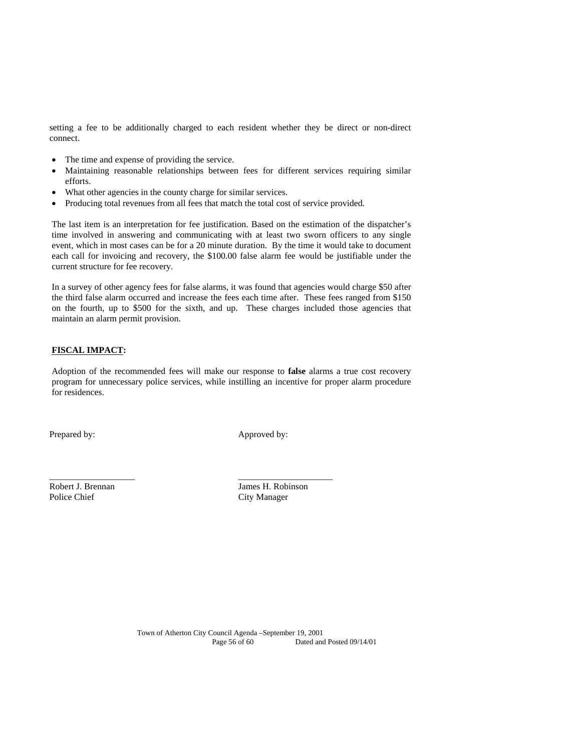setting a fee to be additionally charged to each resident whether they be direct or non-direct connect.

- The time and expense of providing the service.
- Maintaining reasonable relationships between fees for different services requiring similar efforts.
- What other agencies in the county charge for similar services.
- Producing total revenues from all fees that match the total cost of service provided.

The last item is an interpretation for fee justification. Based on the estimation of the dispatcher's time involved in answering and communicating with at least two sworn officers to any single event, which in most cases can be for a 20 minute duration. By the time it would take to document each call for invoicing and recovery, the $100.00 false alarm fee would be justifiable under the current structure for fee recovery.

In a survey of other agency fees for false alarms, it was found that agencies would charge $50 after the third false alarm occurred and increase the fees each time after. These fees ranged from $150 on the fourth, up to $500 for the sixth, and up. These charges included those agencies that maintain an alarm permit provision.

**FISCAL IMPACT:**

Adoption of the recommended fees will make our response to **false** alarms a true cost recovery program for unnecessary police services, while instilling an incentive for proper alarm procedure for residences.

Prepared by: Approved by:

\_\_\_\_\_\_\_\_\_\_\_\_\_\_\_\_\_\_\_ \_\_\_\_\_\_\_\_\_\_\_\_\_\_\_\_\_\_\_\_\_

Robert J. Brennan
Police Chief

James H. Robinson
City Manager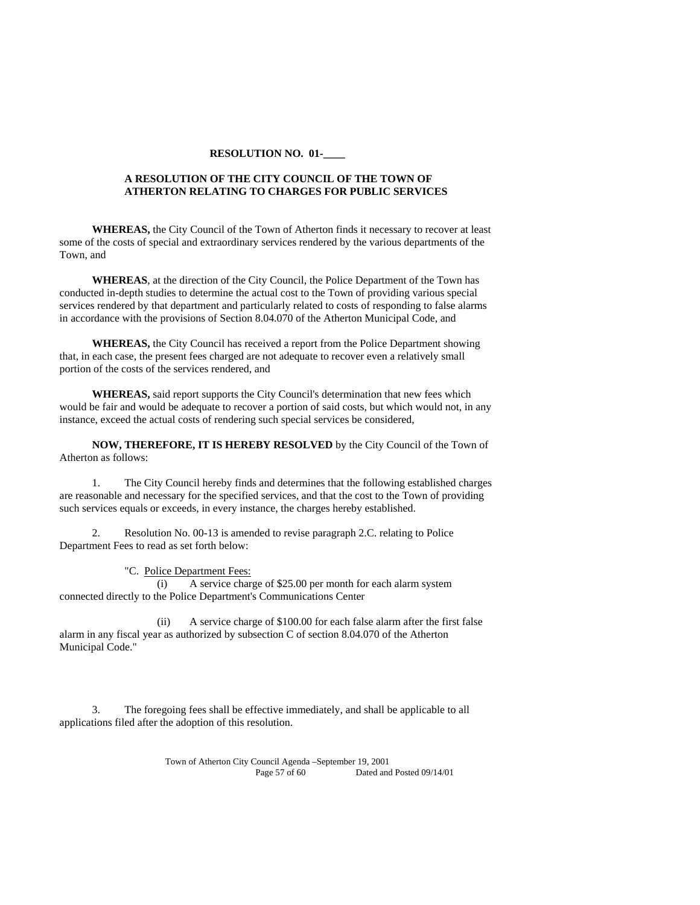**RESOLUTION NO. 01-____**

**A RESOLUTION OF THE CITY COUNCIL OF THE TOWN OF ATHERTON RELATING TO CHARGES FOR PUBLIC SERVICES**

**WHEREAS,** the City Council of the Town of Atherton finds it necessary to recover at least some of the costs of special and extraordinary services rendered by the various departments of the Town, and

**WHEREAS**, at the direction of the City Council, the Police Department of the Town has conducted in-depth studies to determine the actual cost to the Town of providing various special services rendered by that department and particularly related to costs of responding to false alarms in accordance with the provisions of Section 8.04.070 of the Atherton Municipal Code, and

**WHEREAS,** the City Council has received a report from the Police Department showing that, in each case, the present fees charged are not adequate to recover even a relatively small portion of the costs of the services rendered, and

**WHEREAS,** said report supports the City Council's determination that new fees which would be fair and would be adequate to recover a portion of said costs, but which would not, in any instance, exceed the actual costs of rendering such special services be considered,

**NOW, THEREFORE, IT IS HEREBY RESOLVED** by the City Council of the Town of Atherton as follows:

1. The City Council hereby finds and determines that the following established charges are reasonable and necessary for the specified services, and that the cost to the Town of providing such services equals or exceeds, in every instance, the charges hereby established.

2. Resolution No. 00-13 is amended to revise paragraph 2.C. relating to Police Department Fees to read as set forth below:

"C. <u>Police Department Fees:</u>

(i) A service charge of $25.00 per month for each alarm system connected directly to the Police Department's Communications Center

(ii) A service charge of $100.00 for each false alarm after the first false alarm in any fiscal year as authorized by subsection C of section 8.04.070 of the Atherton Municipal Code."

3. The foregoing fees shall be effective immediately, and shall be applicable to all applications filed after the adoption of this resolution.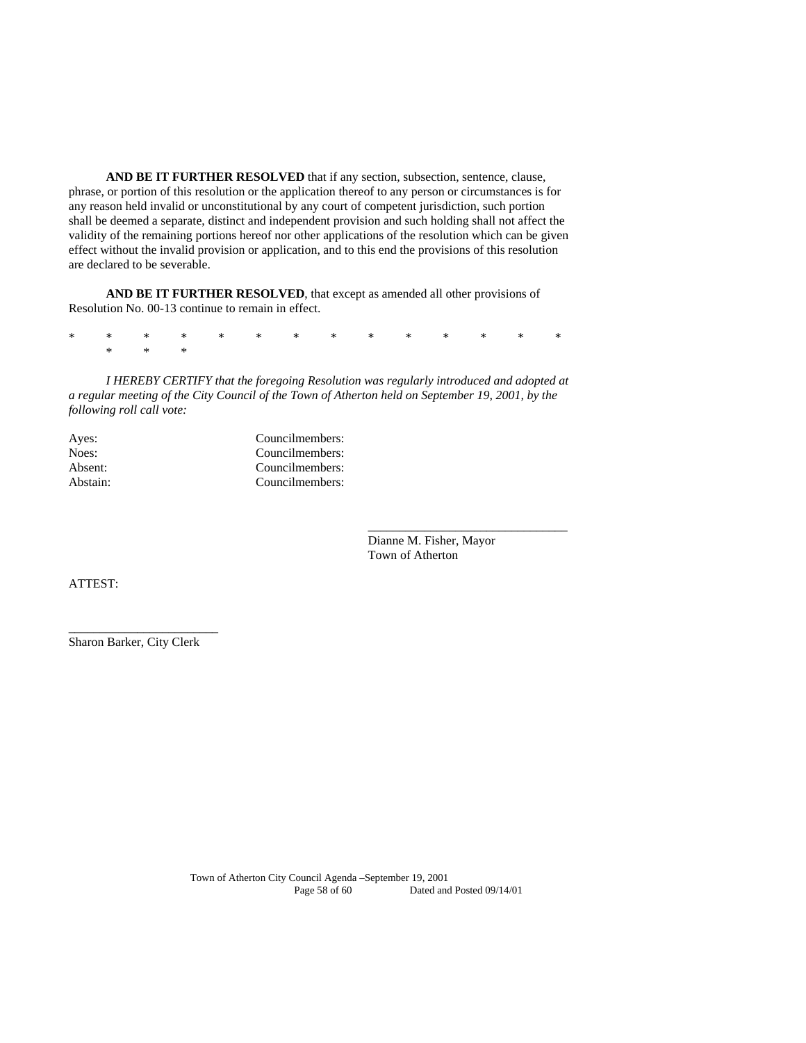**AND BE IT FURTHER RESOLVED** that if any section, subsection, sentence, clause, phrase, or portion of this resolution or the application thereof to any person or circumstances is for any reason held invalid or unconstitutional by any court of competent jurisdiction, such portion shall be deemed a separate, distinct and independent provision and such holding shall not affect the validity of the remaining portions hereof nor other applications of the resolution which can be given effect without the invalid provision or application, and to this end the provisions of this resolution are declared to be severable.

**AND BE IT FURTHER RESOLVED**, that except as amended all other provisions of Resolution No. 00-13 continue to remain in effect.

\* \* \* \* \* \* \* \* \* \* \* \* \* \* \* \* \*

*I HEREBY CERTIFY that the foregoing Resolution was regularly introduced and adopted at a regular meeting of the City Council of the Town of Atherton held on September 19, 2001, by the following roll call vote:*

Ayes: Councilmembers:
Noes: Councilmembers:
Absent: Councilmembers:
Abstain: Councilmembers:

\_\_\_\_\_\_\_\_\_\_\_\_\_\_\_\_\_\_\_\_\_\_\_\_\_\_\_\_\_\_\_\_
Dianne M. Fisher, Mayor
Town of Atherton

ATTEST:

\_\_\_\_\_\_\_\_\_\_\_\_\_\_\_\_\_\_\_\_\_\_\_\_
Sharon Barker, City Clerk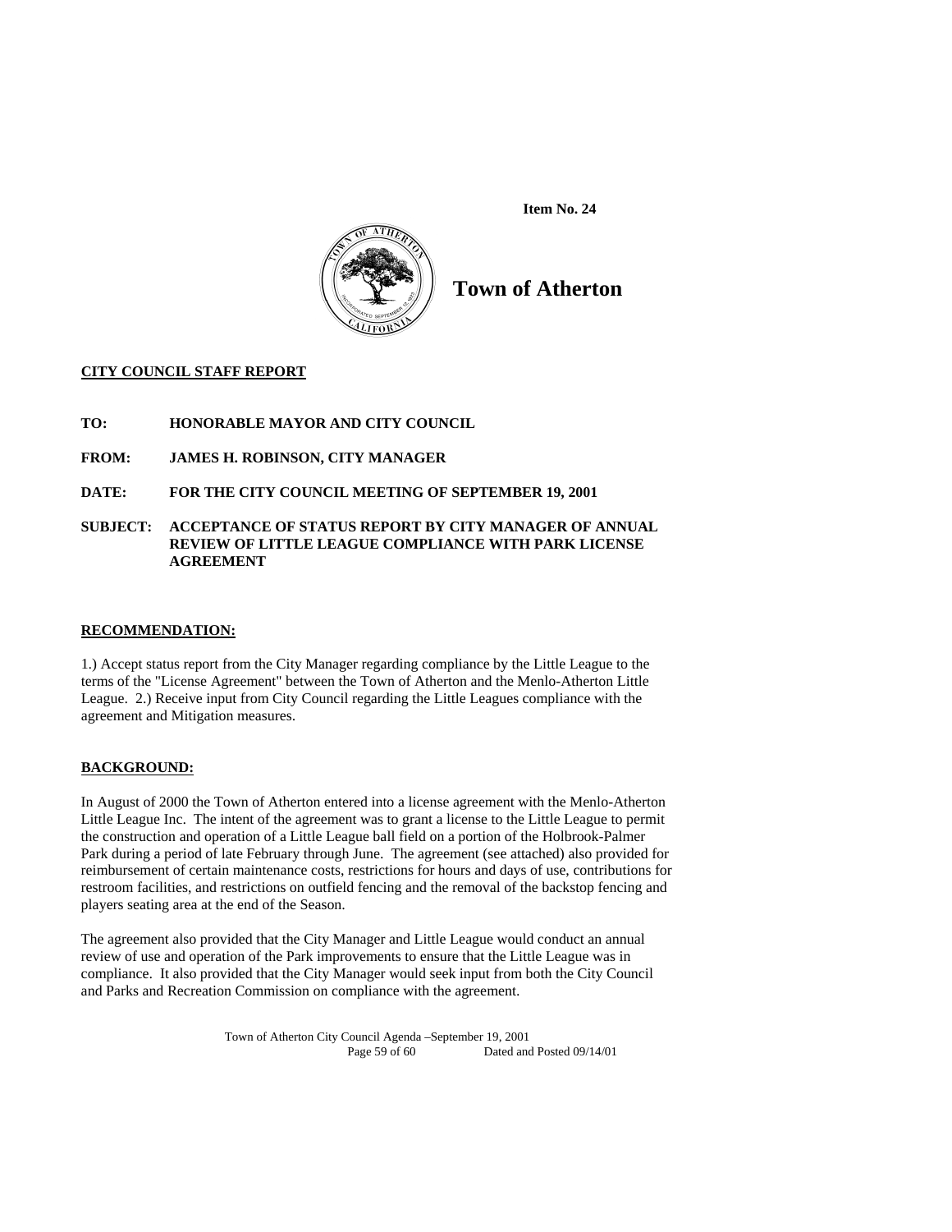**Item No. 24**

# Town of Atherton

**CITY COUNCIL STAFF REPORT**

**TO: HONORABLE MAYOR AND CITY COUNCIL**

**FROM: JAMES H. ROBINSON, CITY MANAGER**

**DATE: FOR THE CITY COUNCIL MEETING OF SEPTEMBER 19, 2001**

**SUBJECT: ACCEPTANCE OF STATUS REPORT BY CITY MANAGER OF ANNUAL REVIEW OF LITTLE LEAGUE COMPLIANCE WITH PARK LICENSE AGREEMENT**

**RECOMMENDATION:**

1.) Accept status report from the City Manager regarding compliance by the Little League to the terms of the "License Agreement" between the Town of Atherton and the Menlo-Atherton Little League. 2.) Receive input from City Council regarding the Little Leagues compliance with the agreement and Mitigation measures.

**BACKGROUND:**

In August of 2000 the Town of Atherton entered into a license agreement with the Menlo-Atherton Little League Inc. The intent of the agreement was to grant a license to the Little League to permit the construction and operation of a Little League ball field on a portion of the Holbrook-Palmer Park during a period of late February through June. The agreement (see attached) also provided for reimbursement of certain maintenance costs, restrictions for hours and days of use, contributions for restroom facilities, and restrictions on outfield fencing and the removal of the backstop fencing and players seating area at the end of the Season.

The agreement also provided that the City Manager and Little League would conduct an annual review of use and operation of the Park improvements to ensure that the Little League was in compliance. It also provided that the City Manager would seek input from both the City Council and Parks and Recreation Commission on compliance with the agreement.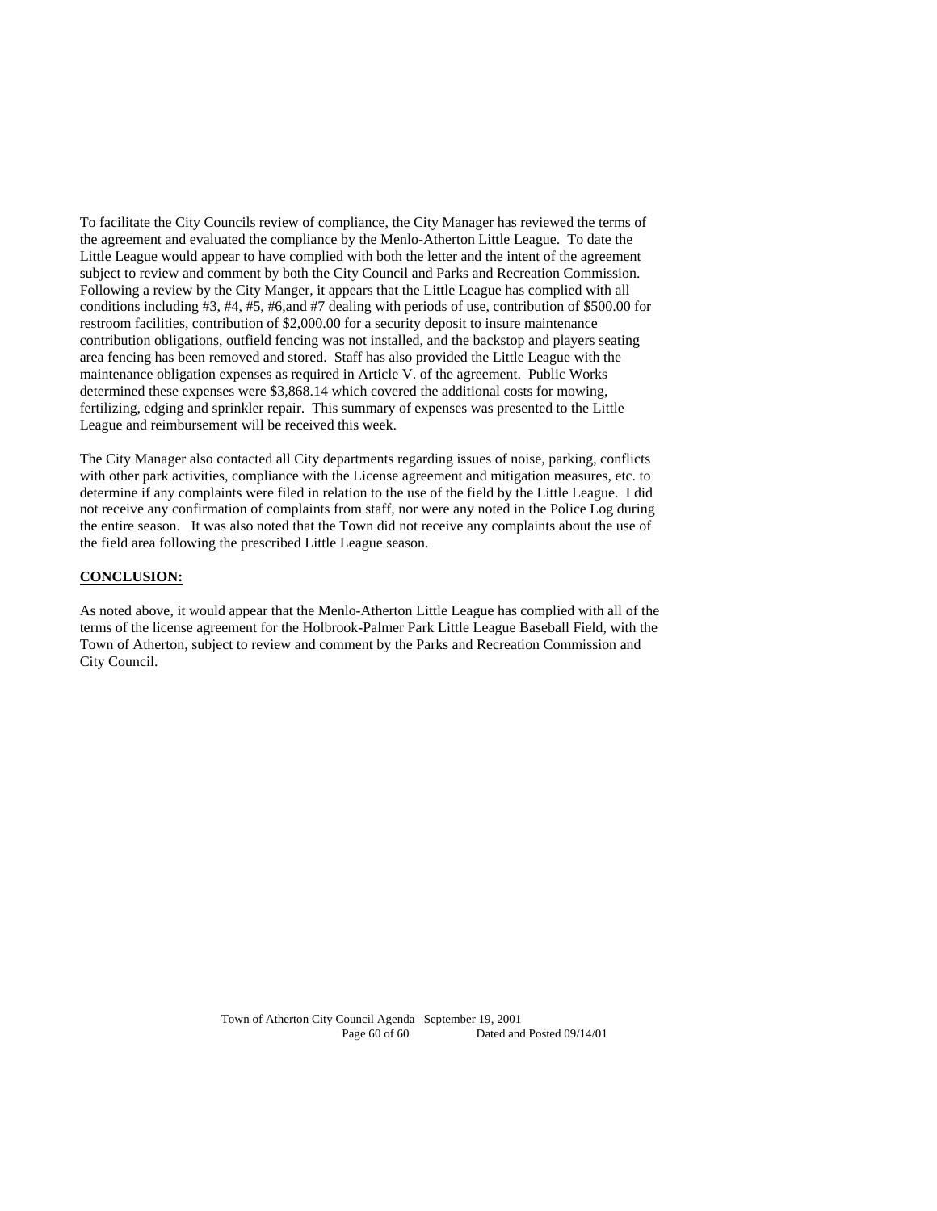To facilitate the City Councils review of compliance, the City Manager has reviewed the terms of the agreement and evaluated the compliance by the Menlo-Atherton Little League. To date the Little League would appear to have complied with both the letter and the intent of the agreement subject to review and comment by both the City Council and Parks and Recreation Commission. Following a review by the City Manger, it appears that the Little League has complied with all conditions including #3, #4, #5, #6,and #7 dealing with periods of use, contribution of $500.00 for restroom facilities, contribution of $2,000.00 for a security deposit to insure maintenance contribution obligations, outfield fencing was not installed, and the backstop and players seating area fencing has been removed and stored. Staff has also provided the Little League with the maintenance obligation expenses as required in Article V. of the agreement. Public Works determined these expenses were $3,868.14 which covered the additional costs for mowing, fertilizing, edging and sprinkler repair. This summary of expenses was presented to the Little League and reimbursement will be received this week.

The City Manager also contacted all City departments regarding issues of noise, parking, conflicts with other park activities, compliance with the License agreement and mitigation measures, etc. to determine if any complaints were filed in relation to the use of the field by the Little League. I did not receive any confirmation of complaints from staff, nor were any noted in the Police Log during the entire season. It was also noted that the Town did not receive any complaints about the use of the field area following the prescribed Little League season.

**CONCLUSION:**

As noted above, it would appear that the Menlo-Atherton Little League has complied with all of the terms of the license agreement for the Holbrook-Palmer Park Little League Baseball Field, with the Town of Atherton, subject to review and comment by the Parks and Recreation Commission and City Council.